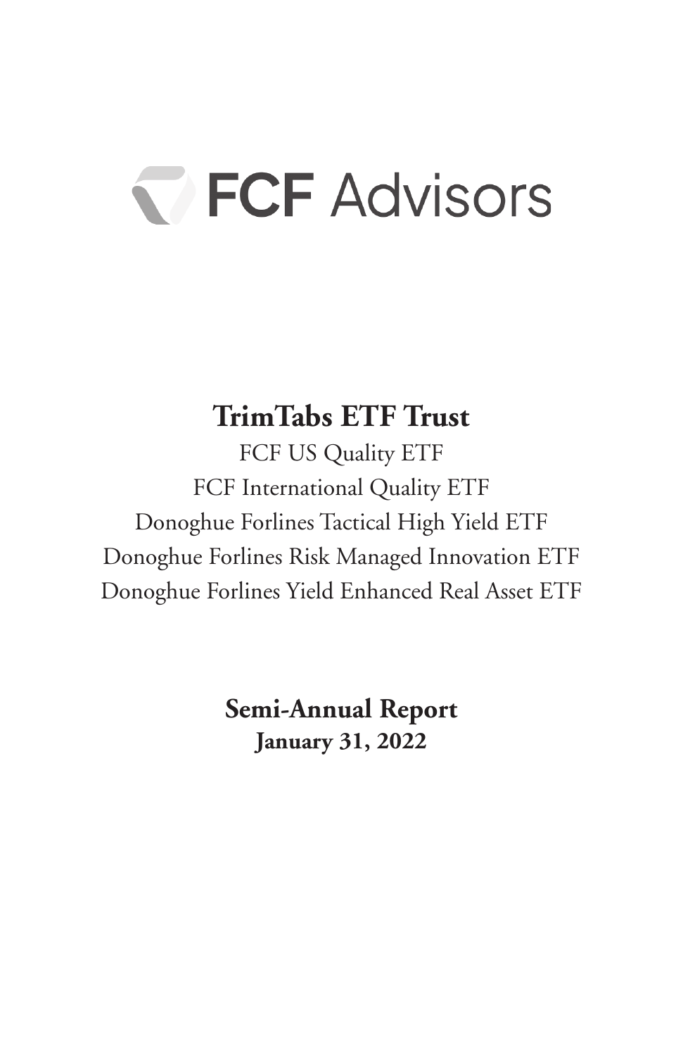# FCF Advisors

## TrimTabs ETF Trust

FCF US Quality ETF

FCF International Quality ETF

Donoghue Forlines Tactical High Yield ETF

Donoghue Forlines Risk Managed Innovation ETF

Donoghue Forlines Yield Enhanced Real Asset ETF

**Semi-Annual Report**

**January 31, 2022**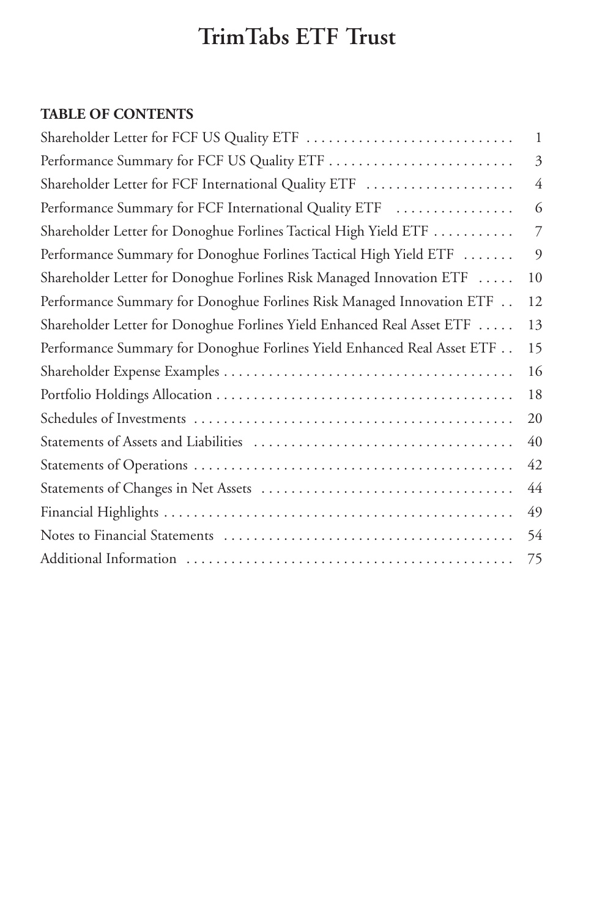# TrimTabs ETF Trust

**TABLE OF CONTENTS**

| | |
|---|---|
| Shareholder Letter for FCF US Quality ETF | 1 |
| Performance Summary for FCF US Quality ETF | 3 |
| Shareholder Letter for FCF International Quality ETF | 4 |
| Performance Summary for FCF International Quality ETF | 6 |
| Shareholder Letter for Donoghue Forlines Tactical High Yield ETF | 7 |
| Performance Summary for Donoghue Forlines Tactical High Yield ETF | 9 |
| Shareholder Letter for Donoghue Forlines Risk Managed Innovation ETF | 10 |
| Performance Summary for Donoghue Forlines Risk Managed Innovation ETF | 12 |
| Shareholder Letter for Donoghue Forlines Yield Enhanced Real Asset ETF | 13 |
| Performance Summary for Donoghue Forlines Yield Enhanced Real Asset ETF | 15 |
| Shareholder Expense Examples | 16 |
| Portfolio Holdings Allocation | 18 |
| Schedules of Investments | 20 |
| Statements of Assets and Liabilities | 40 |
| Statements of Operations | 42 |
| Statements of Changes in Net Assets | 44 |
| Financial Highlights | 49 |
| Notes to Financial Statements | 54 |
| Additional Information | 75 |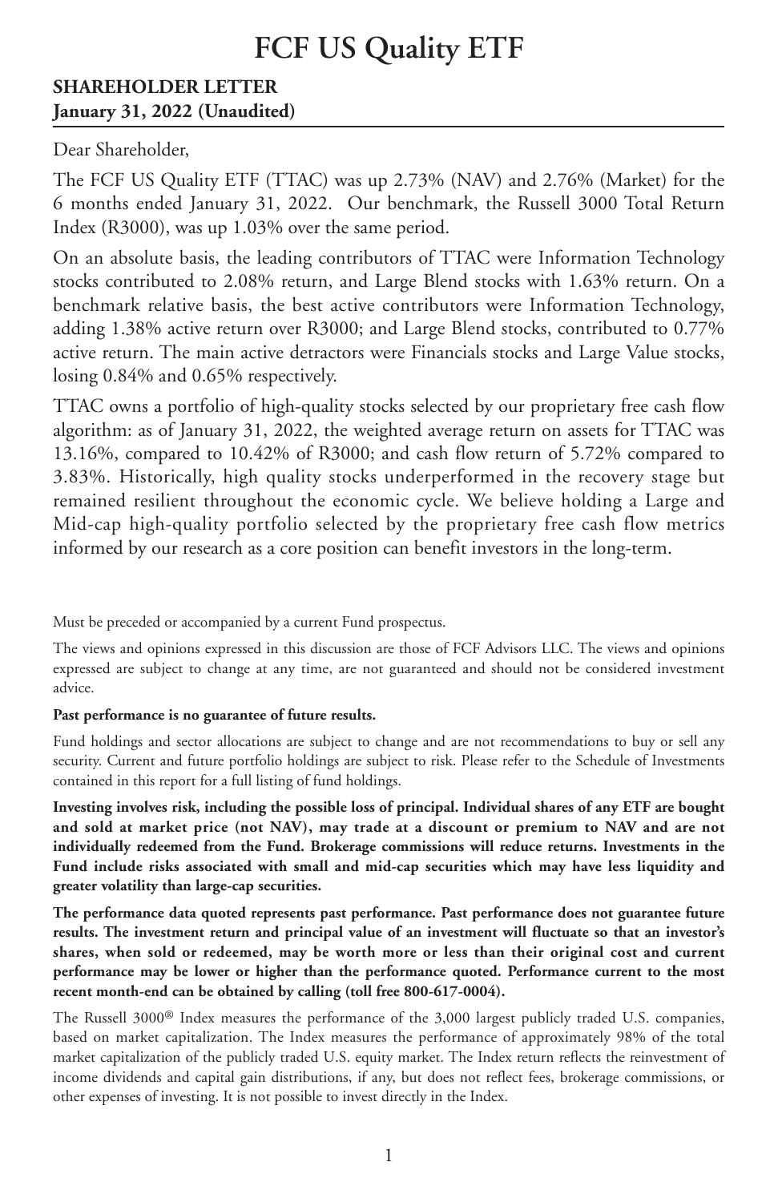# FCF US Quality ETF

**SHAREHOLDER LETTER**
**January 31, 2022 (Unaudited)**

Dear Shareholder,

The FCF US Quality ETF (TTAC) was up 2.73% (NAV) and 2.76% (Market) for the 6 months ended January 31, 2022. Our benchmark, the Russell 3000 Total Return Index (R3000), was up 1.03% over the same period.

On an absolute basis, the leading contributors of TTAC were Information Technology stocks contributed to 2.08% return, and Large Blend stocks with 1.63% return. On a benchmark relative basis, the best active contributors were Information Technology, adding 1.38% active return over R3000; and Large Blend stocks, contributed to 0.77% active return. The main active detractors were Financials stocks and Large Value stocks, losing 0.84% and 0.65% respectively.

TTAC owns a portfolio of high-quality stocks selected by our proprietary free cash flow algorithm: as of January 31, 2022, the weighted average return on assets for TTAC was 13.16%, compared to 10.42% of R3000; and cash flow return of 5.72% compared to 3.83%. Historically, high quality stocks underperformed in the recovery stage but remained resilient throughout the economic cycle. We believe holding a Large and Mid-cap high-quality portfolio selected by the proprietary free cash flow metrics informed by our research as a core position can benefit investors in the long-term.

Must be preceded or accompanied by a current Fund prospectus.

The views and opinions expressed in this discussion are those of FCF Advisors LLC. The views and opinions expressed are subject to change at any time, are not guaranteed and should not be considered investment advice.

**Past performance is no guarantee of future results.**

Fund holdings and sector allocations are subject to change and are not recommendations to buy or sell any security. Current and future portfolio holdings are subject to risk. Please refer to the Schedule of Investments contained in this report for a full listing of fund holdings.

**Investing involves risk, including the possible loss of principal. Individual shares of any ETF are bought and sold at market price (not NAV), may trade at a discount or premium to NAV and are not individually redeemed from the Fund. Brokerage commissions will reduce returns. Investments in the Fund include risks associated with small and mid-cap securities which may have less liquidity and greater volatility than large-cap securities.**

**The performance data quoted represents past performance. Past performance does not guarantee future results. The investment return and principal value of an investment will fluctuate so that an investor's shares, when sold or redeemed, may be worth more or less than their original cost and current performance may be lower or higher than the performance quoted. Performance current to the most recent month-end can be obtained by calling (toll free 800-617-0004).**

The Russell 3000® Index measures the performance of the 3,000 largest publicly traded U.S. companies, based on market capitalization. The Index measures the performance of approximately 98% of the total market capitalization of the publicly traded U.S. equity market. The Index return reflects the reinvestment of income dividends and capital gain distributions, if any, but does not reflect fees, brokerage commissions, or other expenses of investing. It is not possible to invest directly in the Index.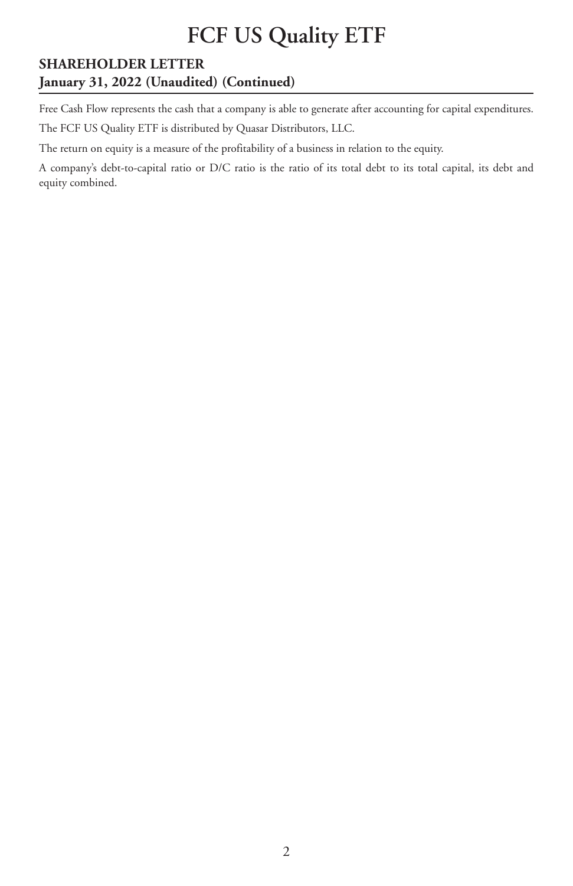# FCF US Quality ETF

## SHAREHOLDER LETTER
**January 31, 2022 (Unaudited) (Continued)**

Free Cash Flow represents the cash that a company is able to generate after accounting for capital expenditures.

The FCF US Quality ETF is distributed by Quasar Distributors, LLC.

The return on equity is a measure of the profitability of a business in relation to the equity.

A company's debt-to-capital ratio or D/C ratio is the ratio of its total debt to its total capital, its debt and equity combined.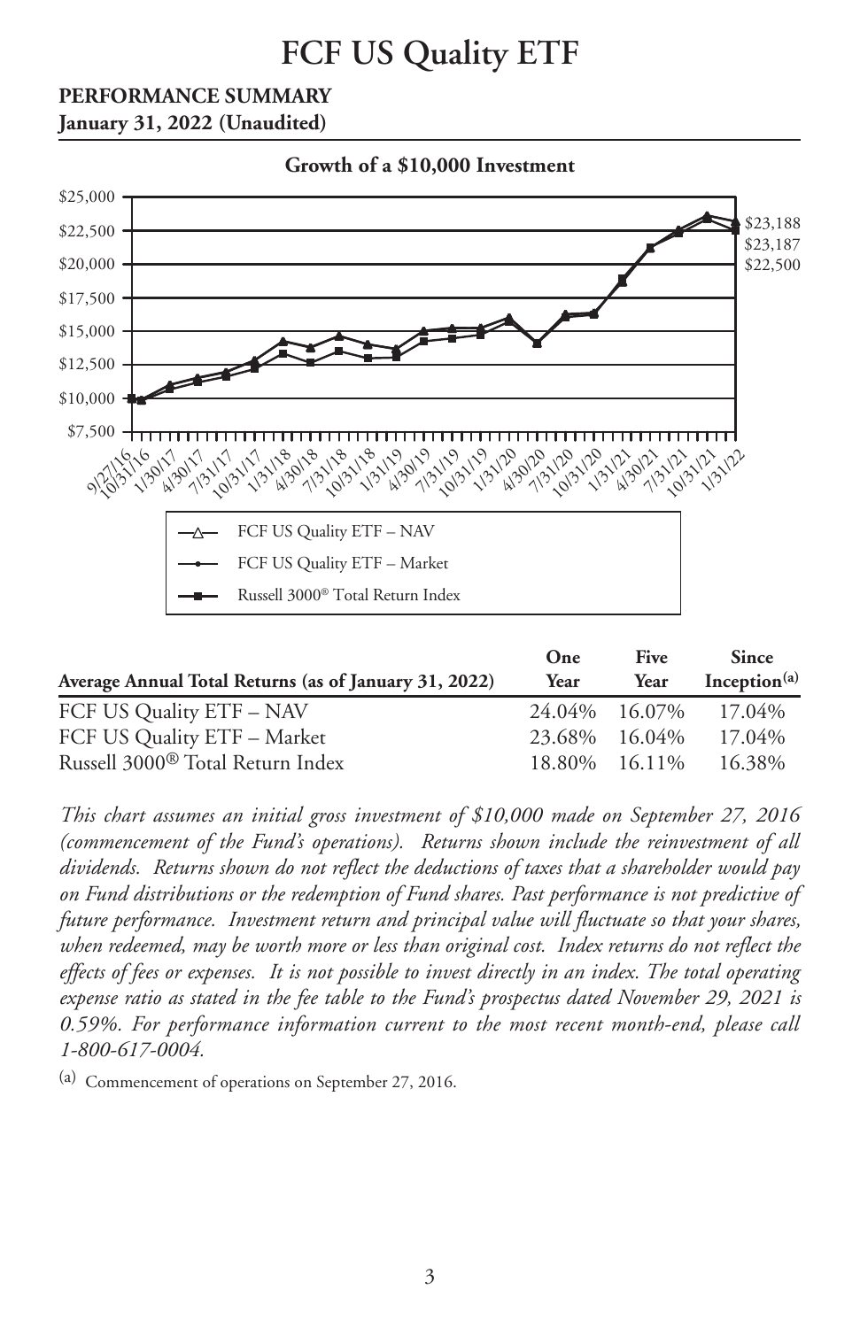# FCF US Quality ETF

## PERFORMANCE SUMMARY

**January 31, 2022 (Unaudited)**

**Growth of a $10,000 Investment**

- FCF US Quality ETF – NAV
- FCF US Quality ETF – Market
- Russell 3000® Total Return Index

$23,188
$23,187
$22,500

| Average Annual Total Returns (as of January 31, 2022) | One Year | Five Year | Since Inception[(a)] |
|---|---|---|---|
| FCF US Quality ETF – NAV | 24.04% | 16.07% | 17.04% |
| FCF US Quality ETF – Market | 23.68% | 16.04% | 17.04% |
| Russell 3000® Total Return Index | 18.80% | 16.11% | 16.38% |

*This chart assumes an initial gross investment of $10,000 made on September 27, 2016 (commencement of the Fund's operations). Returns shown include the reinvestment of all dividends. Returns shown do not reflect the deductions of taxes that a shareholder would pay on Fund distributions or the redemption of Fund shares. Past performance is not predictive of future performance. Investment return and principal value will fluctuate so that your shares, when redeemed, may be worth more or less than original cost. Index returns do not reflect the effects of fees or expenses. It is not possible to invest directly in an index. The total operating expense ratio as stated in the fee table to the Fund's prospectus dated November 29, 2021 is 0.59%. For performance information current to the most recent month-end, please call 1-800-617-0004.*

(a) Commencement of operations on September 27, 2016.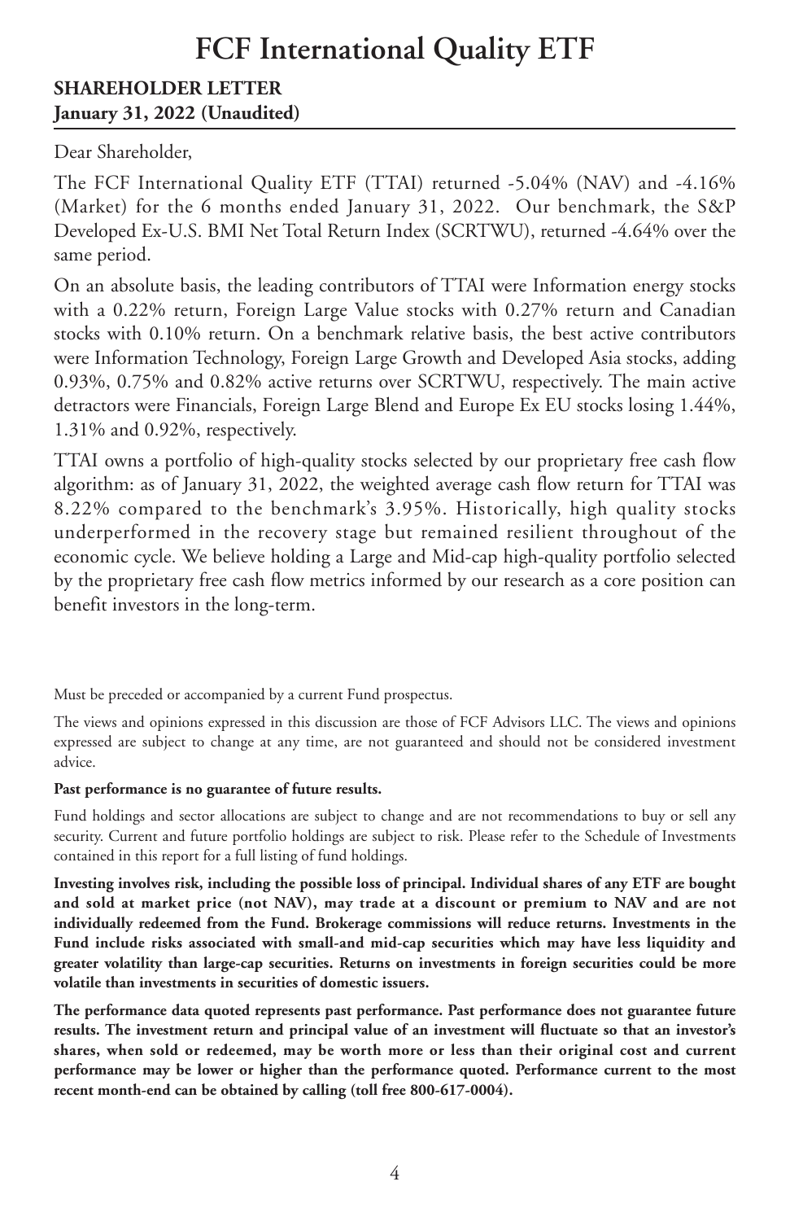# FCF International Quality ETF

**SHAREHOLDER LETTER**
**January 31, 2022 (Unaudited)**

Dear Shareholder,

The FCF International Quality ETF (TTAI) returned -5.04% (NAV) and -4.16% (Market) for the 6 months ended January 31, 2022. Our benchmark, the S&P Developed Ex-U.S. BMI Net Total Return Index (SCRTWU), returned -4.64% over the same period.

On an absolute basis, the leading contributors of TTAI were Information energy stocks with a 0.22% return, Foreign Large Value stocks with 0.27% return and Canadian stocks with 0.10% return. On a benchmark relative basis, the best active contributors were Information Technology, Foreign Large Growth and Developed Asia stocks, adding 0.93%, 0.75% and 0.82% active returns over SCRTWU, respectively. The main active detractors were Financials, Foreign Large Blend and Europe Ex EU stocks losing 1.44%, 1.31% and 0.92%, respectively.

TTAI owns a portfolio of high-quality stocks selected by our proprietary free cash flow algorithm: as of January 31, 2022, the weighted average cash flow return for TTAI was 8.22% compared to the benchmark's 3.95%. Historically, high quality stocks underperformed in the recovery stage but remained resilient throughout of the economic cycle. We believe holding a Large and Mid-cap high-quality portfolio selected by the proprietary free cash flow metrics informed by our research as a core position can benefit investors in the long-term.

Must be preceded or accompanied by a current Fund prospectus.

The views and opinions expressed in this discussion are those of FCF Advisors LLC. The views and opinions expressed are subject to change at any time, are not guaranteed and should not be considered investment advice.

**Past performance is no guarantee of future results.**

Fund holdings and sector allocations are subject to change and are not recommendations to buy or sell any security. Current and future portfolio holdings are subject to risk. Please refer to the Schedule of Investments contained in this report for a full listing of fund holdings.

**Investing involves risk, including the possible loss of principal. Individual shares of any ETF are bought and sold at market price (not NAV), may trade at a discount or premium to NAV and are not individually redeemed from the Fund. Brokerage commissions will reduce returns. Investments in the Fund include risks associated with small-and mid-cap securities which may have less liquidity and greater volatility than large-cap securities. Returns on investments in foreign securities could be more volatile than investments in securities of domestic issuers.**

**The performance data quoted represents past performance. Past performance does not guarantee future results. The investment return and principal value of an investment will fluctuate so that an investor's shares, when sold or redeemed, may be worth more or less than their original cost and current performance may be lower or higher than the performance quoted. Performance current to the most recent month-end can be obtained by calling (toll free 800-617-0004).**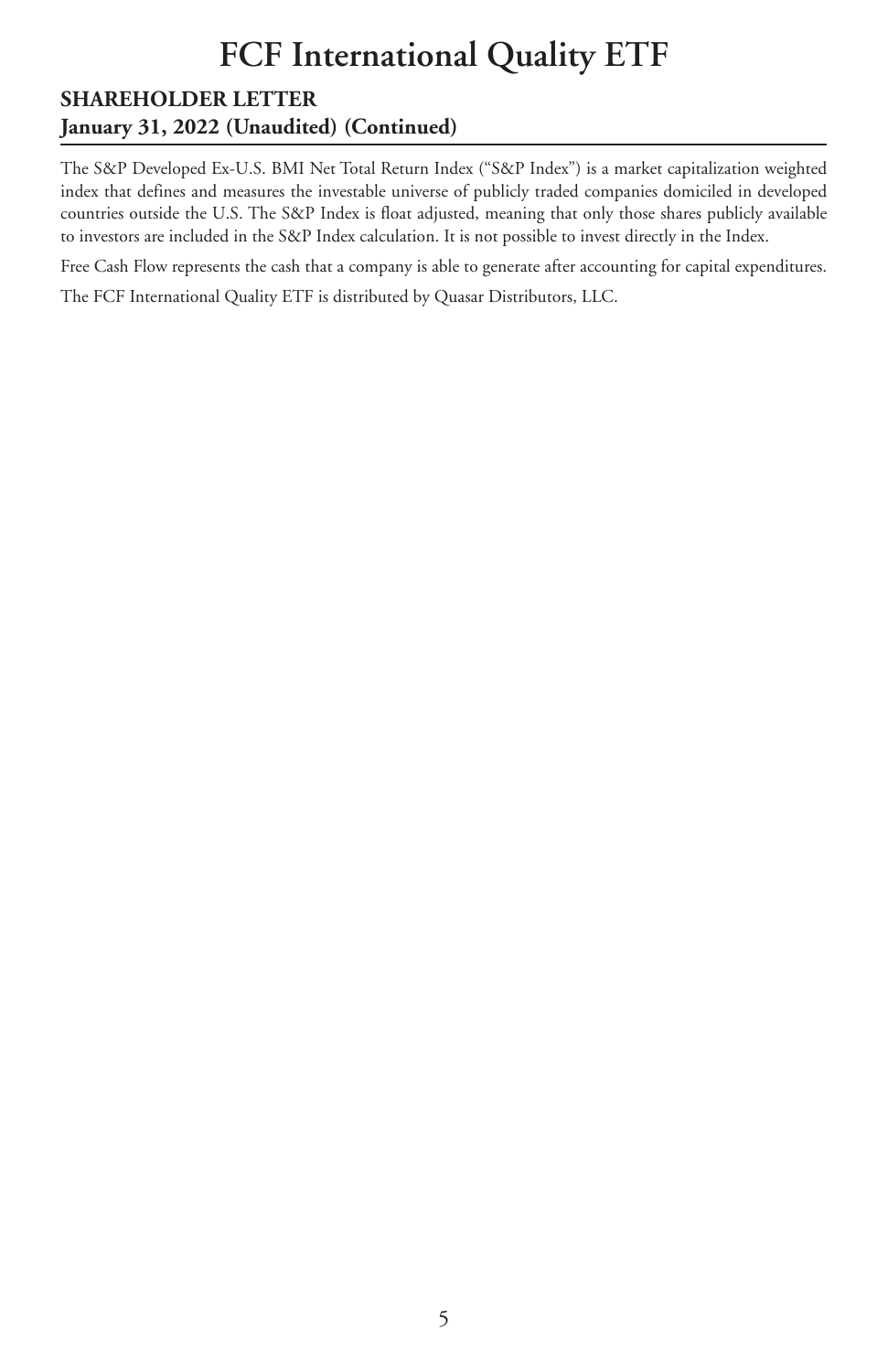# FCF International Quality ETF

## SHAREHOLDER LETTER
### January 31, 2022 (Unaudited) (Continued)

The S&P Developed Ex-U.S. BMI Net Total Return Index ("S&P Index") is a market capitalization weighted index that defines and measures the investable universe of publicly traded companies domiciled in developed countries outside the U.S. The S&P Index is float adjusted, meaning that only those shares publicly available to investors are included in the S&P Index calculation. It is not possible to invest directly in the Index.

Free Cash Flow represents the cash that a company is able to generate after accounting for capital expenditures.

The FCF International Quality ETF is distributed by Quasar Distributors, LLC.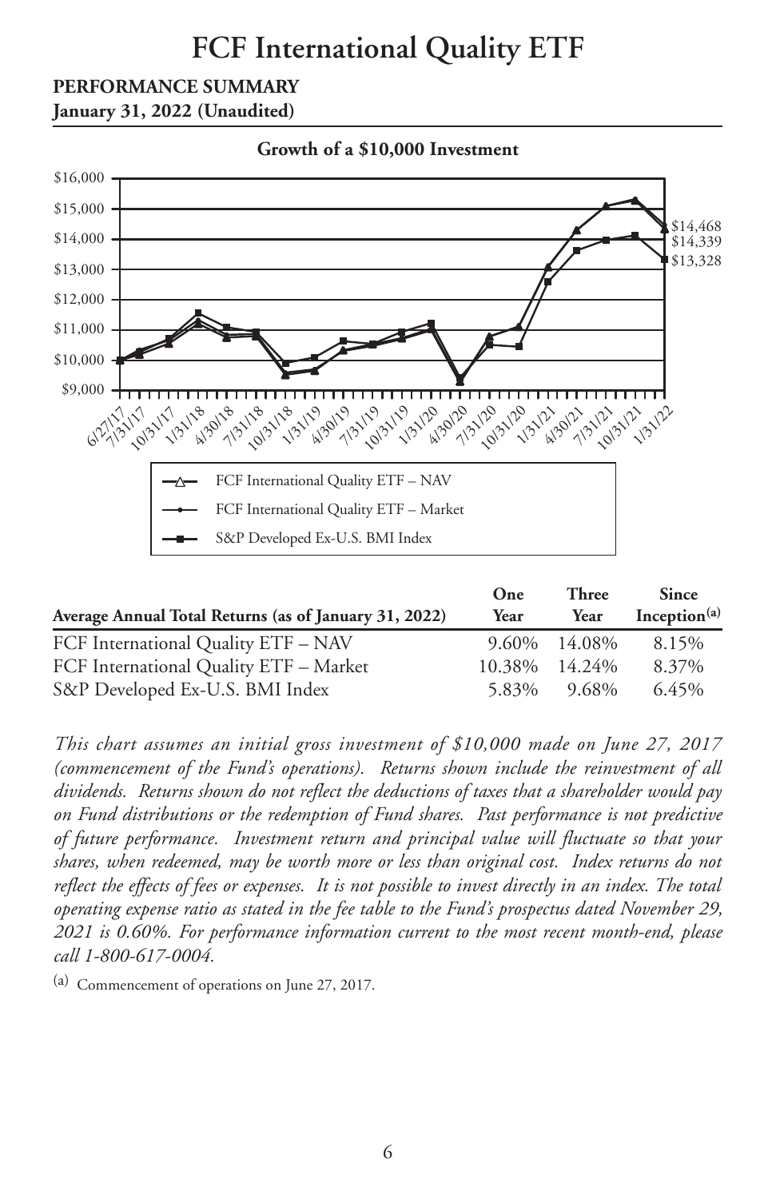# FCF International Quality ETF

**PERFORMANCE SUMMARY**
**January 31, 2022 (Unaudited)**

**Growth of a $10,000 Investment**

| Average Annual Total Returns (as of January 31, 2022) | One Year | Three Year | Since Inception[(a)] |
|---|---|---|---|
| FCF International Quality ETF – NAV | 9.60% | 14.08% | 8.15% |
| FCF International Quality ETF – Market | 10.38% | 14.24% | 8.37% |
| S&P Developed Ex-U.S. BMI Index | 5.83% | 9.68% | 6.45% |

*This chart assumes an initial gross investment of $10,000 made on June 27, 2017 (commencement of the Fund's operations). Returns shown include the reinvestment of all dividends. Returns shown do not reflect the deductions of taxes that a shareholder would pay on Fund distributions or the redemption of Fund shares. Past performance is not predictive of future performance. Investment return and principal value will fluctuate so that your shares, when redeemed, may be worth more or less than original cost. Index returns do not reflect the effects of fees or expenses. It is not possible to invest directly in an index. The total operating expense ratio as stated in the fee table to the Fund's prospectus dated November 29, 2021 is 0.60%. For performance information current to the most recent month-end, please call 1-800-617-0004.*

(a) Commencement of operations on June 27, 2017.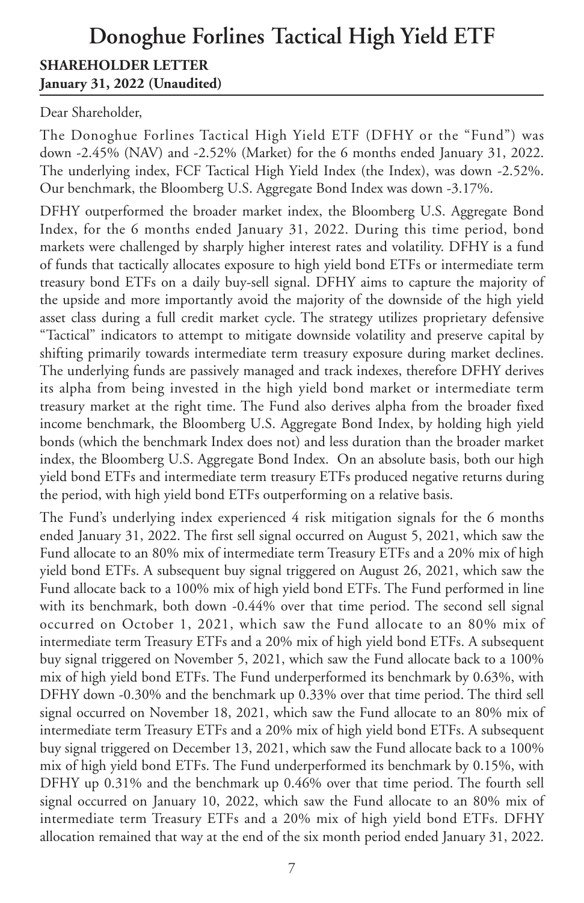# Donoghue Forlines Tactical High Yield ETF

**SHAREHOLDER LETTER**
**January 31, 2022 (Unaudited)**

Dear Shareholder,

The Donoghue Forlines Tactical High Yield ETF (DFHY or the "Fund") was down -2.45% (NAV) and -2.52% (Market) for the 6 months ended January 31, 2022. The underlying index, FCF Tactical High Yield Index (the Index), was down -2.52%. Our benchmark, the Bloomberg U.S. Aggregate Bond Index was down -3.17%.

DFHY outperformed the broader market index, the Bloomberg U.S. Aggregate Bond Index, for the 6 months ended January 31, 2022. During this time period, bond markets were challenged by sharply higher interest rates and volatility. DFHY is a fund of funds that tactically allocates exposure to high yield bond ETFs or intermediate term treasury bond ETFs on a daily buy-sell signal. DFHY aims to capture the majority of the upside and more importantly avoid the majority of the downside of the high yield asset class during a full credit market cycle. The strategy utilizes proprietary defensive "Tactical" indicators to attempt to mitigate downside volatility and preserve capital by shifting primarily towards intermediate term treasury exposure during market declines. The underlying funds are passively managed and track indexes, therefore DFHY derives its alpha from being invested in the high yield bond market or intermediate term treasury market at the right time. The Fund also derives alpha from the broader fixed income benchmark, the Bloomberg U.S. Aggregate Bond Index, by holding high yield bonds (which the benchmark Index does not) and less duration than the broader market index, the Bloomberg U.S. Aggregate Bond Index. On an absolute basis, both our high yield bond ETFs and intermediate term treasury ETFs produced negative returns during the period, with high yield bond ETFs outperforming on a relative basis.

The Fund's underlying index experienced 4 risk mitigation signals for the 6 months ended January 31, 2022. The first sell signal occurred on August 5, 2021, which saw the Fund allocate to an 80% mix of intermediate term Treasury ETFs and a 20% mix of high yield bond ETFs. A subsequent buy signal triggered on August 26, 2021, which saw the Fund allocate back to a 100% mix of high yield bond ETFs. The Fund performed in line with its benchmark, both down -0.44% over that time period. The second sell signal occurred on October 1, 2021, which saw the Fund allocate to an 80% mix of intermediate term Treasury ETFs and a 20% mix of high yield bond ETFs. A subsequent buy signal triggered on November 5, 2021, which saw the Fund allocate back to a 100% mix of high yield bond ETFs. The Fund underperformed its benchmark by 0.63%, with DFHY down -0.30% and the benchmark up 0.33% over that time period. The third sell signal occurred on November 18, 2021, which saw the Fund allocate to an 80% mix of intermediate term Treasury ETFs and a 20% mix of high yield bond ETFs. A subsequent buy signal triggered on December 13, 2021, which saw the Fund allocate back to a 100% mix of high yield bond ETFs. The Fund underperformed its benchmark by 0.15%, with DFHY up 0.31% and the benchmark up 0.46% over that time period. The fourth sell signal occurred on January 10, 2022, which saw the Fund allocate to an 80% mix of intermediate term Treasury ETFs and a 20% mix of high yield bond ETFs. DFHY allocation remained that way at the end of the six month period ended January 31, 2022.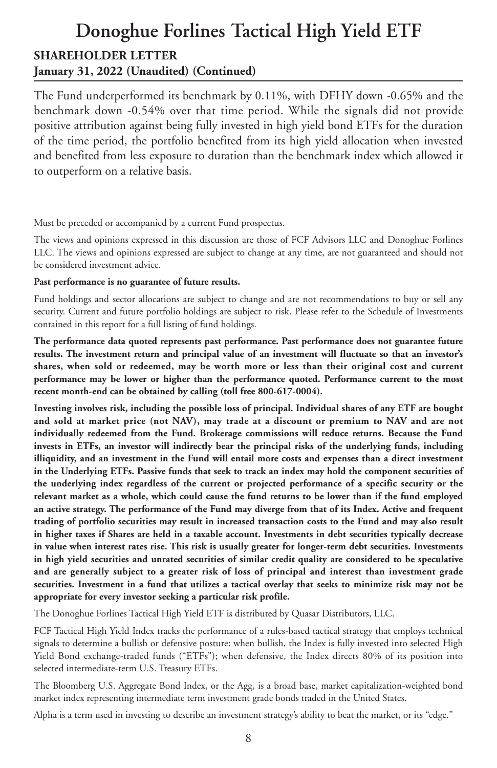# Donoghue Forlines Tactical High Yield ETF

## SHAREHOLDER LETTER

**January 31, 2022 (Unaudited) (Continued)**

The Fund underperformed its benchmark by 0.11%, with DFHY down -0.65% and the benchmark down -0.54% over that time period. While the signals did not provide positive attribution against being fully invested in high yield bond ETFs for the duration of the time period, the portfolio benefited from its high yield allocation when invested and benefited from less exposure to duration than the benchmark index which allowed it to outperform on a relative basis.

Must be preceded or accompanied by a current Fund prospectus.

The views and opinions expressed in this discussion are those of FCF Advisors LLC and Donoghue Forlines LLC. The views and opinions expressed are subject to change at any time, are not guaranteed and should not be considered investment advice.

**Past performance is no guarantee of future results.**

Fund holdings and sector allocations are subject to change and are not recommendations to buy or sell any security. Current and future portfolio holdings are subject to risk. Please refer to the Schedule of Investments contained in this report for a full listing of fund holdings.

**The performance data quoted represents past performance. Past performance does not guarantee future results. The investment return and principal value of an investment will fluctuate so that an investor's shares, when sold or redeemed, may be worth more or less than their original cost and current performance may be lower or higher than the performance quoted. Performance current to the most recent month-end can be obtained by calling (toll free 800-617-0004).**

**Investing involves risk, including the possible loss of principal. Individual shares of any ETF are bought and sold at market price (not NAV), may trade at a discount or premium to NAV and are not individually redeemed from the Fund. Brokerage commissions will reduce returns. Because the Fund invests in ETFs, an investor will indirectly bear the principal risks of the underlying funds, including illiquidity, and an investment in the Fund will entail more costs and expenses than a direct investment in the Underlying ETFs. Passive funds that seek to track an index may hold the component securities of the underlying index regardless of the current or projected performance of a specific security or the relevant market as a whole, which could cause the fund returns to be lower than if the fund employed an active strategy. The performance of the Fund may diverge from that of its Index. Active and frequent trading of portfolio securities may result in increased transaction costs to the Fund and may also result in higher taxes if Shares are held in a taxable account. Investments in debt securities typically decrease in value when interest rates rise. This risk is usually greater for longer-term debt securities. Investments in high yield securities and unrated securities of similar credit quality are considered to be speculative and are generally subject to a greater risk of loss of principal and interest than investment grade securities. Investment in a fund that utilizes a tactical overlay that seeks to minimize risk may not be appropriate for every investor seeking a particular risk profile.**

The Donoghue Forlines Tactical High Yield ETF is distributed by Quasar Distributors, LLC.

FCF Tactical High Yield Index tracks the performance of a rules-based tactical strategy that employs technical signals to determine a bullish or defensive posture: when bullish, the Index is fully invested into selected High Yield Bond exchange-traded funds ("ETFs"); when defensive, the Index directs 80% of its position into selected intermediate-term U.S. Treasury ETFs.

The Bloomberg U.S. Aggregate Bond Index, or the Agg, is a broad base, market capitalization-weighted bond market index representing intermediate term investment grade bonds traded in the United States.

Alpha is a term used in investing to describe an investment strategy's ability to beat the market, or its "edge."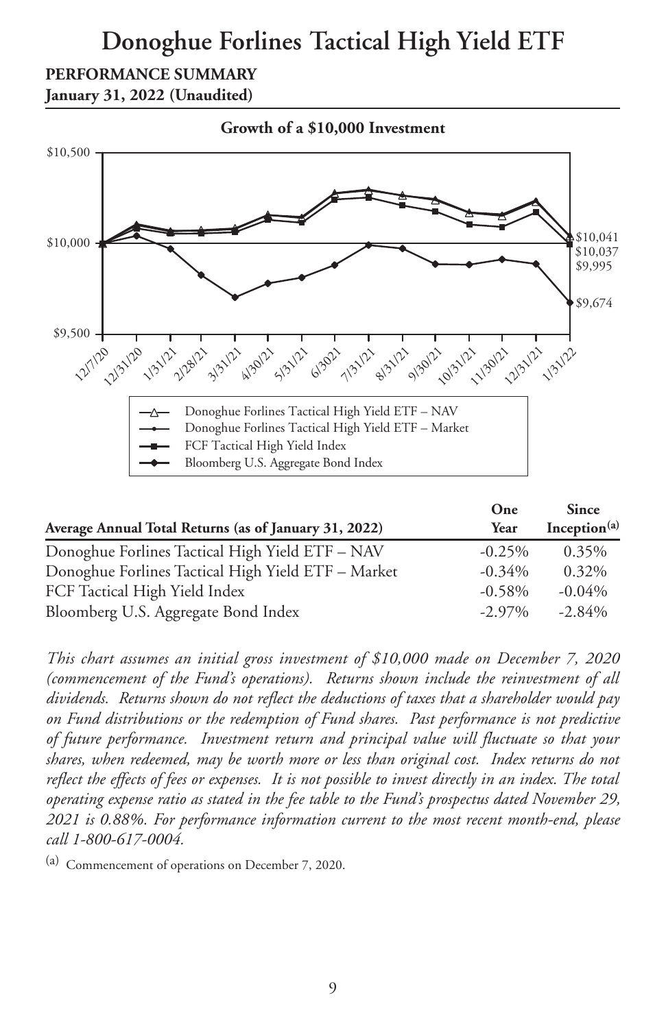# Donoghue Forlines Tactical High Yield ETF

**PERFORMANCE SUMMARY**
**January 31, 2022 (Unaudited)**

**Growth of a $10,000 Investment**

- Donoghue Forlines Tactical High Yield ETF – NAV
- Donoghue Forlines Tactical High Yield ETF – Market
- FCF Tactical High Yield Index
- Bloomberg U.S. Aggregate Bond Index

$10,041 · $10,037 · $9,995 · $9,674

| Average Annual Total Returns (as of January 31, 2022) | One Year | Since Inception[(a)] |
|---|---|---|
| Donoghue Forlines Tactical High Yield ETF – NAV | -0.25% | 0.35% |
| Donoghue Forlines Tactical High Yield ETF – Market | -0.34% | 0.32% |
| FCF Tactical High Yield Index | -0.58% | -0.04% |
| Bloomberg U.S. Aggregate Bond Index | -2.97% | -2.84% |

*This chart assumes an initial gross investment of $10,000 made on December 7, 2020 (commencement of the Fund's operations). Returns shown include the reinvestment of all dividends. Returns shown do not reflect the deductions of taxes that a shareholder would pay on Fund distributions or the redemption of Fund shares. Past performance is not predictive of future performance. Investment return and principal value will fluctuate so that your shares, when redeemed, may be worth more or less than original cost. Index returns do not reflect the effects of fees or expenses. It is not possible to invest directly in an index. The total operating expense ratio as stated in the fee table to the Fund's prospectus dated November 29, 2021 is 0.88%. For performance information current to the most recent month-end, please call 1-800-617-0004.*

[(a)] Commencement of operations on December 7, 2020.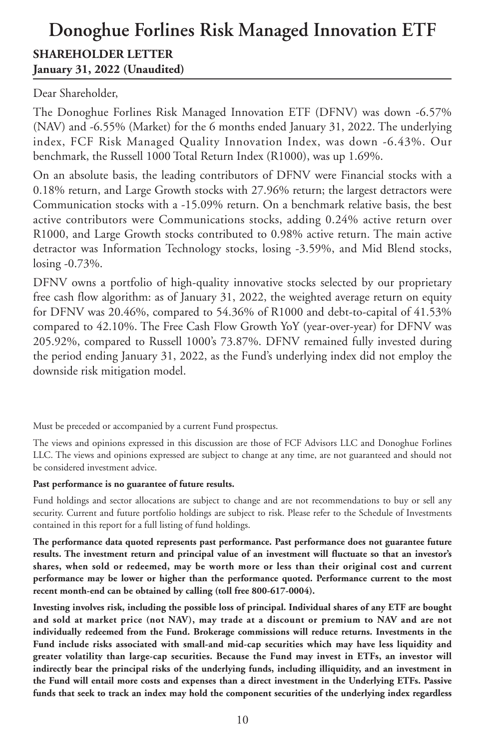# Donoghue Forlines Risk Managed Innovation ETF

**SHAREHOLDER LETTER**
**January 31, 2022 (Unaudited)**

Dear Shareholder,

The Donoghue Forlines Risk Managed Innovation ETF (DFNV) was down -6.57% (NAV) and -6.55% (Market) for the 6 months ended January 31, 2022. The underlying index, FCF Risk Managed Quality Innovation Index, was down -6.43%. Our benchmark, the Russell 1000 Total Return Index (R1000), was up 1.69%.

On an absolute basis, the leading contributors of DFNV were Financial stocks with a 0.18% return, and Large Growth stocks with 27.96% return; the largest detractors were Communication stocks with a -15.09% return. On a benchmark relative basis, the best active contributors were Communications stocks, adding 0.24% active return over R1000, and Large Growth stocks contributed to 0.98% active return. The main active detractor was Information Technology stocks, losing -3.59%, and Mid Blend stocks, losing -0.73%.

DFNV owns a portfolio of high-quality innovative stocks selected by our proprietary free cash flow algorithm: as of January 31, 2022, the weighted average return on equity for DFNV was 20.46%, compared to 54.36% of R1000 and debt-to-capital of 41.53% compared to 42.10%. The Free Cash Flow Growth YoY (year-over-year) for DFNV was 205.92%, compared to Russell 1000's 73.87%. DFNV remained fully invested during the period ending January 31, 2022, as the Fund's underlying index did not employ the downside risk mitigation model.

Must be preceded or accompanied by a current Fund prospectus.

The views and opinions expressed in this discussion are those of FCF Advisors LLC and Donoghue Forlines LLC. The views and opinions expressed are subject to change at any time, are not guaranteed and should not be considered investment advice.

**Past performance is no guarantee of future results.**

Fund holdings and sector allocations are subject to change and are not recommendations to buy or sell any security. Current and future portfolio holdings are subject to risk. Please refer to the Schedule of Investments contained in this report for a full listing of fund holdings.

**The performance data quoted represents past performance. Past performance does not guarantee future results. The investment return and principal value of an investment will fluctuate so that an investor's shares, when sold or redeemed, may be worth more or less than their original cost and current performance may be lower or higher than the performance quoted. Performance current to the most recent month-end can be obtained by calling (toll free 800-617-0004).**

**Investing involves risk, including the possible loss of principal. Individual shares of any ETF are bought and sold at market price (not NAV), may trade at a discount or premium to NAV and are not individually redeemed from the Fund. Brokerage commissions will reduce returns. Investments in the Fund include risks associated with small-and mid-cap securities which may have less liquidity and greater volatility than large-cap securities. Because the Fund may invest in ETFs, an investor will indirectly bear the principal risks of the underlying funds, including illiquidity, and an investment in the Fund will entail more costs and expenses than a direct investment in the Underlying ETFs. Passive funds that seek to track an index may hold the component securities of the underlying index regardless**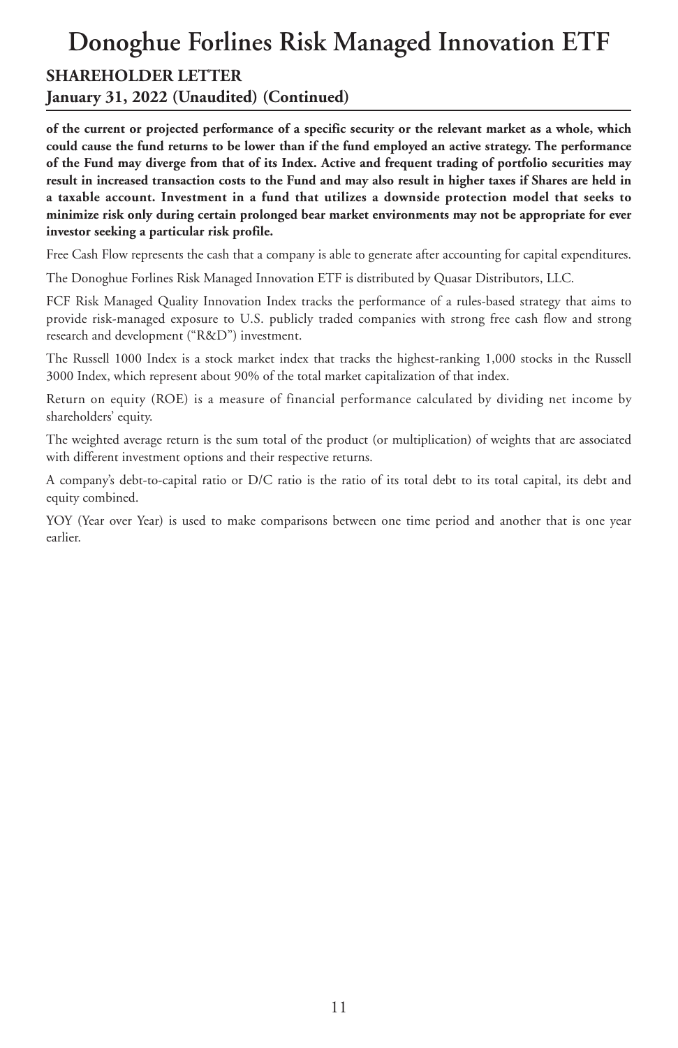**of the current or projected performance of a specific security or the relevant market as a whole, which could cause the fund returns to be lower than if the fund employed an active strategy. The performance of the Fund may diverge from that of its Index. Active and frequent trading of portfolio securities may result in increased transaction costs to the Fund and may also result in higher taxes if Shares are held in a taxable account. Investment in a fund that utilizes a downside protection model that seeks to minimize risk only during certain prolonged bear market environments may not be appropriate for ever investor seeking a particular risk profile.**

Free Cash Flow represents the cash that a company is able to generate after accounting for capital expenditures.

The Donoghue Forlines Risk Managed Innovation ETF is distributed by Quasar Distributors, LLC.

FCF Risk Managed Quality Innovation Index tracks the performance of a rules-based strategy that aims to provide risk-managed exposure to U.S. publicly traded companies with strong free cash flow and strong research and development ("R&D") investment.

The Russell 1000 Index is a stock market index that tracks the highest-ranking 1,000 stocks in the Russell 3000 Index, which represent about 90% of the total market capitalization of that index.

Return on equity (ROE) is a measure of financial performance calculated by dividing net income by shareholders' equity.

The weighted average return is the sum total of the product (or multiplication) of weights that are associated with different investment options and their respective returns.

A company's debt-to-capital ratio or D/C ratio is the ratio of its total debt to its total capital, its debt and equity combined.

YOY (Year over Year) is used to make comparisons between one time period and another that is one year earlier.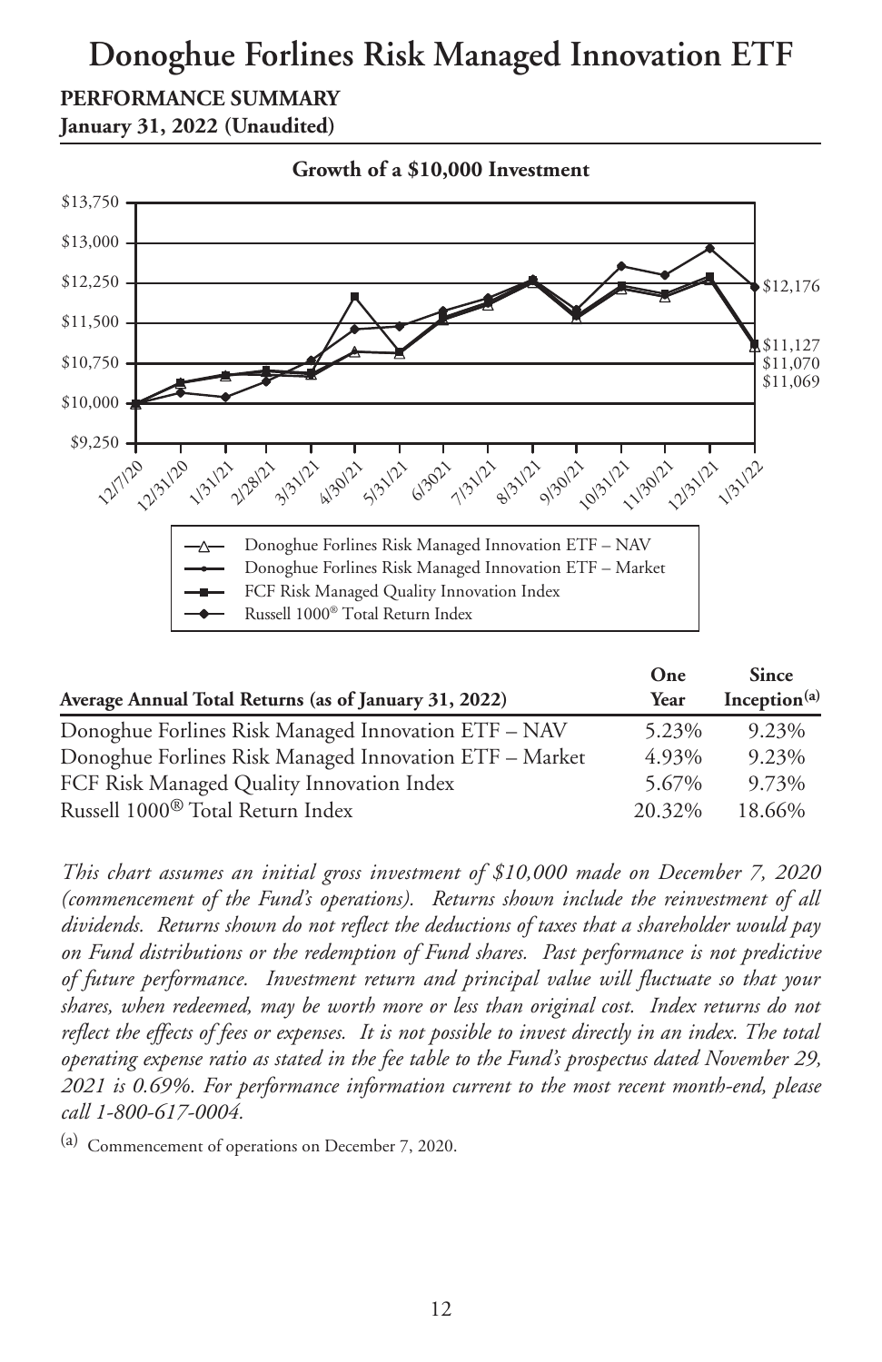# Donoghue Forlines Risk Managed Innovation ETF

**PERFORMANCE SUMMARY**
**January 31, 2022 (Unaudited)**

**Growth of a $10,000 Investment**

| Average Annual Total Returns (as of January 31, 2022) | One Year | Since Inception[(a)] |
|---|---|---|
| Donoghue Forlines Risk Managed Innovation ETF – NAV | 5.23% | 9.23% |
| Donoghue Forlines Risk Managed Innovation ETF – Market | 4.93% | 9.23% |
| FCF Risk Managed Quality Innovation Index | 5.67% | 9.73% |
| Russell 1000® Total Return Index | 20.32% | 18.66% |

*This chart assumes an initial gross investment of $10,000 made on December 7, 2020 (commencement of the Fund's operations). Returns shown include the reinvestment of all dividends. Returns shown do not reflect the deductions of taxes that a shareholder would pay on Fund distributions or the redemption of Fund shares. Past performance is not predictive of future performance. Investment return and principal value will fluctuate so that your shares, when redeemed, may be worth more or less than original cost. Index returns do not reflect the effects of fees or expenses. It is not possible to invest directly in an index. The total operating expense ratio as stated in the fee table to the Fund's prospectus dated November 29, 2021 is 0.69%. For performance information current to the most recent month-end, please call 1-800-617-0004.*

(a) Commencement of operations on December 7, 2020.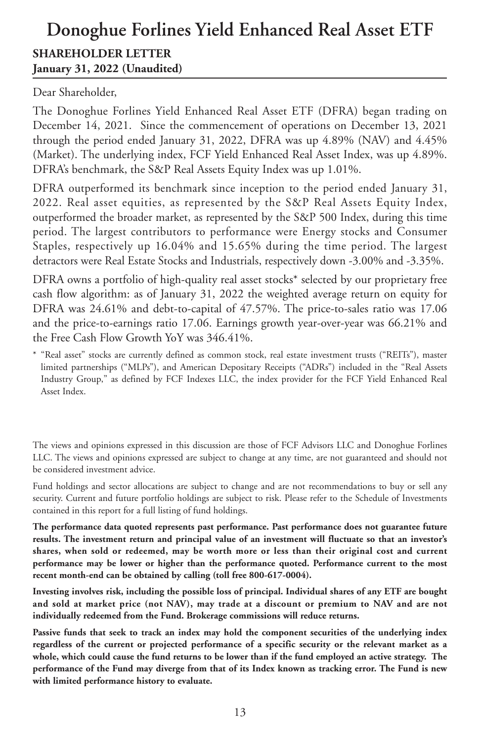# Donoghue Forlines Yield Enhanced Real Asset ETF

**SHAREHOLDER LETTER**
**January 31, 2022 (Unaudited)**

Dear Shareholder,

The Donoghue Forlines Yield Enhanced Real Asset ETF (DFRA) began trading on December 14, 2021. Since the commencement of operations on December 13, 2021 through the period ended January 31, 2022, DFRA was up 4.89% (NAV) and 4.45% (Market). The underlying index, FCF Yield Enhanced Real Asset Index, was up 4.89%. DFRA's benchmark, the S&P Real Assets Equity Index was up 1.01%.

DFRA outperformed its benchmark since inception to the period ended January 31, 2022. Real asset equities, as represented by the S&P Real Assets Equity Index, outperformed the broader market, as represented by the S&P 500 Index, during this time period. The largest contributors to performance were Energy stocks and Consumer Staples, respectively up 16.04% and 15.65% during the time period. The largest detractors were Real Estate Stocks and Industrials, respectively down -3.00% and -3.35%.

DFRA owns a portfolio of high-quality real asset stocks* selected by our proprietary free cash flow algorithm: as of January 31, 2022 the weighted average return on equity for DFRA was 24.61% and debt-to-capital of 47.57%. The price-to-sales ratio was 17.06 and the price-to-earnings ratio 17.06. Earnings growth year-over-year was 66.21% and the Free Cash Flow Growth YoY was 346.41%.

\* "Real asset" stocks are currently defined as common stock, real estate investment trusts ("REITs"), master limited partnerships ("MLPs"), and American Depositary Receipts ("ADRs") included in the "Real Assets Industry Group," as defined by FCF Indexes LLC, the index provider for the FCF Yield Enhanced Real Asset Index.

The views and opinions expressed in this discussion are those of FCF Advisors LLC and Donoghue Forlines LLC. The views and opinions expressed are subject to change at any time, are not guaranteed and should not be considered investment advice.

Fund holdings and sector allocations are subject to change and are not recommendations to buy or sell any security. Current and future portfolio holdings are subject to risk. Please refer to the Schedule of Investments contained in this report for a full listing of fund holdings.

**The performance data quoted represents past performance. Past performance does not guarantee future results. The investment return and principal value of an investment will fluctuate so that an investor's shares, when sold or redeemed, may be worth more or less than their original cost and current performance may be lower or higher than the performance quoted. Performance current to the most recent month-end can be obtained by calling (toll free 800-617-0004).**

**Investing involves risk, including the possible loss of principal. Individual shares of any ETF are bought and sold at market price (not NAV), may trade at a discount or premium to NAV and are not individually redeemed from the Fund. Brokerage commissions will reduce returns.**

**Passive funds that seek to track an index may hold the component securities of the underlying index regardless of the current or projected performance of a specific security or the relevant market as a whole, which could cause the fund returns to be lower than if the fund employed an active strategy. The performance of the Fund may diverge from that of its Index known as tracking error. The Fund is new with limited performance history to evaluate.**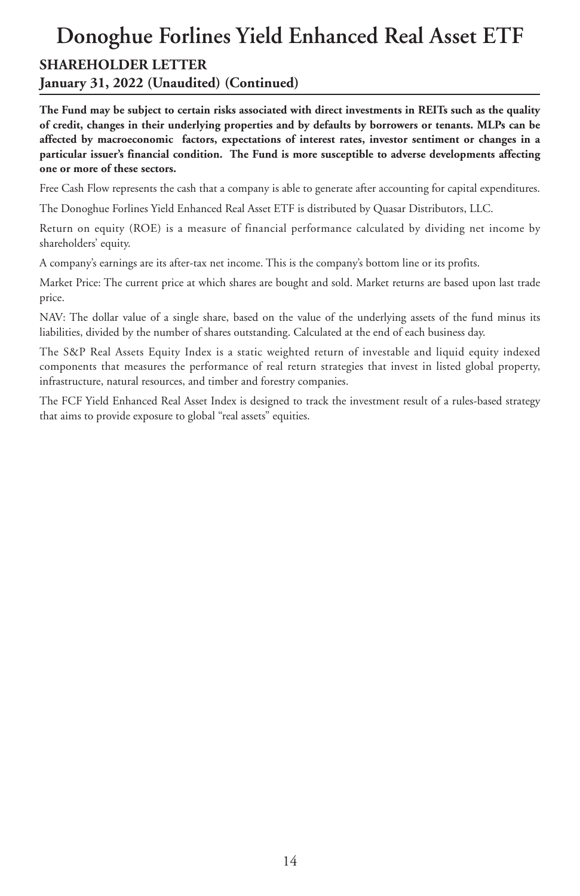# Donoghue Forlines Yield Enhanced Real Asset ETF

## SHAREHOLDER LETTER

### January 31, 2022 (Unaudited) (Continued)

**The Fund may be subject to certain risks associated with direct investments in REITs such as the quality of credit, changes in their underlying properties and by defaults by borrowers or tenants. MLPs can be affected by macroeconomic factors, expectations of interest rates, investor sentiment or changes in a particular issuer's financial condition. The Fund is more susceptible to adverse developments affecting one or more of these sectors.**

Free Cash Flow represents the cash that a company is able to generate after accounting for capital expenditures.

The Donoghue Forlines Yield Enhanced Real Asset ETF is distributed by Quasar Distributors, LLC.

Return on equity (ROE) is a measure of financial performance calculated by dividing net income by shareholders' equity.

A company's earnings are its after-tax net income. This is the company's bottom line or its profits.

Market Price: The current price at which shares are bought and sold. Market returns are based upon last trade price.

NAV: The dollar value of a single share, based on the value of the underlying assets of the fund minus its liabilities, divided by the number of shares outstanding. Calculated at the end of each business day.

The S&P Real Assets Equity Index is a static weighted return of investable and liquid equity indexed components that measures the performance of real return strategies that invest in listed global property, infrastructure, natural resources, and timber and forestry companies.

The FCF Yield Enhanced Real Asset Index is designed to track the investment result of a rules-based strategy that aims to provide exposure to global "real assets" equities.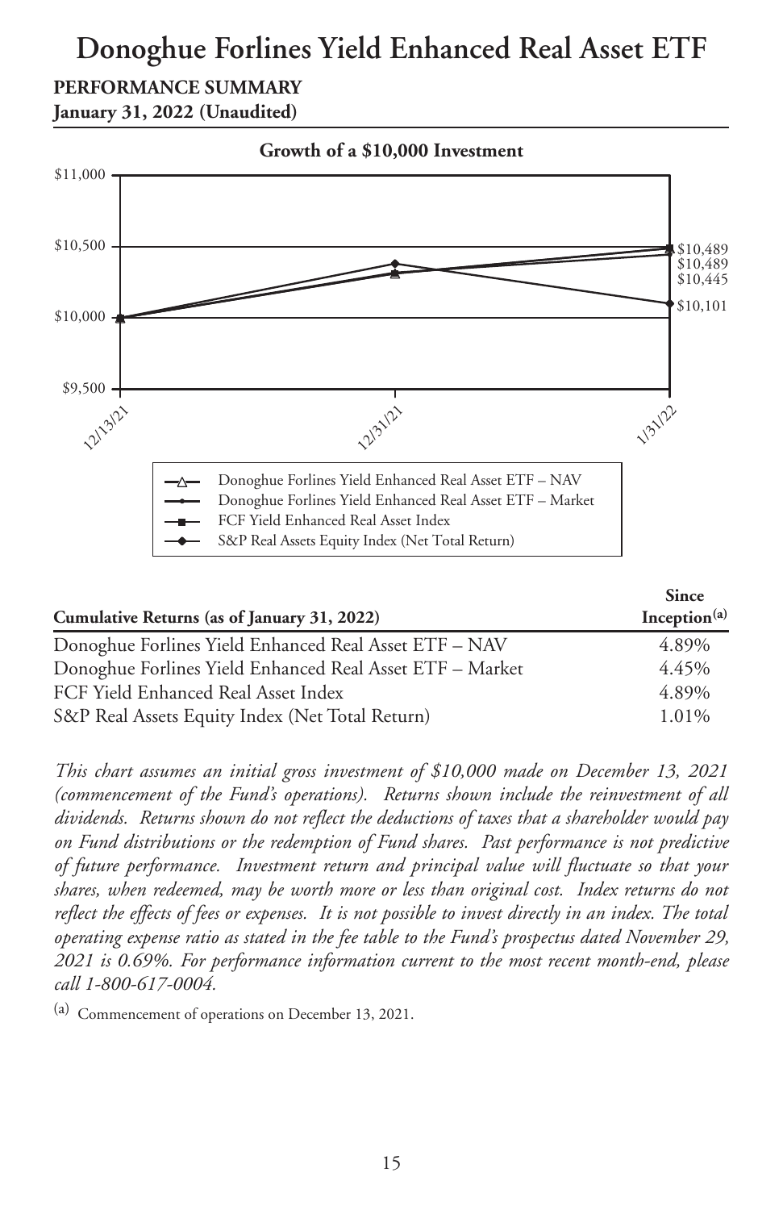# Donoghue Forlines Yield Enhanced Real Asset ETF

**PERFORMANCE SUMMARY**
**January 31, 2022 (Unaudited)**

**Growth of a $10,000 Investment**

| | 12/13/21 | 12/31/21 | 1/31/22 |
|---|---|---|---|
| Donoghue Forlines Yield Enhanced Real Asset ETF – NAV | | | $10,489 |
| Donoghue Forlines Yield Enhanced Real Asset ETF – Market | | | $10,445 |
| FCF Yield Enhanced Real Asset Index | | | $10,489 |
| S&P Real Assets Equity Index (Net Total Return) | | | $10,101 |

| Cumulative Returns (as of January 31, 2022) | Since Inception[(a)] |
|---|---|
| Donoghue Forlines Yield Enhanced Real Asset ETF – NAV | 4.89% |
| Donoghue Forlines Yield Enhanced Real Asset ETF – Market | 4.45% |
| FCF Yield Enhanced Real Asset Index | 4.89% |
| S&P Real Assets Equity Index (Net Total Return) | 1.01% |

*This chart assumes an initial gross investment of $10,000 made on December 13, 2021 (commencement of the Fund's operations). Returns shown include the reinvestment of all dividends. Returns shown do not reflect the deductions of taxes that a shareholder would pay on Fund distributions or the redemption of Fund shares. Past performance is not predictive of future performance. Investment return and principal value will fluctuate so that your shares, when redeemed, may be worth more or less than original cost. Index returns do not reflect the effects of fees or expenses. It is not possible to invest directly in an index. The total operating expense ratio as stated in the fee table to the Fund's prospectus dated November 29, 2021 is 0.69%. For performance information current to the most recent month-end, please call 1-800-617-0004.*

(a) Commencement of operations on December 13, 2021.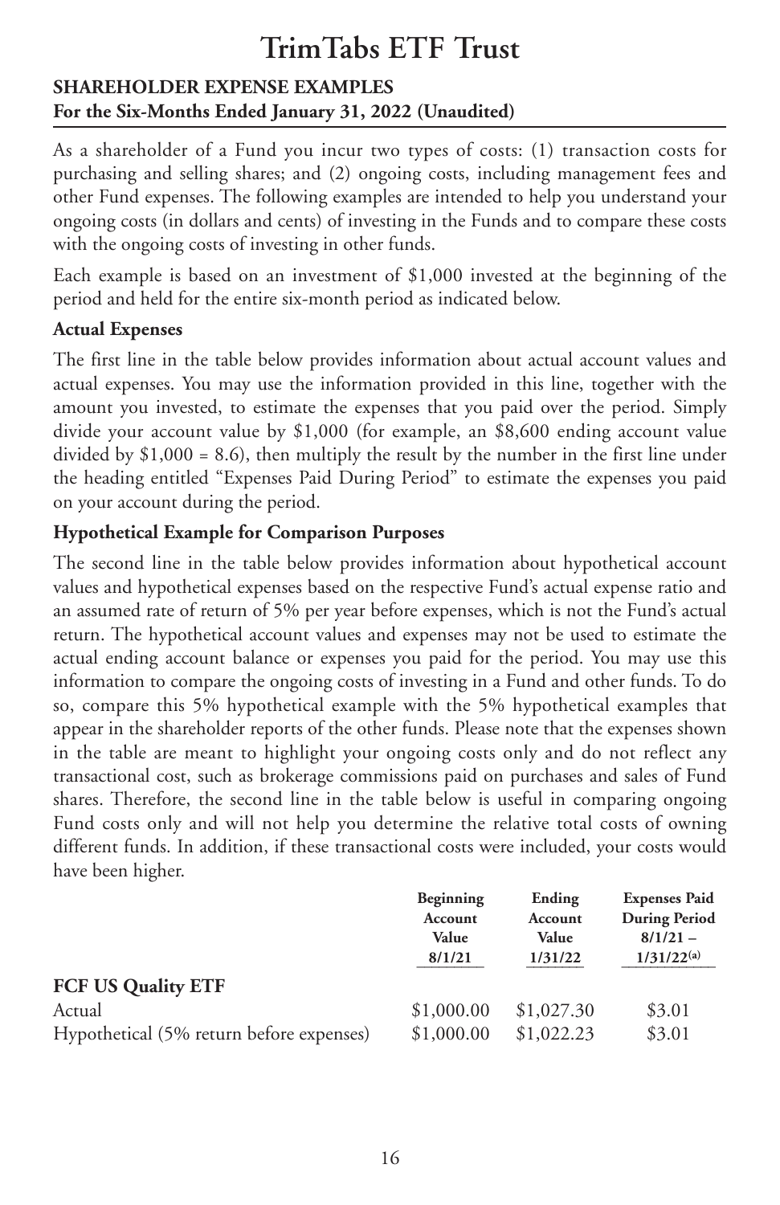# TrimTabs ETF Trust

**SHAREHOLDER EXPENSE EXAMPLES**
**For the Six-Months Ended January 31, 2022 (Unaudited)**

As a shareholder of a Fund you incur two types of costs: (1) transaction costs for purchasing and selling shares; and (2) ongoing costs, including management fees and other Fund expenses. The following examples are intended to help you understand your ongoing costs (in dollars and cents) of investing in the Funds and to compare these costs with the ongoing costs of investing in other funds.

Each example is based on an investment of $1,000 invested at the beginning of the period and held for the entire six-month period as indicated below.

**Actual Expenses**

The first line in the table below provides information about actual account values and actual expenses. You may use the information provided in this line, together with the amount you invested, to estimate the expenses that you paid over the period. Simply divide your account value by $1,000 (for example, an $8,600 ending account value divided by $1,000 = 8.6), then multiply the result by the number in the first line under the heading entitled "Expenses Paid During Period" to estimate the expenses you paid on your account during the period.

**Hypothetical Example for Comparison Purposes**

The second line in the table below provides information about hypothetical account values and hypothetical expenses based on the respective Fund's actual expense ratio and an assumed rate of return of 5% per year before expenses, which is not the Fund's actual return. The hypothetical account values and expenses may not be used to estimate the actual ending account balance or expenses you paid for the period. You may use this information to compare the ongoing costs of investing in a Fund and other funds. To do so, compare this 5% hypothetical example with the 5% hypothetical examples that appear in the shareholder reports of the other funds. Please note that the expenses shown in the table are meant to highlight your ongoing costs only and do not reflect any transactional cost, such as brokerage commissions paid on purchases and sales of Fund shares. Therefore, the second line in the table below is useful in comparing ongoing Fund costs only and will not help you determine the relative total costs of owning different funds. In addition, if these transactional costs were included, your costs would have been higher.

| | Beginning Account Value 8/1/21 | Ending Account Value 1/31/22 | Expenses Paid During Period 8/1/21 – 1/31/22[(a)] |
|---|---|---|---|
| **FCF US Quality ETF** | | | |
| Actual | $1,000.00 | $1,027.30 | $3.01 |
| Hypothetical (5% return before expenses) | $1,000.00 | $1,022.23 | $3.01 |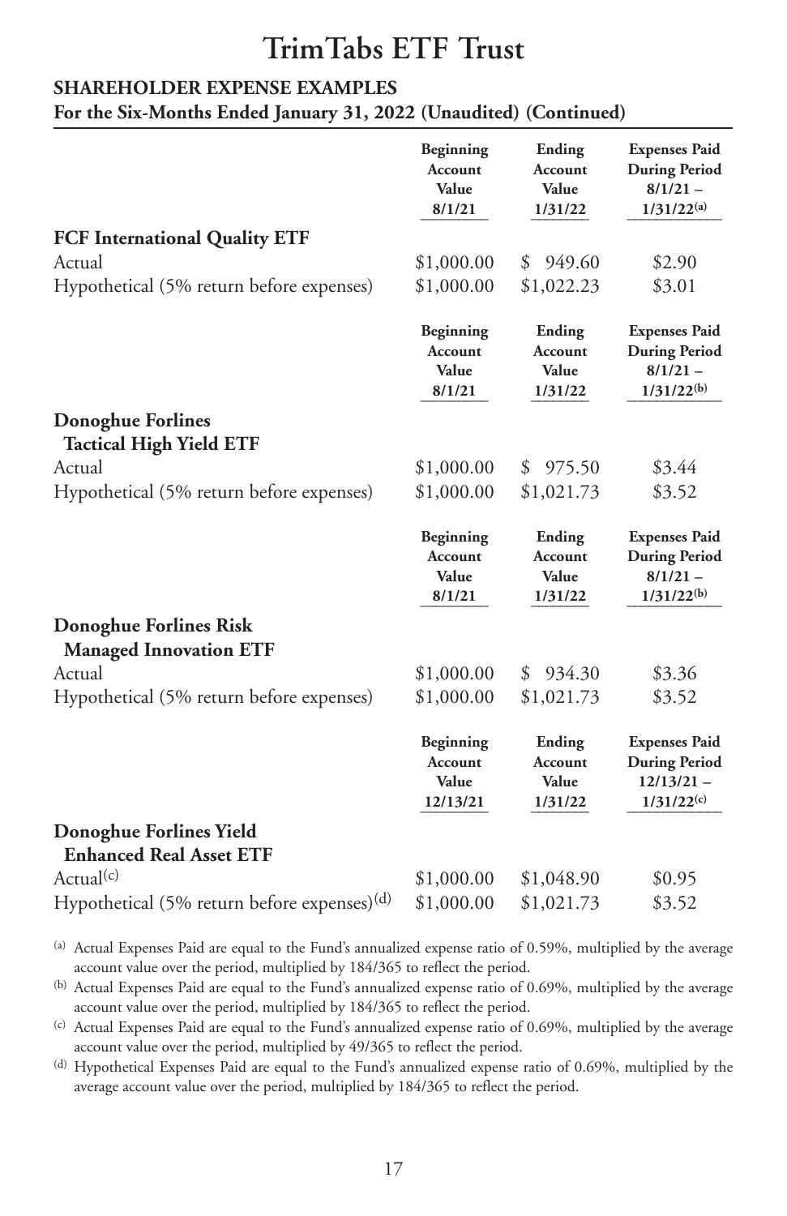# TrimTabs ETF Trust

## SHAREHOLDER EXPENSE EXAMPLES

**For the Six-Months Ended January 31, 2022 (Unaudited) (Continued)**

| | Beginning Account Value 8/1/21 | Ending Account Value 1/31/22 | Expenses Paid During Period 8/1/21 – 1/31/22[(a)] |
|---|---|---|---|
| **FCF International Quality ETF** | | | |
| Actual | $1,000.00 | $ 949.60 | $2.90 |
| Hypothetical (5% return before expenses) | $1,000.00 | $1,022.23 | $3.01 |

| | Beginning Account Value 8/1/21 | Ending Account Value 1/31/22 | Expenses Paid During Period 8/1/21 – 1/31/22[(b)] |
|---|---|---|---|
| **Donoghue Forlines Tactical High Yield ETF** | | | |
| Actual | $1,000.00 | $ 975.50 | $3.44 |
| Hypothetical (5% return before expenses) | $1,000.00 | $1,021.73 | $3.52 |

| | Beginning Account Value 8/1/21 | Ending Account Value 1/31/22 | Expenses Paid During Period 8/1/21 – 1/31/22[(b)] |
|---|---|---|---|
| **Donoghue Forlines Risk Managed Innovation ETF** | | | |
| Actual | $1,000.00 | $ 934.30 | $3.36 |
| Hypothetical (5% return before expenses) | $1,000.00 | $1,021.73 | $3.52 |

| | Beginning Account Value 12/13/21 | Ending Account Value 1/31/22 | Expenses Paid During Period 12/13/21 – 1/31/22[(c)] |
|---|---|---|---|
| **Donoghue Forlines Yield Enhanced Real Asset ETF** | | | |
| Actual[(c)] | $1,000.00 | $1,048.90 | $0.95 |
| Hypothetical (5% return before expenses)[(d)] | $1,000.00 | $1,021.73 | $3.52 |

[(a)] Actual Expenses Paid are equal to the Fund's annualized expense ratio of 0.59%, multiplied by the average account value over the period, multiplied by 184/365 to reflect the period.

[(b)] Actual Expenses Paid are equal to the Fund's annualized expense ratio of 0.69%, multiplied by the average account value over the period, multiplied by 184/365 to reflect the period.

[(c)] Actual Expenses Paid are equal to the Fund's annualized expense ratio of 0.69%, multiplied by the average account value over the period, multiplied by 49/365 to reflect the period.

[(d)] Hypothetical Expenses Paid are equal to the Fund's annualized expense ratio of 0.69%, multiplied by the average account value over the period, multiplied by 184/365 to reflect the period.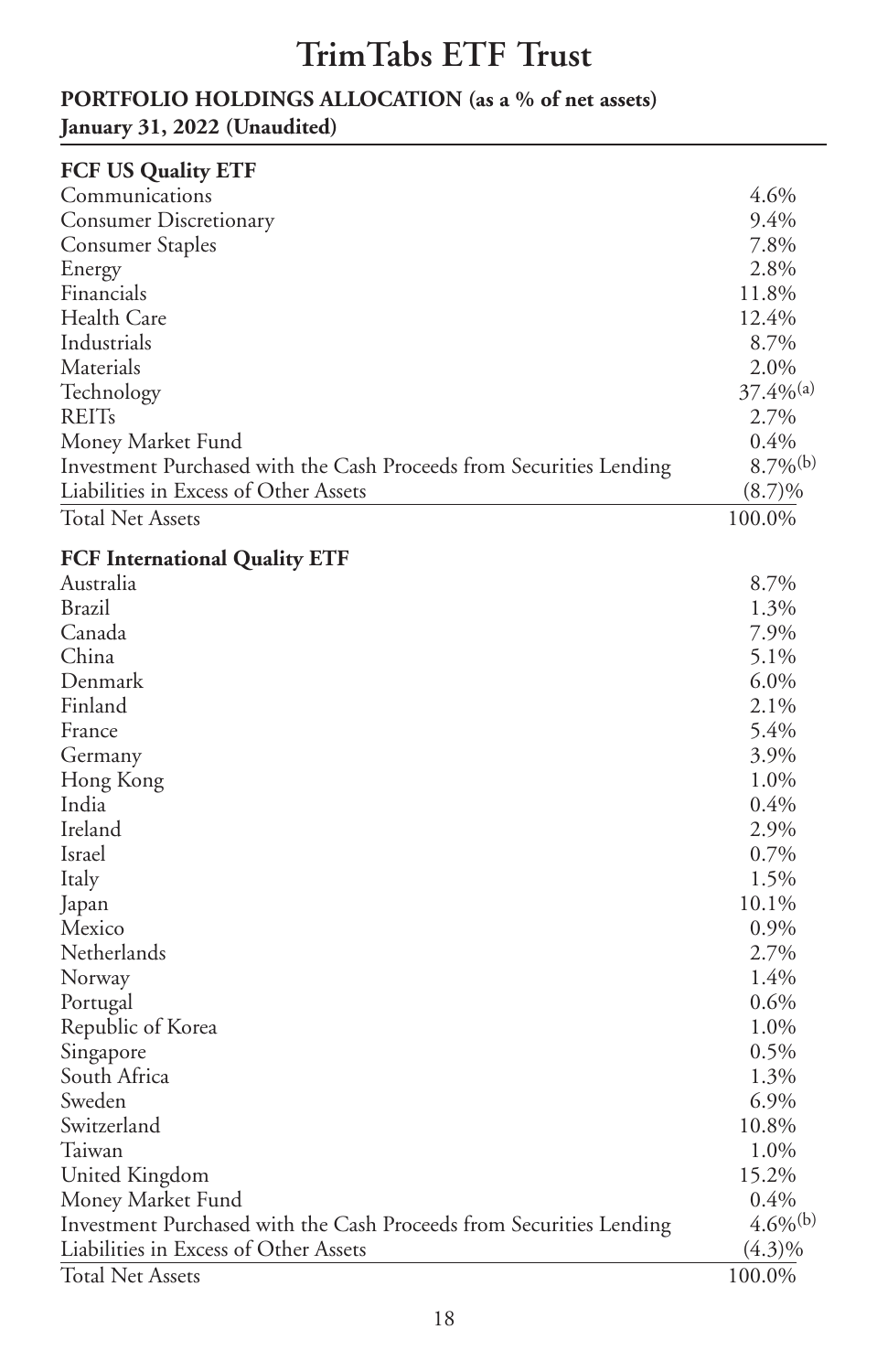# TrimTabs ETF Trust

**PORTFOLIO HOLDINGS ALLOCATION (as a % of net assets)**
**January 31, 2022 (Unaudited)**

| **FCF US Quality ETF** | |
|---|---|
| Communications | 4.6% |
| Consumer Discretionary | 9.4% |
| Consumer Staples | 7.8% |
| Energy | 2.8% |
| Financials | 11.8% |
| Health Care | 12.4% |
| Industrials | 8.7% |
| Materials | 2.0% |
| Technology | 37.4%[(a)] |
| REITs | 2.7% |
| Money Market Fund | 0.4% |
| Investment Purchased with the Cash Proceeds from Securities Lending | 8.7%[(b)] |
| Liabilities in Excess of Other Assets | (8.7)% |
| Total Net Assets | 100.0% |

| **FCF International Quality ETF** | |
|---|---|
| Australia | 8.7% |
| Brazil | 1.3% |
| Canada | 7.9% |
| China | 5.1% |
| Denmark | 6.0% |
| Finland | 2.1% |
| France | 5.4% |
| Germany | 3.9% |
| Hong Kong | 1.0% |
| India | 0.4% |
| Ireland | 2.9% |
| Israel | 0.7% |
| Italy | 1.5% |
| Japan | 10.1% |
| Mexico | 0.9% |
| Netherlands | 2.7% |
| Norway | 1.4% |
| Portugal | 0.6% |
| Republic of Korea | 1.0% |
| Singapore | 0.5% |
| South Africa | 1.3% |
| Sweden | 6.9% |
| Switzerland | 10.8% |
| Taiwan | 1.0% |
| United Kingdom | 15.2% |
| Money Market Fund | 0.4% |
| Investment Purchased with the Cash Proceeds from Securities Lending | 4.6%[(b)] |
| Liabilities in Excess of Other Assets | (4.3)% |
| Total Net Assets | 100.0% |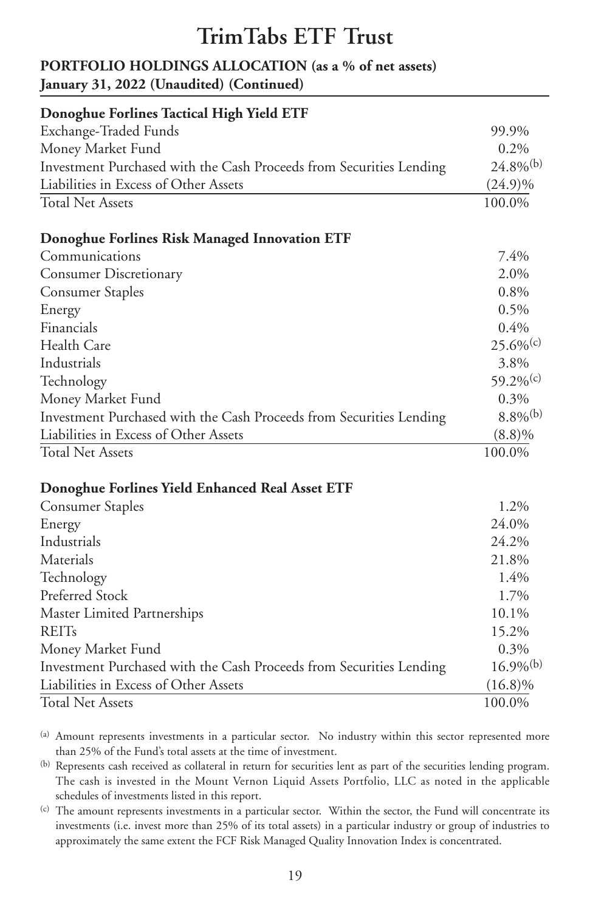# TrimTabs ETF Trust

**PORTFOLIO HOLDINGS ALLOCATION (as a % of net assets)**
**January 31, 2022 (Unaudited) (Continued)**

| **Donoghue Forlines Tactical High Yield ETF** | |
|---|---|
| Exchange-Traded Funds | 99.9% |
| Money Market Fund | 0.2% |
| Investment Purchased with the Cash Proceeds from Securities Lending | 24.8%[(b)] |
| Liabilities in Excess of Other Assets | (24.9)% |
| Total Net Assets | 100.0% |

| **Donoghue Forlines Risk Managed Innovation ETF** | |
|---|---|
| Communications | 7.4% |
| Consumer Discretionary | 2.0% |
| Consumer Staples | 0.8% |
| Energy | 0.5% |
| Financials | 0.4% |
| Health Care | 25.6%[(c)] |
| Industrials | 3.8% |
| Technology | 59.2%[(c)] |
| Money Market Fund | 0.3% |
| Investment Purchased with the Cash Proceeds from Securities Lending | 8.8%[(b)] |
| Liabilities in Excess of Other Assets | (8.8)% |
| Total Net Assets | 100.0% |

| **Donoghue Forlines Yield Enhanced Real Asset ETF** | |
|---|---|
| Consumer Staples | 1.2% |
| Energy | 24.0% |
| Industrials | 24.2% |
| Materials | 21.8% |
| Technology | 1.4% |
| Preferred Stock | 1.7% |
| Master Limited Partnerships | 10.1% |
| REITs | 15.2% |
| Money Market Fund | 0.3% |
| Investment Purchased with the Cash Proceeds from Securities Lending | 16.9%[(b)] |
| Liabilities in Excess of Other Assets | (16.8)% |
| Total Net Assets | 100.0% |

[(a)] Amount represents investments in a particular sector. No industry within this sector represented more than 25% of the Fund's total assets at the time of investment.

[(b)] Represents cash received as collateral in return for securities lent as part of the securities lending program. The cash is invested in the Mount Vernon Liquid Assets Portfolio, LLC as noted in the applicable schedules of investments listed in this report.

[(c)] The amount represents investments in a particular sector. Within the sector, the Fund will concentrate its investments (i.e. invest more than 25% of its total assets) in a particular industry or group of industries to approximately the same extent the FCF Risk Managed Quality Innovation Index is concentrated.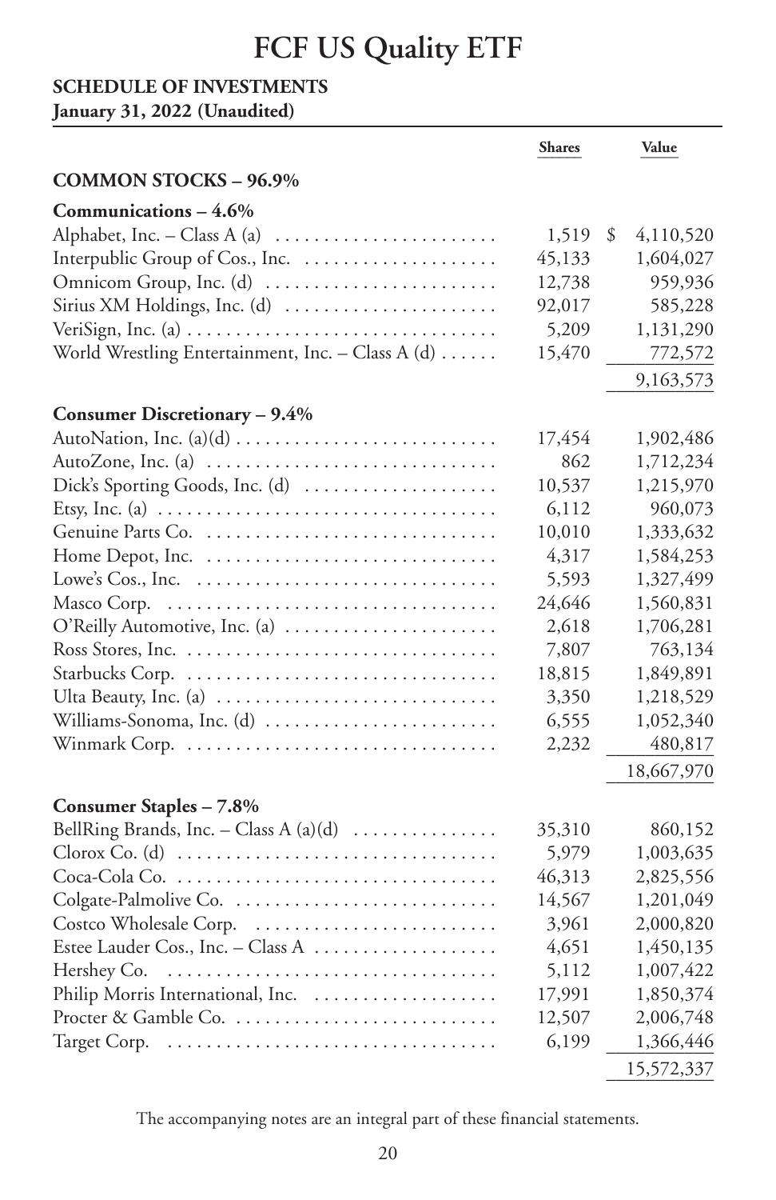# FCF US Quality ETF

**SCHEDULE OF INVESTMENTS**
**January 31, 2022 (Unaudited)**

| | Shares | Value |
|---|---|---|
| **COMMON STOCKS – 96.9%** | | |
| **Communications – 4.6%** | | |
| Alphabet, Inc. – Class A (a) | 1,519 | $ 4,110,520 |
| Interpublic Group of Cos., Inc. | 45,133 | 1,604,027 |
| Omnicom Group, Inc. (d) | 12,738 | 959,936 |
| Sirius XM Holdings, Inc. (d) | 92,017 | 585,228 |
| VeriSign, Inc. (a) | 5,209 | 1,131,290 |
| World Wrestling Entertainment, Inc. – Class A (d) | 15,470 | 772,572 |
| | | 9,163,573 |
| **Consumer Discretionary – 9.4%** | | |
| AutoNation, Inc. (a)(d) | 17,454 | 1,902,486 |
| AutoZone, Inc. (a) | 862 | 1,712,234 |
| Dick's Sporting Goods, Inc. (d) | 10,537 | 1,215,970 |
| Etsy, Inc. (a) | 6,112 | 960,073 |
| Genuine Parts Co. | 10,010 | 1,333,632 |
| Home Depot, Inc. | 4,317 | 1,584,253 |
| Lowe's Cos., Inc. | 5,593 | 1,327,499 |
| Masco Corp. | 24,646 | 1,560,831 |
| O'Reilly Automotive, Inc. (a) | 2,618 | 1,706,281 |
| Ross Stores, Inc. | 7,807 | 763,134 |
| Starbucks Corp. | 18,815 | 1,849,891 |
| Ulta Beauty, Inc. (a) | 3,350 | 1,218,529 |
| Williams-Sonoma, Inc. (d) | 6,555 | 1,052,340 |
| Winmark Corp. | 2,232 | 480,817 |
| | | 18,667,970 |
| **Consumer Staples – 7.8%** | | |
| BellRing Brands, Inc. – Class A (a)(d) | 35,310 | 860,152 |
| Clorox Co. (d) | 5,979 | 1,003,635 |
| Coca-Cola Co. | 46,313 | 2,825,556 |
| Colgate-Palmolive Co. | 14,567 | 1,201,049 |
| Costco Wholesale Corp. | 3,961 | 2,000,820 |
| Estee Lauder Cos., Inc. – Class A | 4,651 | 1,450,135 |
| Hershey Co. | 5,112 | 1,007,422 |
| Philip Morris International, Inc. | 17,991 | 1,850,374 |
| Procter & Gamble Co. | 12,507 | 2,006,748 |
| Target Corp. | 6,199 | 1,366,446 |
| | | 15,572,337 |

The accompanying notes are an integral part of these financial statements.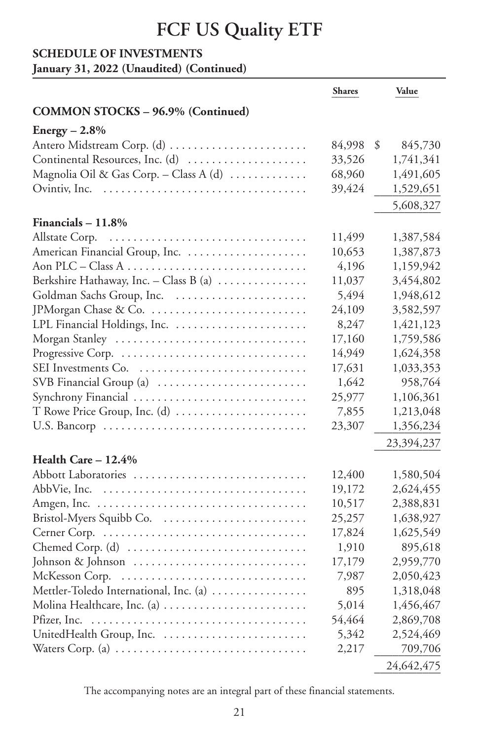# FCF US Quality ETF

**SCHEDULE OF INVESTMENTS**
**January 31, 2022 (Unaudited) (Continued)**

| | Shares | Value |
|---|---|---|
| **COMMON STOCKS – 96.9% (Continued)** | | |
| **Energy – 2.8%** | | |
| Antero Midstream Corp. (d) | 84,998 | $ 845,730 |
| Continental Resources, Inc. (d) | 33,526 | 1,741,341 |
| Magnolia Oil & Gas Corp. – Class A (d) | 68,960 | 1,491,605 |
| Ovintiv, Inc. | 39,424 | 1,529,651 |
| | | 5,608,327 |
| **Financials – 11.8%** | | |
| Allstate Corp. | 11,499 | 1,387,584 |
| American Financial Group, Inc. | 10,653 | 1,387,873 |
| Aon PLC – Class A | 4,196 | 1,159,942 |
| Berkshire Hathaway, Inc. – Class B (a) | 11,037 | 3,454,802 |
| Goldman Sachs Group, Inc. | 5,494 | 1,948,612 |
| JPMorgan Chase & Co. | 24,109 | 3,582,597 |
| LPL Financial Holdings, Inc. | 8,247 | 1,421,123 |
| Morgan Stanley | 17,160 | 1,759,586 |
| Progressive Corp. | 14,949 | 1,624,358 |
| SEI Investments Co. | 17,631 | 1,033,353 |
| SVB Financial Group (a) | 1,642 | 958,764 |
| Synchrony Financial | 25,977 | 1,106,361 |
| T Rowe Price Group, Inc. (d) | 7,855 | 1,213,048 |
| U.S. Bancorp | 23,307 | 1,356,234 |
| | | 23,394,237 |
| **Health Care – 12.4%** | | |
| Abbott Laboratories | 12,400 | 1,580,504 |
| AbbVie, Inc. | 19,172 | 2,624,455 |
| Amgen, Inc. | 10,517 | 2,388,831 |
| Bristol-Myers Squibb Co. | 25,257 | 1,638,927 |
| Cerner Corp. | 17,824 | 1,625,549 |
| Chemed Corp. (d) | 1,910 | 895,618 |
| Johnson & Johnson | 17,179 | 2,959,770 |
| McKesson Corp. | 7,987 | 2,050,423 |
| Mettler-Toledo International, Inc. (a) | 895 | 1,318,048 |
| Molina Healthcare, Inc. (a) | 5,014 | 1,456,467 |
| Pfizer, Inc. | 54,464 | 2,869,708 |
| UnitedHealth Group, Inc. | 5,342 | 2,524,469 |
| Waters Corp. (a) | 2,217 | 709,706 |
| | | 24,642,475 |

The accompanying notes are an integral part of these financial statements.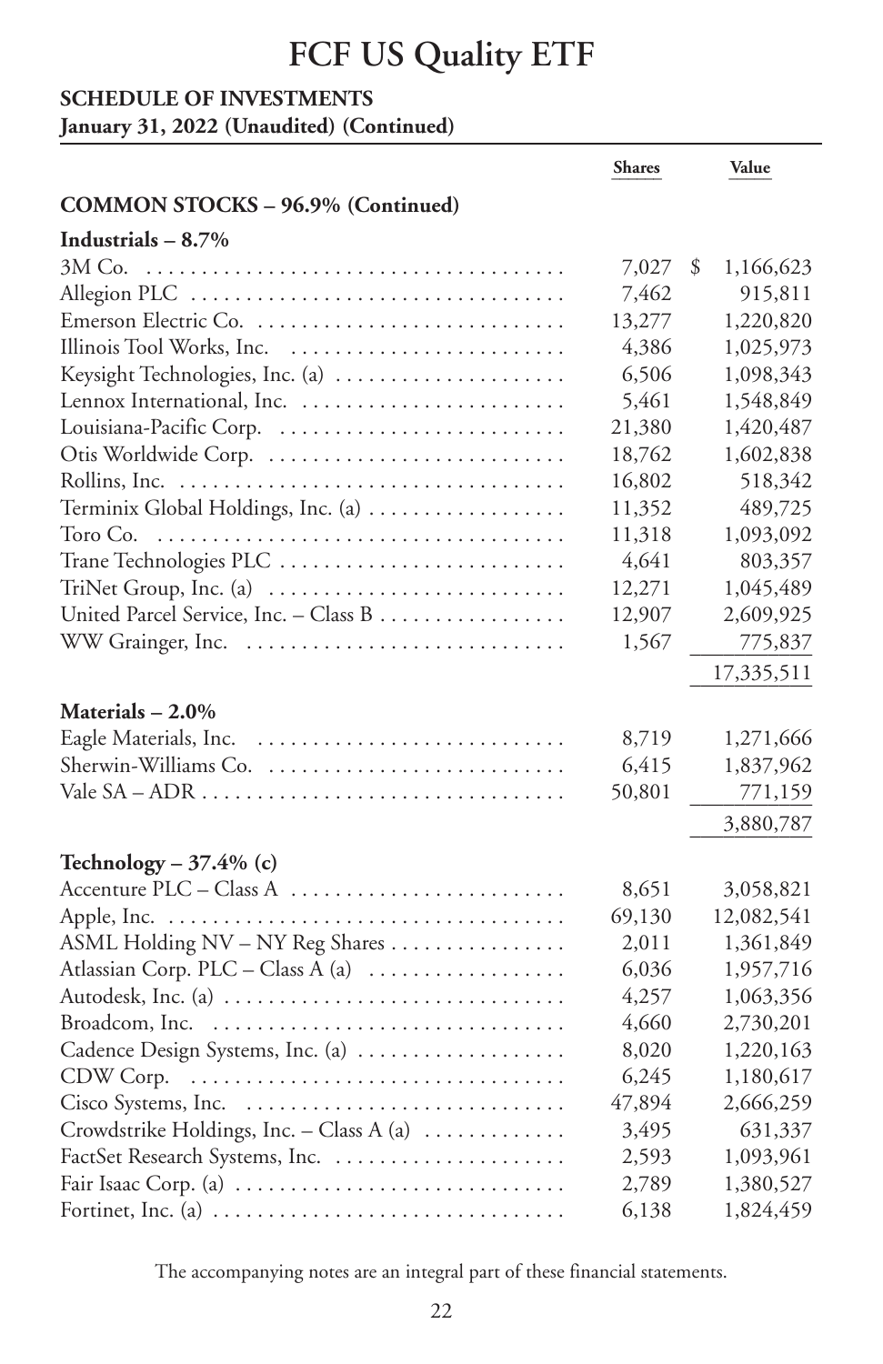# FCF US Quality ETF

**SCHEDULE OF INVESTMENTS**
**January 31, 2022 (Unaudited) (Continued)**

| | Shares | Value |
|---|---|---|
| **COMMON STOCKS – 96.9% (Continued)** | | |
| **Industrials – 8.7%** | | |
| 3M Co. | 7,027 | $ 1,166,623 |
| Allegion PLC | 7,462 | 915,811 |
| Emerson Electric Co. | 13,277 | 1,220,820 |
| Illinois Tool Works, Inc. | 4,386 | 1,025,973 |
| Keysight Technologies, Inc. (a) | 6,506 | 1,098,343 |
| Lennox International, Inc. | 5,461 | 1,548,849 |
| Louisiana-Pacific Corp. | 21,380 | 1,420,487 |
| Otis Worldwide Corp. | 18,762 | 1,602,838 |
| Rollins, Inc. | 16,802 | 518,342 |
| Terminix Global Holdings, Inc. (a) | 11,352 | 489,725 |
| Toro Co. | 11,318 | 1,093,092 |
| Trane Technologies PLC | 4,641 | 803,357 |
| TriNet Group, Inc. (a) | 12,271 | 1,045,489 |
| United Parcel Service, Inc. – Class B | 12,907 | 2,609,925 |
| WW Grainger, Inc. | 1,567 | 775,837 |
| | | 17,335,511 |
| **Materials – 2.0%** | | |
| Eagle Materials, Inc. | 8,719 | 1,271,666 |
| Sherwin-Williams Co. | 6,415 | 1,837,962 |
| Vale SA – ADR | 50,801 | 771,159 |
| | | 3,880,787 |
| **Technology – 37.4% (c)** | | |
| Accenture PLC – Class A | 8,651 | 3,058,821 |
| Apple, Inc. | 69,130 | 12,082,541 |
| ASML Holding NV – NY Reg Shares | 2,011 | 1,361,849 |
| Atlassian Corp. PLC – Class A (a) | 6,036 | 1,957,716 |
| Autodesk, Inc. (a) | 4,257 | 1,063,356 |
| Broadcom, Inc. | 4,660 | 2,730,201 |
| Cadence Design Systems, Inc. (a) | 8,020 | 1,220,163 |
| CDW Corp. | 6,245 | 1,180,617 |
| Cisco Systems, Inc. | 47,894 | 2,666,259 |
| Crowdstrike Holdings, Inc. – Class A (a) | 3,495 | 631,337 |
| FactSet Research Systems, Inc. | 2,593 | 1,093,961 |
| Fair Isaac Corp. (a) | 2,789 | 1,380,527 |
| Fortinet, Inc. (a) | 6,138 | 1,824,459 |

The accompanying notes are an integral part of these financial statements.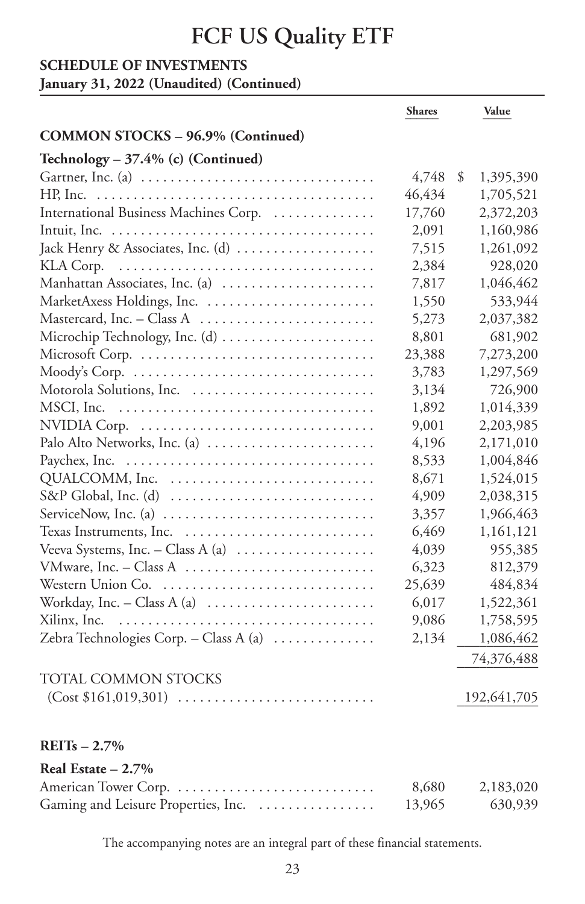# FCF US Quality ETF

**SCHEDULE OF INVESTMENTS**
**January 31, 2022 (Unaudited) (Continued)**

| | Shares | Value |
|---|---|---|
| **COMMON STOCKS – 96.9% (Continued)** | | |
| **Technology – 37.4% (c) (Continued)** | | |
| Gartner, Inc. (a) | 4,748 | $ 1,395,390 |
| HP, Inc. | 46,434 | 1,705,521 |
| International Business Machines Corp. | 17,760 | 2,372,203 |
| Intuit, Inc. | 2,091 | 1,160,986 |
| Jack Henry & Associates, Inc. (d) | 7,515 | 1,261,092 |
| KLA Corp. | 2,384 | 928,020 |
| Manhattan Associates, Inc. (a) | 7,817 | 1,046,462 |
| MarketAxess Holdings, Inc. | 1,550 | 533,944 |
| Mastercard, Inc. – Class A | 5,273 | 2,037,382 |
| Microchip Technology, Inc. (d) | 8,801 | 681,902 |
| Microsoft Corp. | 23,388 | 7,273,200 |
| Moody's Corp. | 3,783 | 1,297,569 |
| Motorola Solutions, Inc. | 3,134 | 726,900 |
| MSCI, Inc. | 1,892 | 1,014,339 |
| NVIDIA Corp. | 9,001 | 2,203,985 |
| Palo Alto Networks, Inc. (a) | 4,196 | 2,171,010 |
| Paychex, Inc. | 8,533 | 1,004,846 |
| QUALCOMM, Inc. | 8,671 | 1,524,015 |
| S&P Global, Inc. (d) | 4,909 | 2,038,315 |
| ServiceNow, Inc. (a) | 3,357 | 1,966,463 |
| Texas Instruments, Inc. | 6,469 | 1,161,121 |
| Veeva Systems, Inc. – Class A (a) | 4,039 | 955,385 |
| VMware, Inc. – Class A | 6,323 | 812,379 |
| Western Union Co. | 25,639 | 484,834 |
| Workday, Inc. – Class A (a) | 6,017 | 1,522,361 |
| Xilinx, Inc. | 9,086 | 1,758,595 |
| Zebra Technologies Corp. – Class A (a) | 2,134 | 1,086,462 |
| | | 74,376,488 |
| TOTAL COMMON STOCKS (Cost $161,019,301) | | 192,641,705 |
| **REITs – 2.7%** | | |
| **Real Estate – 2.7%** | | |
| American Tower Corp. | 8,680 | 2,183,020 |
| Gaming and Leisure Properties, Inc. | 13,965 | 630,939 |

The accompanying notes are an integral part of these financial statements.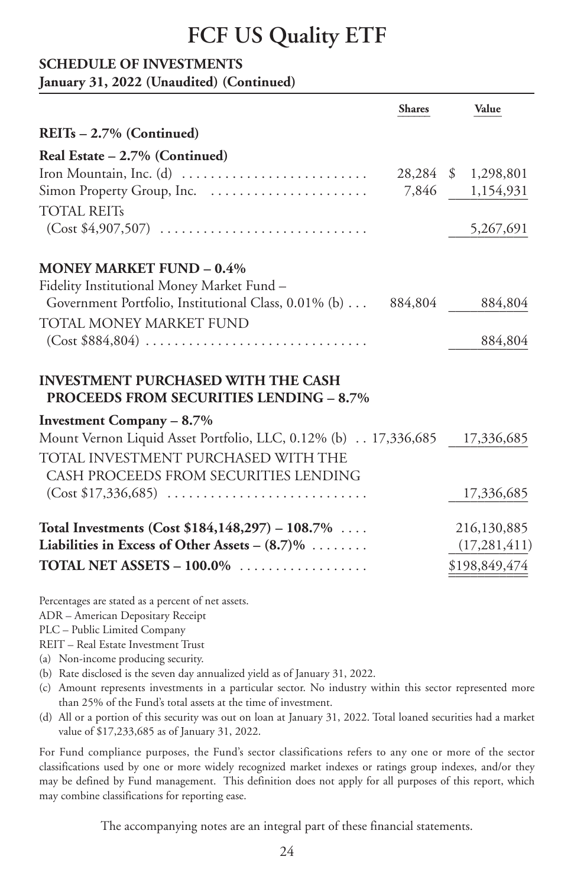# FCF US Quality ETF

**SCHEDULE OF INVESTMENTS**
**January 31, 2022 (Unaudited) (Continued)**

| | Shares | Value |
|---|---|---|
| **REITs – 2.7% (Continued)** | | |
| **Real Estate – 2.7% (Continued)** | | |
| Iron Mountain, Inc. (d) | 28,284 | $ 1,298,801 |
| Simon Property Group, Inc. | 7,846 | 1,154,931 |
| TOTAL REITs (Cost $4,907,507) | | 5,267,691 |
| **MONEY MARKET FUND – 0.4%** | | |
| Fidelity Institutional Money Market Fund – Government Portfolio, Institutional Class, 0.01% (b) | 884,804 | 884,804 |
| TOTAL MONEY MARKET FUND (Cost $884,804) | | 884,804 |
| **INVESTMENT PURCHASED WITH THE CASH PROCEEDS FROM SECURITIES LENDING – 8.7%** | | |
| **Investment Company – 8.7%** | | |
| Mount Vernon Liquid Asset Portfolio, LLC, 0.12% (b) | 17,336,685 | 17,336,685 |
| TOTAL INVESTMENT PURCHASED WITH THE CASH PROCEEDS FROM SECURITIES LENDING (Cost $17,336,685) | | 17,336,685 |
| **Total Investments (Cost $184,148,297) – 108.7%** | | 216,130,885 |
| **Liabilities in Excess of Other Assets – (8.7)%** | | (17,281,411) |
| **TOTAL NET ASSETS – 100.0%** | | $198,849,474 |

Percentages are stated as a percent of net assets.

ADR – American Depositary Receipt

PLC – Public Limited Company

REIT – Real Estate Investment Trust

(a) Non-income producing security.

(b) Rate disclosed is the seven day annualized yield as of January 31, 2022.

(c) Amount represents investments in a particular sector. No industry within this sector represented more than 25% of the Fund's total assets at the time of investment.

(d) All or a portion of this security was out on loan at January 31, 2022. Total loaned securities had a market value of $17,233,685 as of January 31, 2022.

For Fund compliance purposes, the Fund's sector classifications refers to any one or more of the sector classifications used by one or more widely recognized market indexes or ratings group indexes, and/or they may be defined by Fund management. This definition does not apply for all purposes of this report, which may combine classifications for reporting ease.

The accompanying notes are an integral part of these financial statements.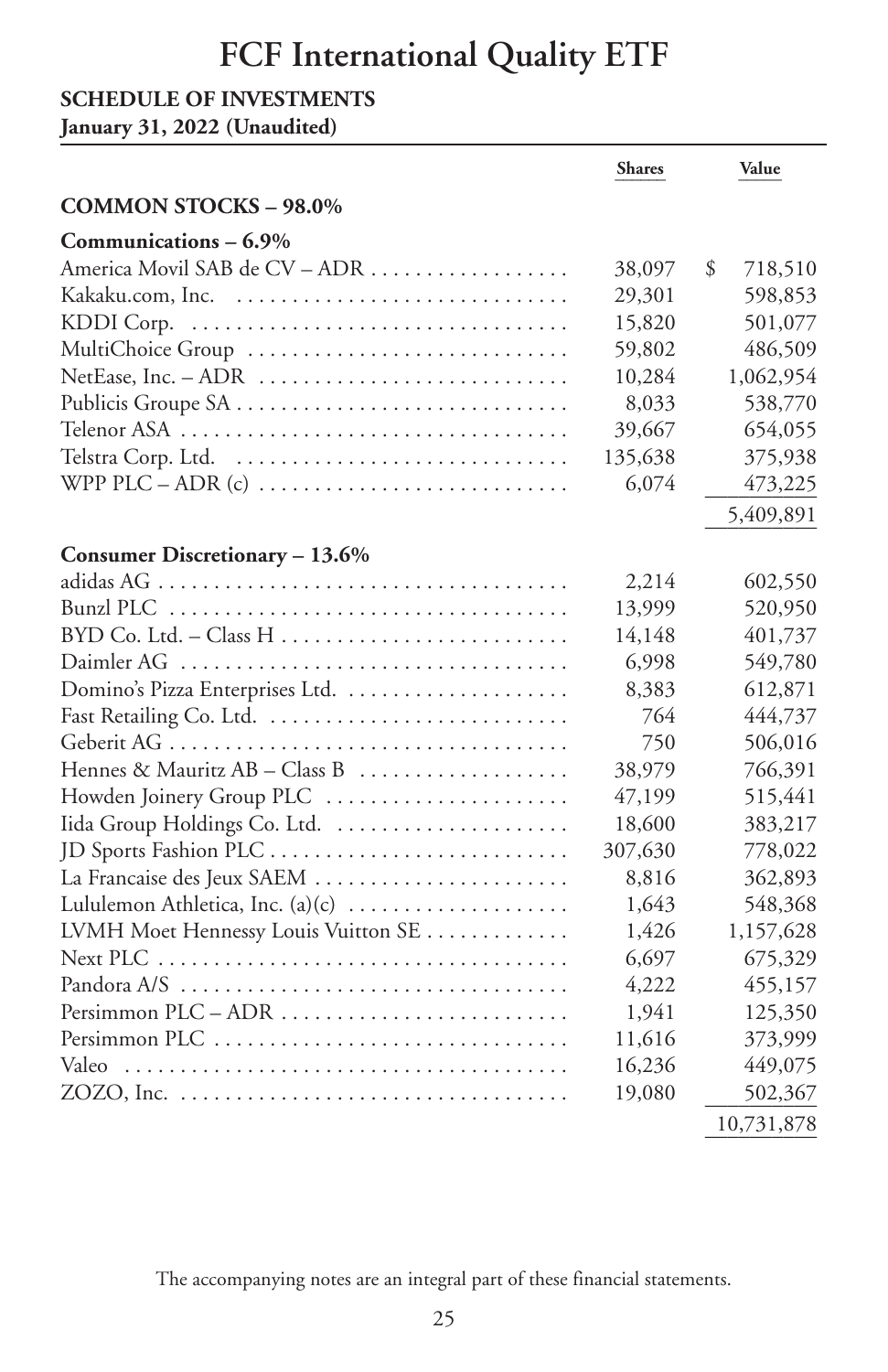# FCF International Quality ETF

**SCHEDULE OF INVESTMENTS**
**January 31, 2022 (Unaudited)**

| | Shares | Value |
|---|---|---|
| **COMMON STOCKS – 98.0%** | | |
| **Communications – 6.9%** | | |
| America Movil SAB de CV – ADR | 38,097 | $ 718,510 |
| Kakaku.com, Inc. | 29,301 | 598,853 |
| KDDI Corp. | 15,820 | 501,077 |
| MultiChoice Group | 59,802 | 486,509 |
| NetEase, Inc. – ADR | 10,284 | 1,062,954 |
| Publicis Groupe SA | 8,033 | 538,770 |
| Telenor ASA | 39,667 | 654,055 |
| Telstra Corp. Ltd. | 135,638 | 375,938 |
| WPP PLC – ADR (c) | 6,074 | 473,225 |
| | | 5,409,891 |
| **Consumer Discretionary – 13.6%** | | |
| adidas AG | 2,214 | 602,550 |
| Bunzl PLC | 13,999 | 520,950 |
| BYD Co. Ltd. – Class H | 14,148 | 401,737 |
| Daimler AG | 6,998 | 549,780 |
| Domino's Pizza Enterprises Ltd. | 8,383 | 612,871 |
| Fast Retailing Co. Ltd. | 764 | 444,737 |
| Geberit AG | 750 | 506,016 |
| Hennes & Mauritz AB – Class B | 38,979 | 766,391 |
| Howden Joinery Group PLC | 47,199 | 515,441 |
| Iida Group Holdings Co. Ltd. | 18,600 | 383,217 |
| JD Sports Fashion PLC | 307,630 | 778,022 |
| La Francaise des Jeux SAEM | 8,816 | 362,893 |
| Lululemon Athletica, Inc. (a)(c) | 1,643 | 548,368 |
| LVMH Moet Hennessy Louis Vuitton SE | 1,426 | 1,157,628 |
| Next PLC | 6,697 | 675,329 |
| Pandora A/S | 4,222 | 455,157 |
| Persimmon PLC – ADR | 1,941 | 125,350 |
| Persimmon PLC | 11,616 | 373,999 |
| Valeo | 16,236 | 449,075 |
| ZOZO, Inc. | 19,080 | 502,367 |
| | | 10,731,878 |

The accompanying notes are an integral part of these financial statements.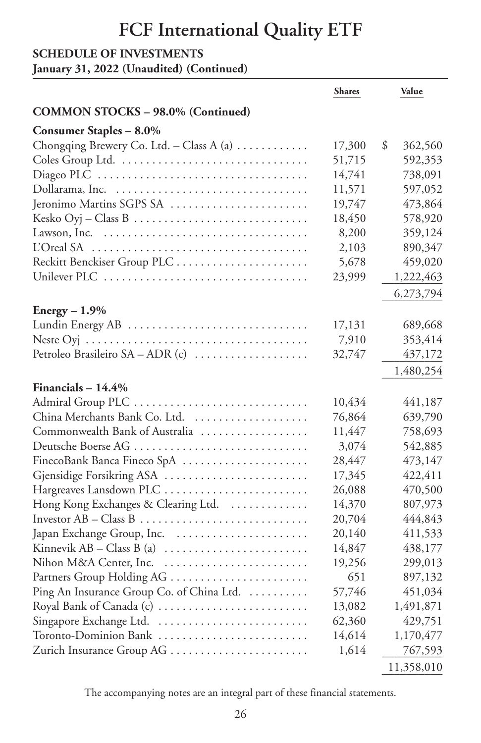# FCF International Quality ETF

**SCHEDULE OF INVESTMENTS**
**January 31, 2022 (Unaudited) (Continued)**

| | Shares | Value |
|---|---|---|
| **COMMON STOCKS – 98.0% (Continued)** | | |
| **Consumer Staples – 8.0%** | | |
| Chongqing Brewery Co. Ltd. – Class A (a) | 17,300 | $ 362,560 |
| Coles Group Ltd. | 51,715 | 592,353 |
| Diageo PLC | 14,741 | 738,091 |
| Dollarama, Inc. | 11,571 | 597,052 |
| Jeronimo Martins SGPS SA | 19,747 | 473,864 |
| Kesko Oyj – Class B | 18,450 | 578,920 |
| Lawson, Inc. | 8,200 | 359,124 |
| L'Oreal SA | 2,103 | 890,347 |
| Reckitt Benckiser Group PLC | 5,678 | 459,020 |
| Unilever PLC | 23,999 | 1,222,463 |
| | | 6,273,794 |
| **Energy – 1.9%** | | |
| Lundin Energy AB | 17,131 | 689,668 |
| Neste Oyj | 7,910 | 353,414 |
| Petroleo Brasileiro SA – ADR (c) | 32,747 | 437,172 |
| | | 1,480,254 |
| **Financials – 14.4%** | | |
| Admiral Group PLC | 10,434 | 441,187 |
| China Merchants Bank Co. Ltd. | 76,864 | 639,790 |
| Commonwealth Bank of Australia | 11,447 | 758,693 |
| Deutsche Boerse AG | 3,074 | 542,885 |
| FinecoBank Banca Fineco SpA | 28,447 | 473,147 |
| Gjensidige Forsikring ASA | 17,345 | 422,411 |
| Hargreaves Lansdown PLC | 26,088 | 470,500 |
| Hong Kong Exchanges & Clearing Ltd. | 14,370 | 807,973 |
| Investor AB – Class B | 20,704 | 444,843 |
| Japan Exchange Group, Inc. | 20,140 | 411,533 |
| Kinnevik AB – Class B (a) | 14,847 | 438,177 |
| Nihon M&A Center, Inc. | 19,256 | 299,013 |
| Partners Group Holding AG | 651 | 897,132 |
| Ping An Insurance Group Co. of China Ltd. | 57,746 | 451,034 |
| Royal Bank of Canada (c) | 13,082 | 1,491,871 |
| Singapore Exchange Ltd. | 62,360 | 429,751 |
| Toronto-Dominion Bank | 14,614 | 1,170,477 |
| Zurich Insurance Group AG | 1,614 | 767,593 |
| | | 11,358,010 |

The accompanying notes are an integral part of these financial statements.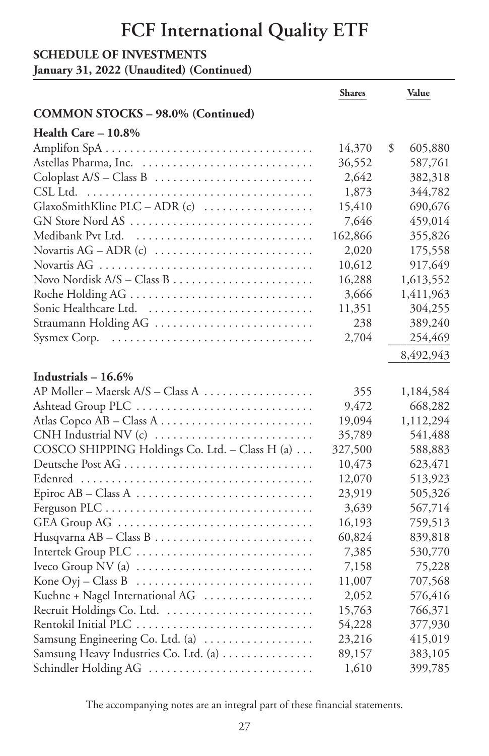# FCF International Quality ETF

**SCHEDULE OF INVESTMENTS**
**January 31, 2022 (Unaudited) (Continued)**

| | Shares | Value |
|---|---|---|
| **COMMON STOCKS – 98.0% (Continued)** | | |
| **Health Care – 10.8%** | | |
| Amplifon SpA | 14,370 | $ 605,880 |
| Astellas Pharma, Inc. | 36,552 | 587,761 |
| Coloplast A/S – Class B | 2,642 | 382,318 |
| CSL Ltd. | 1,873 | 344,782 |
| GlaxoSmithKline PLC – ADR (c) | 15,410 | 690,676 |
| GN Store Nord AS | 7,646 | 459,014 |
| Medibank Pvt Ltd. | 162,866 | 355,826 |
| Novartis AG – ADR (c) | 2,020 | 175,558 |
| Novartis AG | 10,612 | 917,649 |
| Novo Nordisk A/S – Class B | 16,288 | 1,613,552 |
| Roche Holding AG | 3,666 | 1,411,963 |
| Sonic Healthcare Ltd. | 11,351 | 304,255 |
| Straumann Holding AG | 238 | 389,240 |
| Sysmex Corp. | 2,704 | 254,469 |
| | | 8,492,943 |
| **Industrials – 16.6%** | | |
| AP Moller – Maersk A/S – Class A | 355 | 1,184,584 |
| Ashtead Group PLC | 9,472 | 668,282 |
| Atlas Copco AB – Class A | 19,094 | 1,112,294 |
| CNH Industrial NV (c) | 35,789 | 541,488 |
| COSCO SHIPPING Holdings Co. Ltd. – Class H (a) | 327,500 | 588,883 |
| Deutsche Post AG | 10,473 | 623,471 |
| Edenred | 12,070 | 513,923 |
| Epiroc AB – Class A | 23,919 | 505,326 |
| Ferguson PLC | 3,639 | 567,714 |
| GEA Group AG | 16,193 | 759,513 |
| Husqvarna AB – Class B | 60,824 | 839,818 |
| Intertek Group PLC | 7,385 | 530,770 |
| Iveco Group NV (a) | 7,158 | 75,228 |
| Kone Oyj – Class B | 11,007 | 707,568 |
| Kuehne + Nagel International AG | 2,052 | 576,416 |
| Recruit Holdings Co. Ltd. | 15,763 | 766,371 |
| Rentokil Initial PLC | 54,228 | 377,930 |
| Samsung Engineering Co. Ltd. (a) | 23,216 | 415,019 |
| Samsung Heavy Industries Co. Ltd. (a) | 89,157 | 383,105 |
| Schindler Holding AG | 1,610 | 399,785 |

The accompanying notes are an integral part of these financial statements.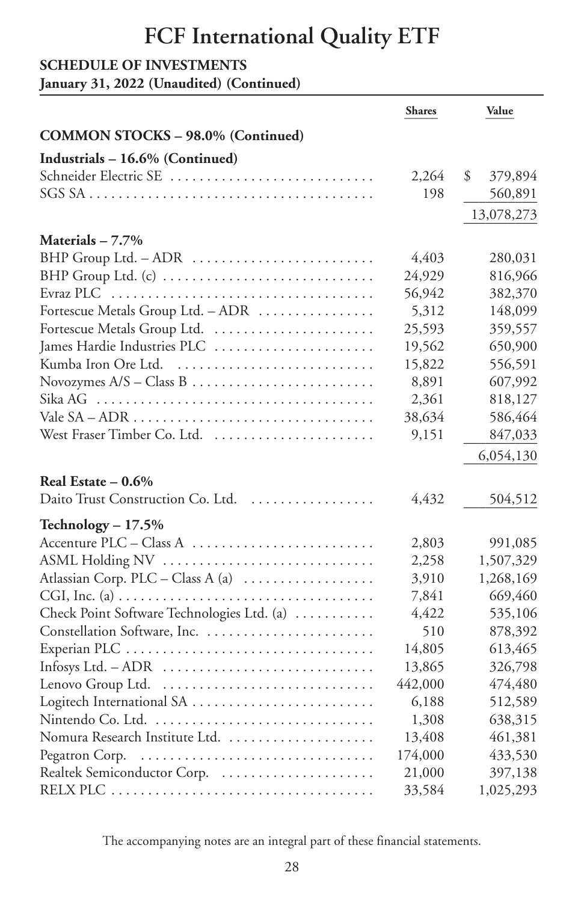# FCF International Quality ETF

**SCHEDULE OF INVESTMENTS**
**January 31, 2022 (Unaudited) (Continued)**

| | Shares | Value |
|---|---|---|
| **COMMON STOCKS – 98.0% (Continued)** | | |
| **Industrials – 16.6% (Continued)** | | |
| Schneider Electric SE | 2,264 | $ 379,894 |
| SGS SA | 198 | 560,891 |
| | | 13,078,273 |
| **Materials – 7.7%** | | |
| BHP Group Ltd. – ADR | 4,403 | 280,031 |
| BHP Group Ltd. (c) | 24,929 | 816,966 |
| Evraz PLC | 56,942 | 382,370 |
| Fortescue Metals Group Ltd. – ADR | 5,312 | 148,099 |
| Fortescue Metals Group Ltd. | 25,593 | 359,557 |
| James Hardie Industries PLC | 19,562 | 650,900 |
| Kumba Iron Ore Ltd. | 15,822 | 556,591 |
| Novozymes A/S – Class B | 8,891 | 607,992 |
| Sika AG | 2,361 | 818,127 |
| Vale SA – ADR | 38,634 | 586,464 |
| West Fraser Timber Co. Ltd. | 9,151 | 847,033 |
| | | 6,054,130 |
| **Real Estate – 0.6%** | | |
| Daito Trust Construction Co. Ltd. | 4,432 | 504,512 |
| **Technology – 17.5%** | | |
| Accenture PLC – Class A | 2,803 | 991,085 |
| ASML Holding NV | 2,258 | 1,507,329 |
| Atlassian Corp. PLC – Class A (a) | 3,910 | 1,268,169 |
| CGI, Inc. (a) | 7,841 | 669,460 |
| Check Point Software Technologies Ltd. (a) | 4,422 | 535,106 |
| Constellation Software, Inc. | 510 | 878,392 |
| Experian PLC | 14,805 | 613,465 |
| Infosys Ltd. – ADR | 13,865 | 326,798 |
| Lenovo Group Ltd. | 442,000 | 474,480 |
| Logitech International SA | 6,188 | 512,589 |
| Nintendo Co. Ltd. | 1,308 | 638,315 |
| Nomura Research Institute Ltd. | 13,408 | 461,381 |
| Pegatron Corp. | 174,000 | 433,530 |
| Realtek Semiconductor Corp. | 21,000 | 397,138 |
| RELX PLC | 33,584 | 1,025,293 |

The accompanying notes are an integral part of these financial statements.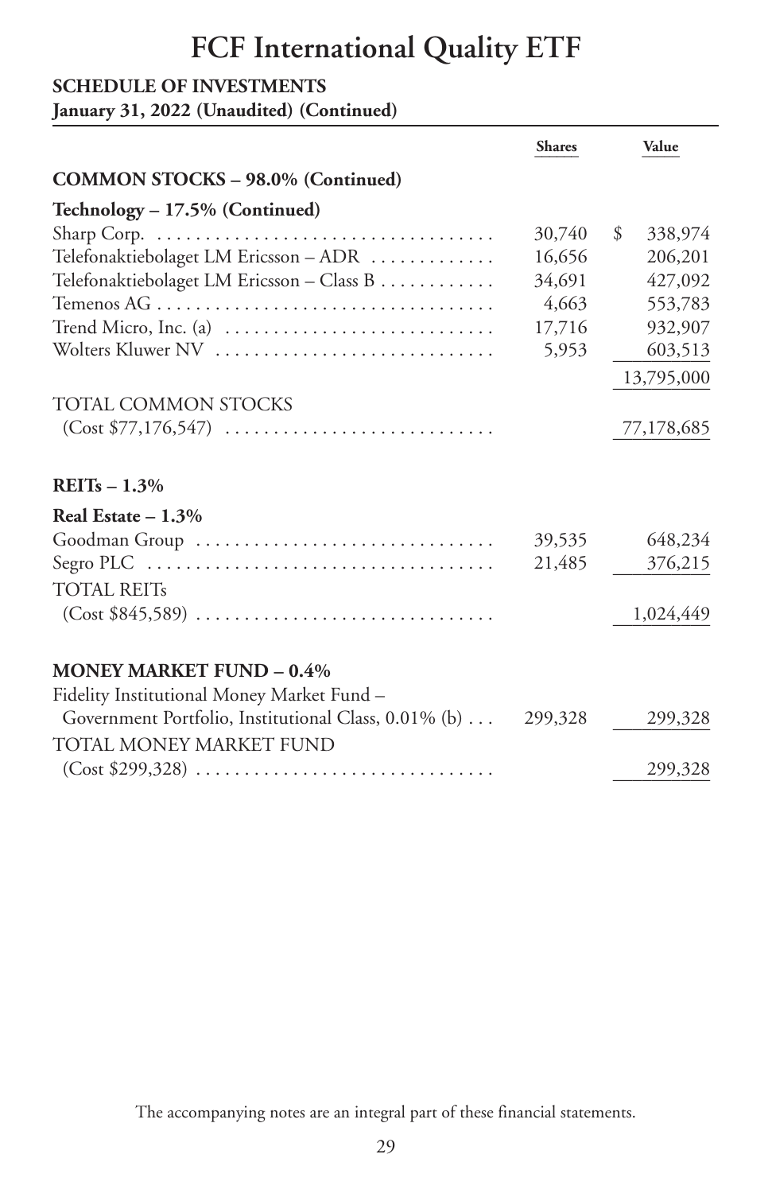# FCF International Quality ETF

**SCHEDULE OF INVESTMENTS**
**January 31, 2022 (Unaudited) (Continued)**

| | Shares | Value |
|---|---|---|
| **COMMON STOCKS – 98.0% (Continued)** | | |
| **Technology – 17.5% (Continued)** | | |
| Sharp Corp. | 30,740 | $ 338,974 |
| Telefonaktiebolaget LM Ericsson – ADR | 16,656 | 206,201 |
| Telefonaktiebolaget LM Ericsson – Class B | 34,691 | 427,092 |
| Temenos AG | 4,663 | 553,783 |
| Trend Micro, Inc. (a) | 17,716 | 932,907 |
| Wolters Kluwer NV | 5,953 | 603,513 |
| | | 13,795,000 |
| TOTAL COMMON STOCKS (Cost $77,176,547) | | 77,178,685 |
| | | |
| **REITs – 1.3%** | | |
| **Real Estate – 1.3%** | | |
| Goodman Group | 39,535 | 648,234 |
| Segro PLC | 21,485 | 376,215 |
| TOTAL REITs (Cost $845,589) | | 1,024,449 |
| | | |
| **MONEY MARKET FUND – 0.4%** | | |
| Fidelity Institutional Money Market Fund – Government Portfolio, Institutional Class, 0.01% (b) | 299,328 | 299,328 |
| TOTAL MONEY MARKET FUND (Cost $299,328) | | 299,328 |

The accompanying notes are an integral part of these financial statements.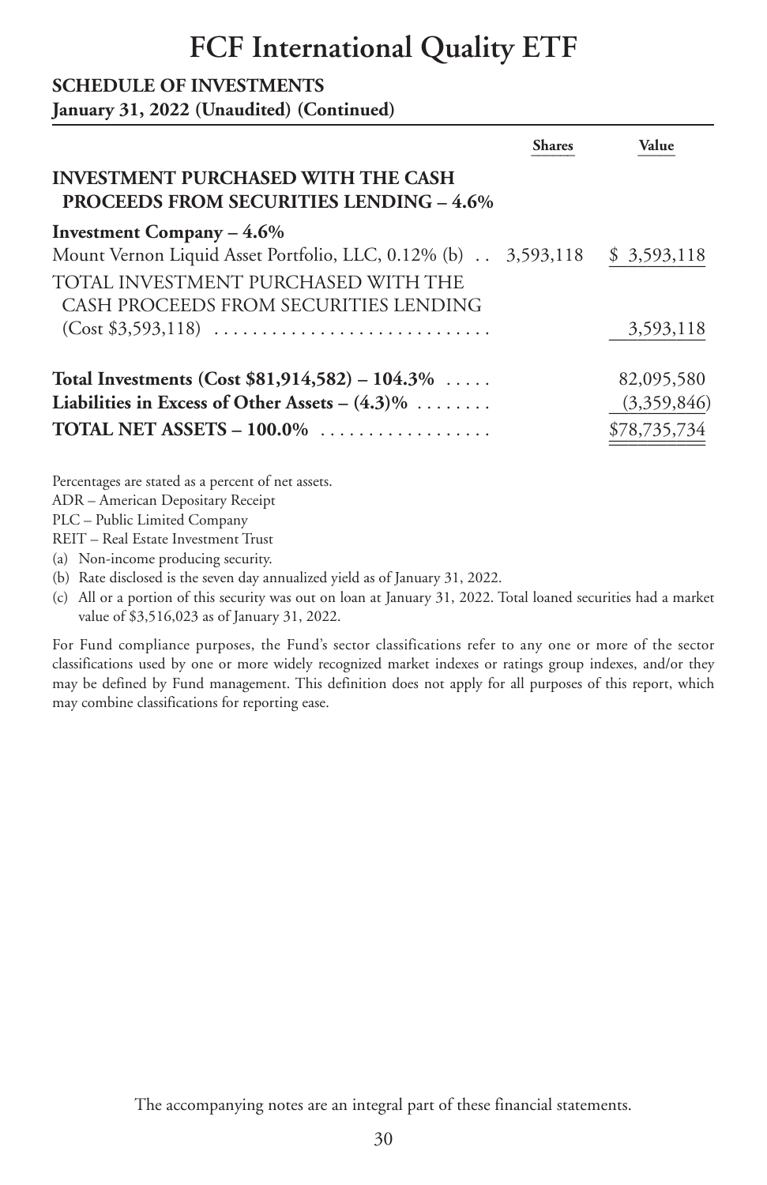# FCF International Quality ETF

**SCHEDULE OF INVESTMENTS**
**January 31, 2022 (Unaudited) (Continued)**

| | Shares | Value |
|---|---|---|
| **INVESTMENT PURCHASED WITH THE CASH PROCEEDS FROM SECURITIES LENDING – 4.6%** | | |
| **Investment Company – 4.6%** | | |
| Mount Vernon Liquid Asset Portfolio, LLC, 0.12% (b) | 3,593,118 | $ 3,593,118 |
| TOTAL INVESTMENT PURCHASED WITH THE CASH PROCEEDS FROM SECURITIES LENDING (Cost $3,593,118) | | 3,593,118 |
| **Total Investments (Cost $81,914,582) – 104.3%** | | 82,095,580 |
| **Liabilities in Excess of Other Assets – (4.3)%** | | (3,359,846) |
| **TOTAL NET ASSETS – 100.0%** | | $78,735,734 |

Percentages are stated as a percent of net assets.

ADR – American Depositary Receipt

PLC – Public Limited Company

REIT – Real Estate Investment Trust

(a) Non-income producing security.

(b) Rate disclosed is the seven day annualized yield as of January 31, 2022.

(c) All or a portion of this security was out on loan at January 31, 2022. Total loaned securities had a market value of $3,516,023 as of January 31, 2022.

For Fund compliance purposes, the Fund's sector classifications refer to any one or more of the sector classifications used by one or more widely recognized market indexes or ratings group indexes, and/or they may be defined by Fund management. This definition does not apply for all purposes of this report, which may combine classifications for reporting ease.

The accompanying notes are an integral part of these financial statements.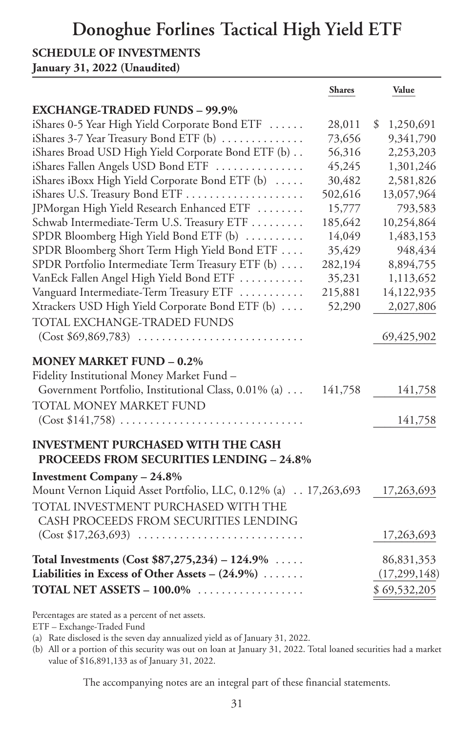# Donoghue Forlines Tactical High Yield ETF

**SCHEDULE OF INVESTMENTS**
**January 31, 2022 (Unaudited)**

| | Shares | Value |
|---|---|---|
| **EXCHANGE-TRADED FUNDS – 99.9%** | | |
| iShares 0-5 Year High Yield Corporate Bond ETF | 28,011 | $ 1,250,691 |
| iShares 3-7 Year Treasury Bond ETF (b) | 73,656 | 9,341,790 |
| iShares Broad USD High Yield Corporate Bond ETF (b) | 56,316 | 2,253,203 |
| iShares Fallen Angels USD Bond ETF | 45,245 | 1,301,246 |
| iShares iBoxx High Yield Corporate Bond ETF (b) | 30,482 | 2,581,826 |
| iShares U.S. Treasury Bond ETF | 502,616 | 13,057,964 |
| JPMorgan High Yield Research Enhanced ETF | 15,777 | 793,583 |
| Schwab Intermediate-Term U.S. Treasury ETF | 185,642 | 10,254,864 |
| SPDR Bloomberg High Yield Bond ETF (b) | 14,049 | 1,483,153 |
| SPDR Bloomberg Short Term High Yield Bond ETF | 35,429 | 948,434 |
| SPDR Portfolio Intermediate Term Treasury ETF (b) | 282,194 | 8,894,755 |
| VanEck Fallen Angel High Yield Bond ETF | 35,231 | 1,113,652 |
| Vanguard Intermediate-Term Treasury ETF | 215,881 | 14,122,935 |
| Xtrackers USD High Yield Corporate Bond ETF (b) | 52,290 | 2,027,806 |
| TOTAL EXCHANGE-TRADED FUNDS (Cost $69,869,783) | | 69,425,902 |
| **MONEY MARKET FUND – 0.2%** | | |
| Fidelity Institutional Money Market Fund – Government Portfolio, Institutional Class, 0.01% (a) | 141,758 | 141,758 |
| TOTAL MONEY MARKET FUND (Cost $141,758) | | 141,758 |
| **INVESTMENT PURCHASED WITH THE CASH PROCEEDS FROM SECURITIES LENDING – 24.8%** | | |
| **Investment Company – 24.8%** | | |
| Mount Vernon Liquid Asset Portfolio, LLC, 0.12% (a) | 17,263,693 | 17,263,693 |
| TOTAL INVESTMENT PURCHASED WITH THE CASH PROCEEDS FROM SECURITIES LENDING (Cost $17,263,693) | | 17,263,693 |
| **Total Investments (Cost $87,275,234) – 124.9%** | | 86,831,353 |
| **Liabilities in Excess of Other Assets – (24.9%)** | | (17,299,148) |
| **TOTAL NET ASSETS – 100.0%** | | $ 69,532,205 |

Percentages are stated as a percent of net assets.

ETF – Exchange-Traded Fund

(a) Rate disclosed is the seven day annualized yield as of January 31, 2022.

(b) All or a portion of this security was out on loan at January 31, 2022. Total loaned securities had a market value of $16,891,133 as of January 31, 2022.

The accompanying notes are an integral part of these financial statements.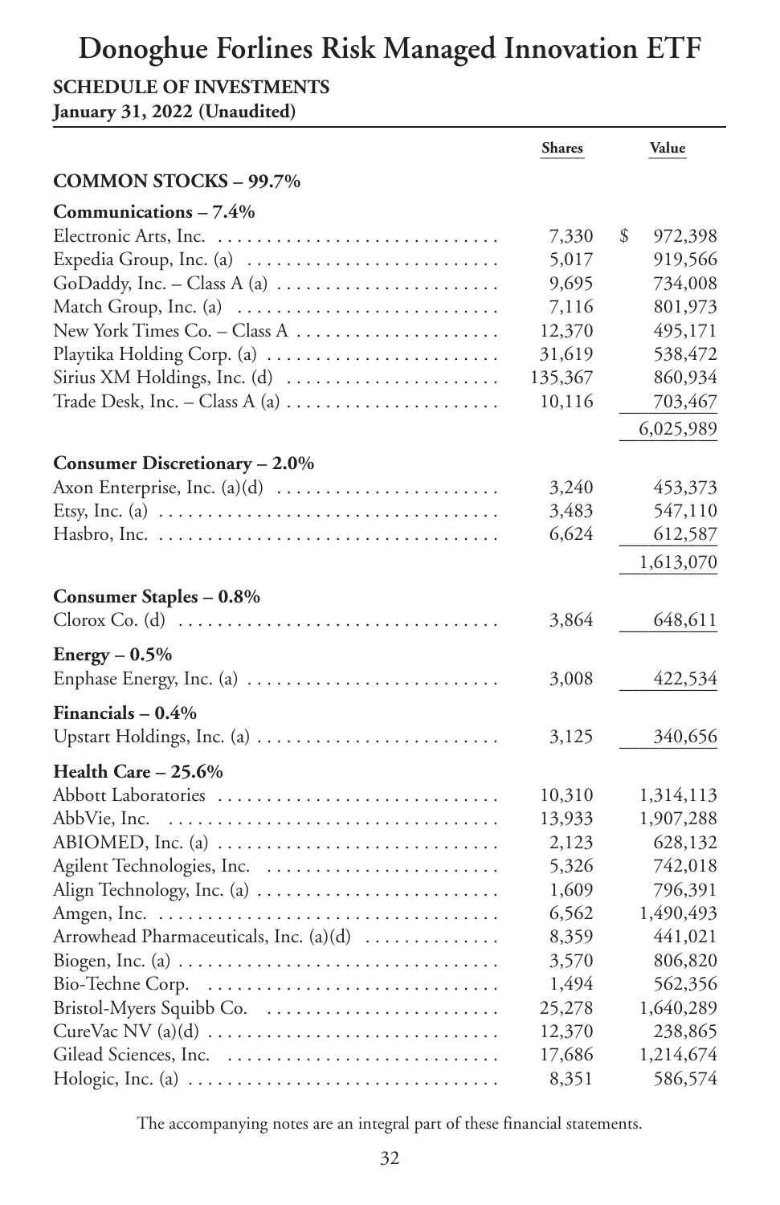# Donoghue Forlines Risk Managed Innovation ETF

**SCHEDULE OF INVESTMENTS**
**January 31, 2022 (Unaudited)**

| | Shares | Value |
|---|---|---|
| **COMMON STOCKS – 99.7%** | | |
| **Communications – 7.4%** | | |
| Electronic Arts, Inc. | 7,330 | $ 972,398 |
| Expedia Group, Inc. (a) | 5,017 | 919,566 |
| GoDaddy, Inc. – Class A (a) | 9,695 | 734,008 |
| Match Group, Inc. (a) | 7,116 | 801,973 |
| New York Times Co. – Class A | 12,370 | 495,171 |
| Playtika Holding Corp. (a) | 31,619 | 538,472 |
| Sirius XM Holdings, Inc. (d) | 135,367 | 860,934 |
| Trade Desk, Inc. – Class A (a) | 10,116 | 703,467 |
| | | 6,025,989 |
| **Consumer Discretionary – 2.0%** | | |
| Axon Enterprise, Inc. (a)(d) | 3,240 | 453,373 |
| Etsy, Inc. (a) | 3,483 | 547,110 |
| Hasbro, Inc. | 6,624 | 612,587 |
| | | 1,613,070 |
| **Consumer Staples – 0.8%** | | |
| Clorox Co. (d) | 3,864 | 648,611 |
| **Energy – 0.5%** | | |
| Enphase Energy, Inc. (a) | 3,008 | 422,534 |
| **Financials – 0.4%** | | |
| Upstart Holdings, Inc. (a) | 3,125 | 340,656 |
| **Health Care – 25.6%** | | |
| Abbott Laboratories | 10,310 | 1,314,113 |
| AbbVie, Inc. | 13,933 | 1,907,288 |
| ABIOMED, Inc. (a) | 2,123 | 628,132 |
| Agilent Technologies, Inc. | 5,326 | 742,018 |
| Align Technology, Inc. (a) | 1,609 | 796,391 |
| Amgen, Inc. | 6,562 | 1,490,493 |
| Arrowhead Pharmaceuticals, Inc. (a)(d) | 8,359 | 441,021 |
| Biogen, Inc. (a) | 3,570 | 806,820 |
| Bio-Techne Corp. | 1,494 | 562,356 |
| Bristol-Myers Squibb Co. | 25,278 | 1,640,289 |
| CureVac NV (a)(d) | 12,370 | 238,865 |
| Gilead Sciences, Inc. | 17,686 | 1,214,674 |
| Hologic, Inc. (a) | 8,351 | 586,574 |

The accompanying notes are an integral part of these financial statements.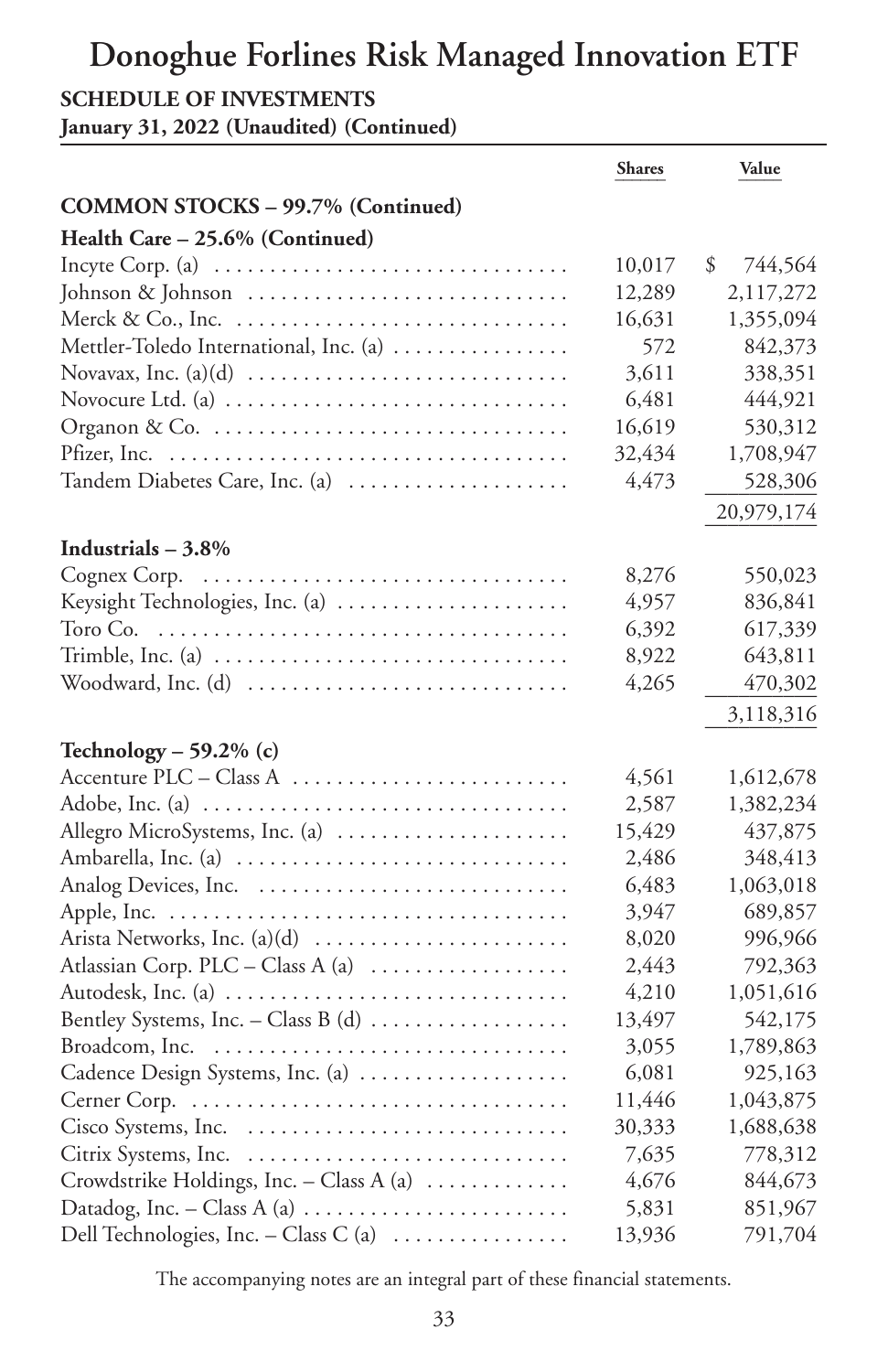# Donoghue Forlines Risk Managed Innovation ETF

**SCHEDULE OF INVESTMENTS**
**January 31, 2022 (Unaudited) (Continued)**

| | Shares | Value |
|---|---|---|
| **COMMON STOCKS – 99.7% (Continued)** | | |
| **Health Care – 25.6% (Continued)** | | |
| Incyte Corp. (a) | 10,017 | $ 744,564 |
| Johnson & Johnson | 12,289 | 2,117,272 |
| Merck & Co., Inc. | 16,631 | 1,355,094 |
| Mettler-Toledo International, Inc. (a) | 572 | 842,373 |
| Novavax, Inc. (a)(d) | 3,611 | 338,351 |
| Novocure Ltd. (a) | 6,481 | 444,921 |
| Organon & Co. | 16,619 | 530,312 |
| Pfizer, Inc. | 32,434 | 1,708,947 |
| Tandem Diabetes Care, Inc. (a) | 4,473 | 528,306 |
| | | 20,979,174 |
| **Industrials – 3.8%** | | |
| Cognex Corp. | 8,276 | 550,023 |
| Keysight Technologies, Inc. (a) | 4,957 | 836,841 |
| Toro Co. | 6,392 | 617,339 |
| Trimble, Inc. (a) | 8,922 | 643,811 |
| Woodward, Inc. (d) | 4,265 | 470,302 |
| | | 3,118,316 |
| **Technology – 59.2% (c)** | | |
| Accenture PLC – Class A | 4,561 | 1,612,678 |
| Adobe, Inc. (a) | 2,587 | 1,382,234 |
| Allegro MicroSystems, Inc. (a) | 15,429 | 437,875 |
| Ambarella, Inc. (a) | 2,486 | 348,413 |
| Analog Devices, Inc. | 6,483 | 1,063,018 |
| Apple, Inc. | 3,947 | 689,857 |
| Arista Networks, Inc. (a)(d) | 8,020 | 996,966 |
| Atlassian Corp. PLC – Class A (a) | 2,443 | 792,363 |
| Autodesk, Inc. (a) | 4,210 | 1,051,616 |
| Bentley Systems, Inc. – Class B (d) | 13,497 | 542,175 |
| Broadcom, Inc. | 3,055 | 1,789,863 |
| Cadence Design Systems, Inc. (a) | 6,081 | 925,163 |
| Cerner Corp. | 11,446 | 1,043,875 |
| Cisco Systems, Inc. | 30,333 | 1,688,638 |
| Citrix Systems, Inc. | 7,635 | 778,312 |
| Crowdstrike Holdings, Inc. – Class A (a) | 4,676 | 844,673 |
| Datadog, Inc. – Class A (a) | 5,831 | 851,967 |
| Dell Technologies, Inc. – Class C (a) | 13,936 | 791,704 |

The accompanying notes are an integral part of these financial statements.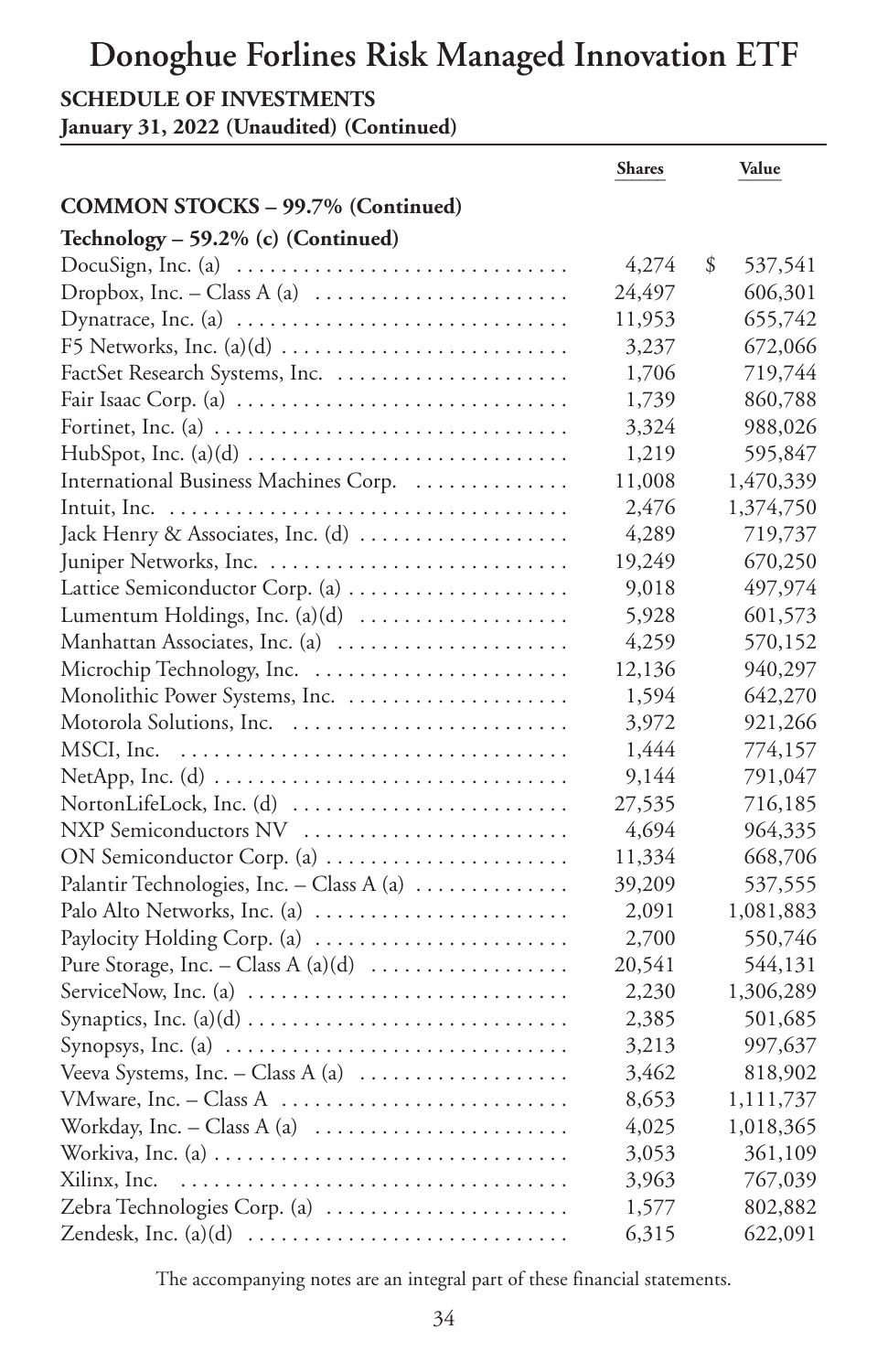# Donoghue Forlines Risk Managed Innovation ETF

**SCHEDULE OF INVESTMENTS**
**January 31, 2022 (Unaudited) (Continued)**

| | Shares | Value |
|---|---|---|
| **COMMON STOCKS – 99.7% (Continued)** | | |
| **Technology – 59.2% (c) (Continued)** | | |
| DocuSign, Inc. (a) | 4,274 | $ 537,541 |
| Dropbox, Inc. – Class A (a) | 24,497 | 606,301 |
| Dynatrace, Inc. (a) | 11,953 | 655,742 |
| F5 Networks, Inc. (a)(d) | 3,237 | 672,066 |
| FactSet Research Systems, Inc. | 1,706 | 719,744 |
| Fair Isaac Corp. (a) | 1,739 | 860,788 |
| Fortinet, Inc. (a) | 3,324 | 988,026 |
| HubSpot, Inc. (a)(d) | 1,219 | 595,847 |
| International Business Machines Corp. | 11,008 | 1,470,339 |
| Intuit, Inc. | 2,476 | 1,374,750 |
| Jack Henry & Associates, Inc. (d) | 4,289 | 719,737 |
| Juniper Networks, Inc. | 19,249 | 670,250 |
| Lattice Semiconductor Corp. (a) | 9,018 | 497,974 |
| Lumentum Holdings, Inc. (a)(d) | 5,928 | 601,573 |
| Manhattan Associates, Inc. (a) | 4,259 | 570,152 |
| Microchip Technology, Inc. | 12,136 | 940,297 |
| Monolithic Power Systems, Inc. | 1,594 | 642,270 |
| Motorola Solutions, Inc. | 3,972 | 921,266 |
| MSCI, Inc. | 1,444 | 774,157 |
| NetApp, Inc. (d) | 9,144 | 791,047 |
| NortonLifeLock, Inc. (d) | 27,535 | 716,185 |
| NXP Semiconductors NV | 4,694 | 964,335 |
| ON Semiconductor Corp. (a) | 11,334 | 668,706 |
| Palantir Technologies, Inc. – Class A (a) | 39,209 | 537,555 |
| Palo Alto Networks, Inc. (a) | 2,091 | 1,081,883 |
| Paylocity Holding Corp. (a) | 2,700 | 550,746 |
| Pure Storage, Inc. – Class A (a)(d) | 20,541 | 544,131 |
| ServiceNow, Inc. (a) | 2,230 | 1,306,289 |
| Synaptics, Inc. (a)(d) | 2,385 | 501,685 |
| Synopsys, Inc. (a) | 3,213 | 997,637 |
| Veeva Systems, Inc. – Class A (a) | 3,462 | 818,902 |
| VMware, Inc. – Class A | 8,653 | 1,111,737 |
| Workday, Inc. – Class A (a) | 4,025 | 1,018,365 |
| Workiva, Inc. (a) | 3,053 | 361,109 |
| Xilinx, Inc. | 3,963 | 767,039 |
| Zebra Technologies Corp. (a) | 1,577 | 802,882 |
| Zendesk, Inc. (a)(d) | 6,315 | 622,091 |

The accompanying notes are an integral part of these financial statements.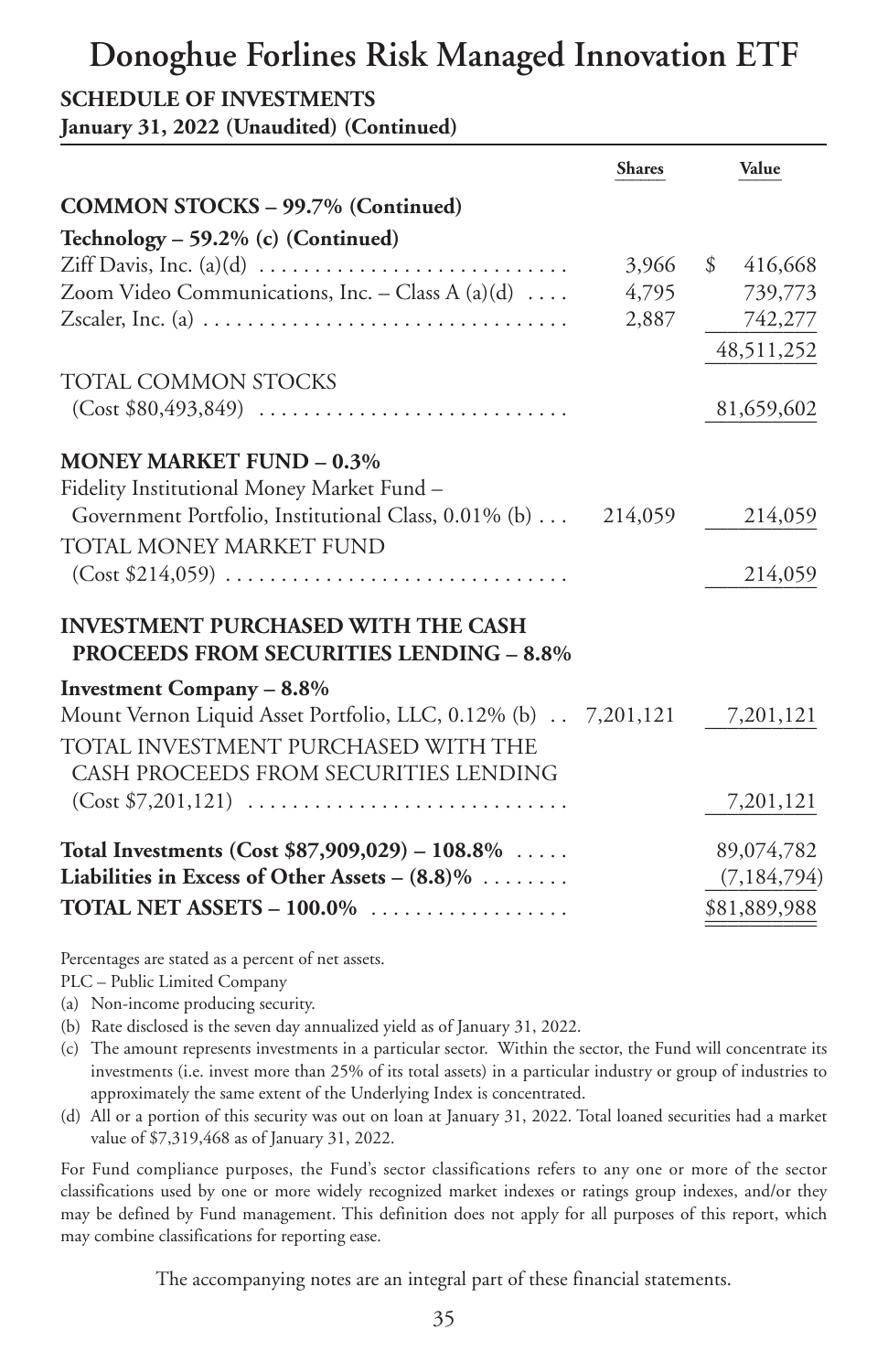# Donoghue Forlines Risk Managed Innovation ETF

**SCHEDULE OF INVESTMENTS**
**January 31, 2022 (Unaudited) (Continued)**

| | Shares | Value |
|---|---|---|
| **COMMON STOCKS – 99.7% (Continued)** | | |
| **Technology – 59.2% (c) (Continued)** | | |
| Ziff Davis, Inc. (a)(d) | 3,966 | $ 416,668 |
| Zoom Video Communications, Inc. – Class A (a)(d) | 4,795 | 739,773 |
| Zscaler, Inc. (a) | 2,887 | 742,277 |
| | | 48,511,252 |
| TOTAL COMMON STOCKS (Cost $80,493,849) | | 81,659,602 |
| **MONEY MARKET FUND – 0.3%** | | |
| Fidelity Institutional Money Market Fund – Government Portfolio, Institutional Class, 0.01% (b) | 214,059 | 214,059 |
| TOTAL MONEY MARKET FUND (Cost $214,059) | | 214,059 |
| **INVESTMENT PURCHASED WITH THE CASH PROCEEDS FROM SECURITIES LENDING – 8.8%** | | |
| **Investment Company – 8.8%** | | |
| Mount Vernon Liquid Asset Portfolio, LLC, 0.12% (b) | 7,201,121 | 7,201,121 |
| TOTAL INVESTMENT PURCHASED WITH THE CASH PROCEEDS FROM SECURITIES LENDING (Cost $7,201,121) | | 7,201,121 |
| **Total Investments (Cost $87,909,029) – 108.8%** | | 89,074,782 |
| **Liabilities in Excess of Other Assets – (8.8)%** | | (7,184,794) |
| **TOTAL NET ASSETS – 100.0%** | | $81,889,988 |

Percentages are stated as a percent of net assets.

PLC – Public Limited Company

(a) Non-income producing security.

(b) Rate disclosed is the seven day annualized yield as of January 31, 2022.

(c) The amount represents investments in a particular sector. Within the sector, the Fund will concentrate its investments (i.e. invest more than 25% of its total assets) in a particular industry or group of industries to approximately the same extent of the Underlying Index is concentrated.

(d) All or a portion of this security was out on loan at January 31, 2022. Total loaned securities had a market value of $7,319,468 as of January 31, 2022.

For Fund compliance purposes, the Fund's sector classifications refers to any one or more of the sector classifications used by one or more widely recognized market indexes or ratings group indexes, and/or they may be defined by Fund management. This definition does not apply for all purposes of this report, which may combine classifications for reporting ease.

The accompanying notes are an integral part of these financial statements.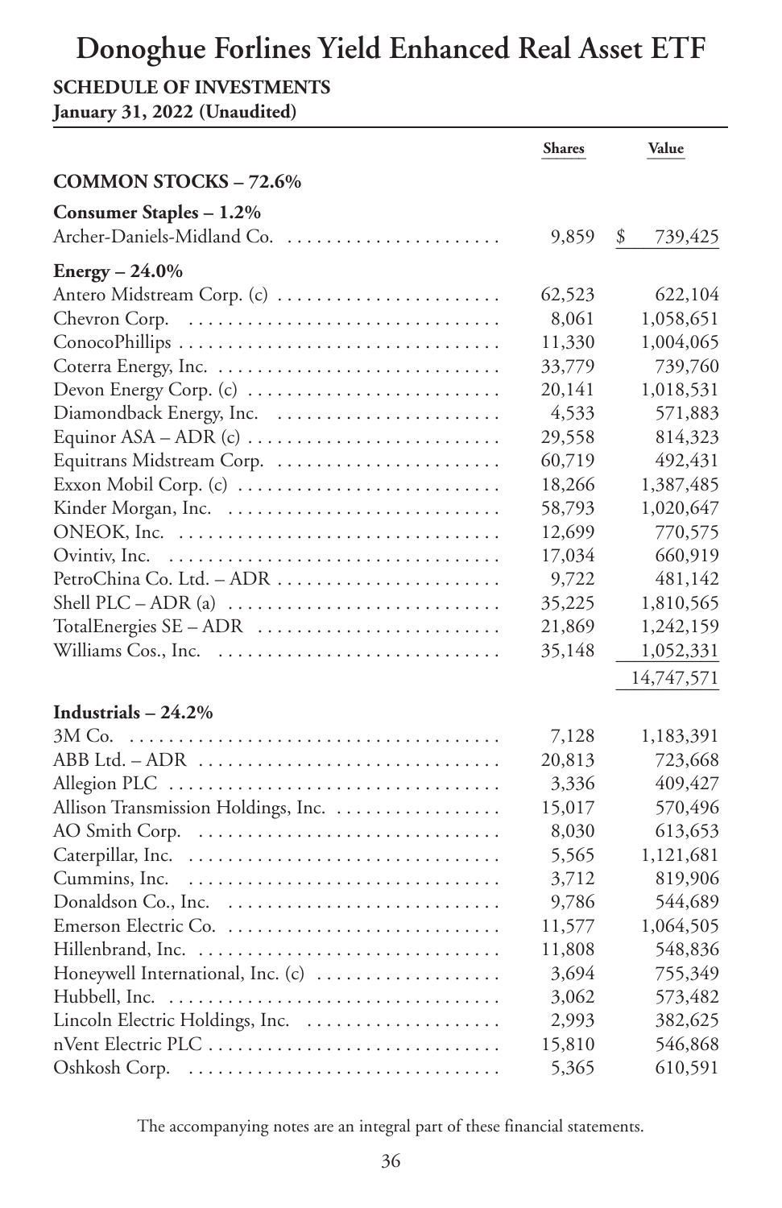# Donoghue Forlines Yield Enhanced Real Asset ETF

**SCHEDULE OF INVESTMENTS**
**January 31, 2022 (Unaudited)**

| | Shares | Value |
|---|---|---|
| **COMMON STOCKS – 72.6%** | | |
| **Consumer Staples – 1.2%** | | |
| Archer-Daniels-Midland Co. | 9,859 | $ 739,425 |
| **Energy – 24.0%** | | |
| Antero Midstream Corp. (c) | 62,523 | 622,104 |
| Chevron Corp. | 8,061 | 1,058,651 |
| ConocoPhillips | 11,330 | 1,004,065 |
| Coterra Energy, Inc. | 33,779 | 739,760 |
| Devon Energy Corp. (c) | 20,141 | 1,018,531 |
| Diamondback Energy, Inc. | 4,533 | 571,883 |
| Equinor ASA – ADR (c) | 29,558 | 814,323 |
| Equitrans Midstream Corp. | 60,719 | 492,431 |
| Exxon Mobil Corp. (c) | 18,266 | 1,387,485 |
| Kinder Morgan, Inc. | 58,793 | 1,020,647 |
| ONEOK, Inc. | 12,699 | 770,575 |
| Ovintiv, Inc. | 17,034 | 660,919 |
| PetroChina Co. Ltd. – ADR | 9,722 | 481,142 |
| Shell PLC – ADR (a) | 35,225 | 1,810,565 |
| TotalEnergies SE – ADR | 21,869 | 1,242,159 |
| Williams Cos., Inc. | 35,148 | 1,052,331 |
| | | 14,747,571 |
| **Industrials – 24.2%** | | |
| 3M Co. | 7,128 | 1,183,391 |
| ABB Ltd. – ADR | 20,813 | 723,668 |
| Allegion PLC | 3,336 | 409,427 |
| Allison Transmission Holdings, Inc. | 15,017 | 570,496 |
| AO Smith Corp. | 8,030 | 613,653 |
| Caterpillar, Inc. | 5,565 | 1,121,681 |
| Cummins, Inc. | 3,712 | 819,906 |
| Donaldson Co., Inc. | 9,786 | 544,689 |
| Emerson Electric Co. | 11,577 | 1,064,505 |
| Hillenbrand, Inc. | 11,808 | 548,836 |
| Honeywell International, Inc. (c) | 3,694 | 755,349 |
| Hubbell, Inc. | 3,062 | 573,482 |
| Lincoln Electric Holdings, Inc. | 2,993 | 382,625 |
| nVent Electric PLC | 15,810 | 546,868 |
| Oshkosh Corp. | 5,365 | 610,591 |

The accompanying notes are an integral part of these financial statements.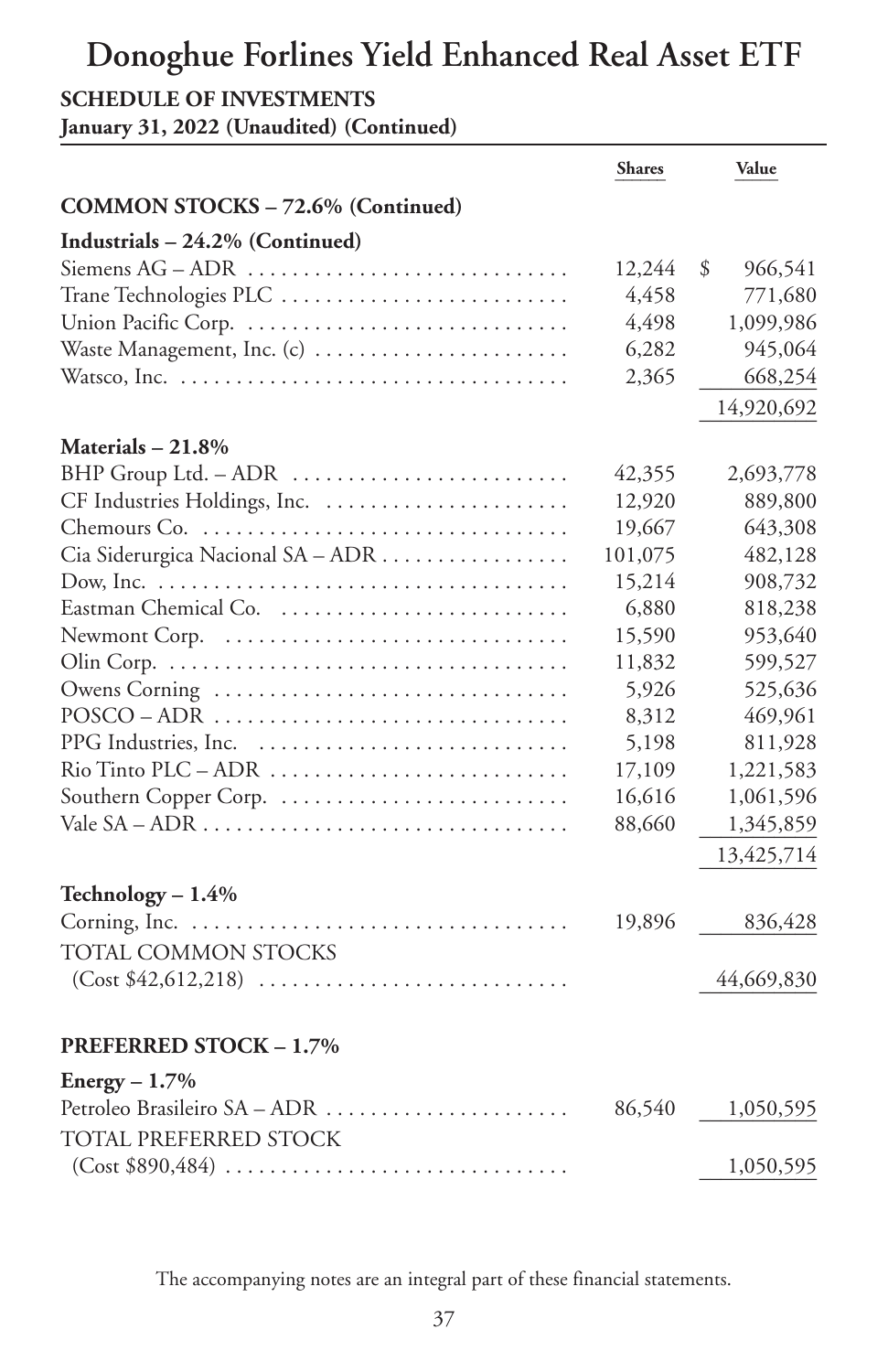# Donoghue Forlines Yield Enhanced Real Asset ETF

**SCHEDULE OF INVESTMENTS**
**January 31, 2022 (Unaudited) (Continued)**

| | Shares | Value |
|---|---|---|
| **COMMON STOCKS – 72.6% (Continued)** | | |
| **Industrials – 24.2% (Continued)** | | |
| Siemens AG – ADR | 12,244 | $ 966,541 |
| Trane Technologies PLC | 4,458 | 771,680 |
| Union Pacific Corp. | 4,498 | 1,099,986 |
| Waste Management, Inc. (c) | 6,282 | 945,064 |
| Watsco, Inc. | 2,365 | 668,254 |
| | | 14,920,692 |
| **Materials – 21.8%** | | |
| BHP Group Ltd. – ADR | 42,355 | 2,693,778 |
| CF Industries Holdings, Inc. | 12,920 | 889,800 |
| Chemours Co. | 19,667 | 643,308 |
| Cia Siderurgica Nacional SA – ADR | 101,075 | 482,128 |
| Dow, Inc. | 15,214 | 908,732 |
| Eastman Chemical Co. | 6,880 | 818,238 |
| Newmont Corp. | 15,590 | 953,640 |
| Olin Corp. | 11,832 | 599,527 |
| Owens Corning | 5,926 | 525,636 |
| POSCO – ADR | 8,312 | 469,961 |
| PPG Industries, Inc. | 5,198 | 811,928 |
| Rio Tinto PLC – ADR | 17,109 | 1,221,583 |
| Southern Copper Corp. | 16,616 | 1,061,596 |
| Vale SA – ADR | 88,660 | 1,345,859 |
| | | 13,425,714 |
| **Technology – 1.4%** | | |
| Corning, Inc. | 19,896 | 836,428 |
| TOTAL COMMON STOCKS (Cost $42,612,218) | | 44,669,830 |
| **PREFERRED STOCK – 1.7%** | | |
| **Energy – 1.7%** | | |
| Petroleo Brasileiro SA – ADR | 86,540 | 1,050,595 |
| TOTAL PREFERRED STOCK (Cost $890,484) | | 1,050,595 |

The accompanying notes are an integral part of these financial statements.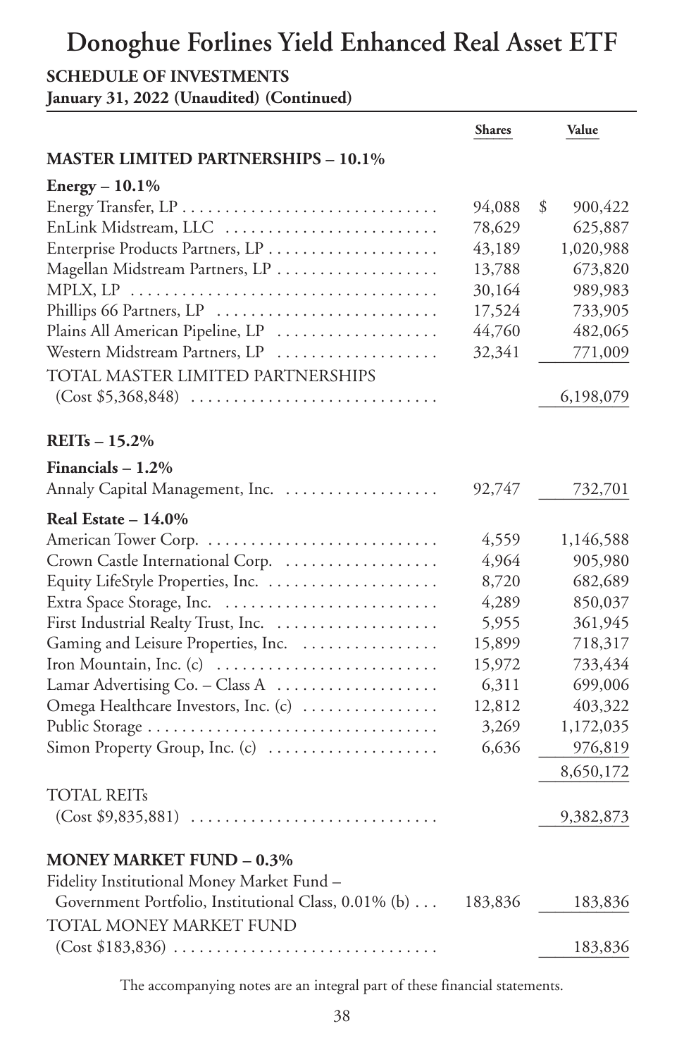# Donoghue Forlines Yield Enhanced Real Asset ETF

**SCHEDULE OF INVESTMENTS**
**January 31, 2022 (Unaudited) (Continued)**

| | Shares | Value |
|---|---|---|
| **MASTER LIMITED PARTNERSHIPS – 10.1%** | | |
| **Energy – 10.1%** | | |
| Energy Transfer, LP | 94,088 | $ 900,422 |
| EnLink Midstream, LLC | 78,629 | 625,887 |
| Enterprise Products Partners, LP | 43,189 | 1,020,988 |
| Magellan Midstream Partners, LP | 13,788 | 673,820 |
| MPLX, LP | 30,164 | 989,983 |
| Phillips 66 Partners, LP | 17,524 | 733,905 |
| Plains All American Pipeline, LP | 44,760 | 482,065 |
| Western Midstream Partners, LP | 32,341 | 771,009 |
| TOTAL MASTER LIMITED PARTNERSHIPS (Cost $5,368,848) | | 6,198,079 |
| **REITs – 15.2%** | | |
| **Financials – 1.2%** | | |
| Annaly Capital Management, Inc. | 92,747 | 732,701 |
| **Real Estate – 14.0%** | | |
| American Tower Corp. | 4,559 | 1,146,588 |
| Crown Castle International Corp. | 4,964 | 905,980 |
| Equity LifeStyle Properties, Inc. | 8,720 | 682,689 |
| Extra Space Storage, Inc. | 4,289 | 850,037 |
| First Industrial Realty Trust, Inc. | 5,955 | 361,945 |
| Gaming and Leisure Properties, Inc. | 15,899 | 718,317 |
| Iron Mountain, Inc. (c) | 15,972 | 733,434 |
| Lamar Advertising Co. – Class A | 6,311 | 699,006 |
| Omega Healthcare Investors, Inc. (c) | 12,812 | 403,322 |
| Public Storage | 3,269 | 1,172,035 |
| Simon Property Group, Inc. (c) | 6,636 | 976,819 |
| | | 8,650,172 |
| TOTAL REITs (Cost $9,835,881) | | 9,382,873 |
| **MONEY MARKET FUND – 0.3%** | | |
| Fidelity Institutional Money Market Fund – Government Portfolio, Institutional Class, 0.01% (b) | 183,836 | 183,836 |
| TOTAL MONEY MARKET FUND (Cost $183,836) | | 183,836 |

The accompanying notes are an integral part of these financial statements.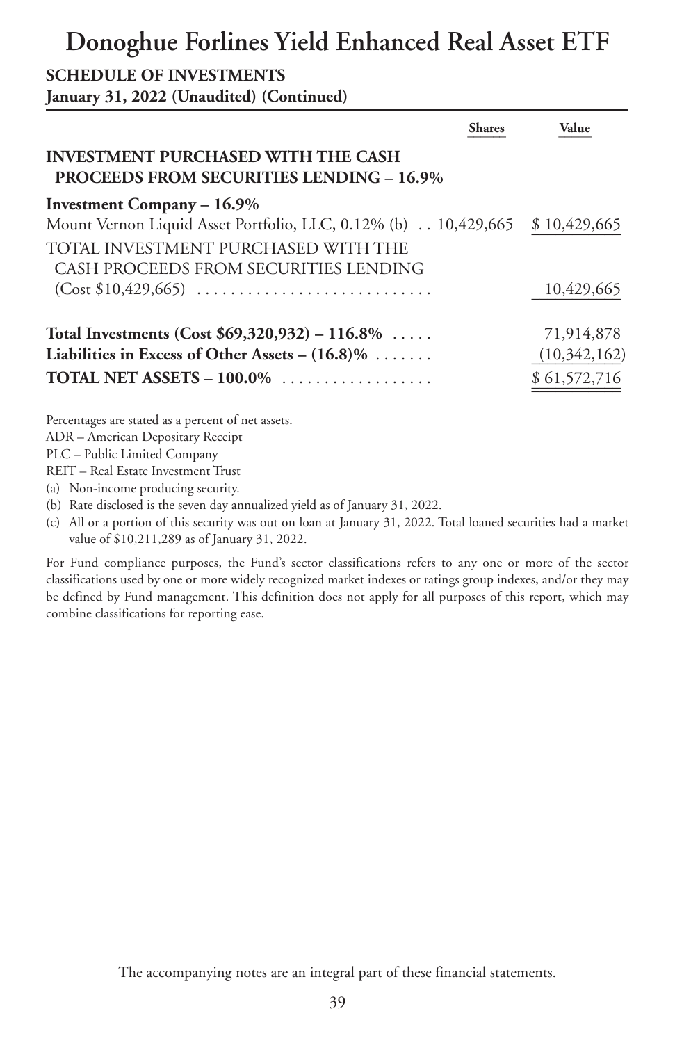# Donoghue Forlines Yield Enhanced Real Asset ETF

**SCHEDULE OF INVESTMENTS**
**January 31, 2022 (Unaudited) (Continued)**

| | Shares | Value |
|---|---|---|
| **INVESTMENT PURCHASED WITH THE CASH PROCEEDS FROM SECURITIES LENDING – 16.9%** | | |
| **Investment Company – 16.9%** | | |
| Mount Vernon Liquid Asset Portfolio, LLC, 0.12% (b) | 10,429,665 | $ 10,429,665 |
| TOTAL INVESTMENT PURCHASED WITH THE CASH PROCEEDS FROM SECURITIES LENDING (Cost $10,429,665) | | 10,429,665 |
| **Total Investments (Cost $69,320,932) – 116.8%** | | 71,914,878 |
| **Liabilities in Excess of Other Assets – (16.8)%** | | (10,342,162) |
| **TOTAL NET ASSETS – 100.0%** | | $ 61,572,716 |

Percentages are stated as a percent of net assets.
ADR – American Depositary Receipt
PLC – Public Limited Company
REIT – Real Estate Investment Trust

(a) Non-income producing security.
(b) Rate disclosed is the seven day annualized yield as of January 31, 2022.
(c) All or a portion of this security was out on loan at January 31, 2022. Total loaned securities had a market value of $10,211,289 as of January 31, 2022.

For Fund compliance purposes, the Fund's sector classifications refers to any one or more of the sector classifications used by one or more widely recognized market indexes or ratings group indexes, and/or they may be defined by Fund management. This definition does not apply for all purposes of this report, which may combine classifications for reporting ease.

The accompanying notes are an integral part of these financial statements.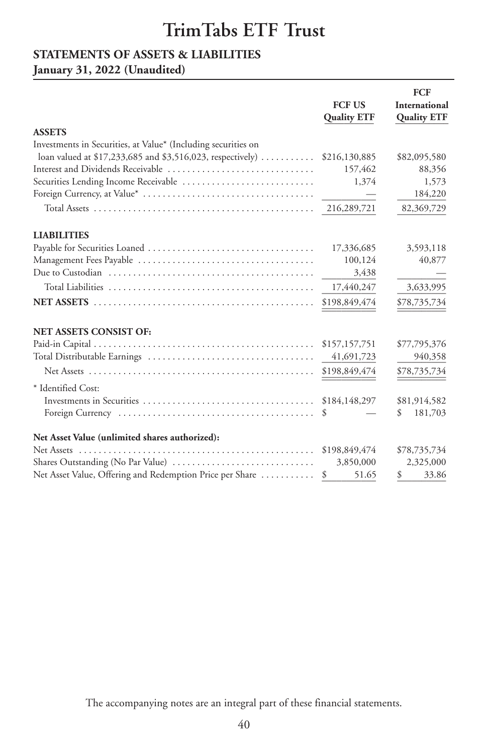# TrimTabs ETF Trust

## STATEMENTS OF ASSETS & LIABILITIES
### January 31, 2022 (Unaudited)

| | FCF US Quality ETF | FCF International Quality ETF |
|---|---|---|
| **ASSETS** | | |
| Investments in Securities, at Value* (Including securities on loan valued at $17,233,685 and $3,516,023, respectively) | $216,130,885 | $82,095,580 |
| Interest and Dividends Receivable | 157,462 | 88,356 |
| Securities Lending Income Receivable | 1,374 | 1,573 |
| Foreign Currency, at Value* | — | 184,220 |
| Total Assets | 216,289,721 | 82,369,729 |
| **LIABILITIES** | | |
| Payable for Securities Loaned | 17,336,685 | 3,593,118 |
| Management Fees Payable | 100,124 | 40,877 |
| Due to Custodian | 3,438 | — |
| Total Liabilities | 17,440,247 | 3,633,995 |
| **NET ASSETS** | $198,849,474 | $78,735,734 |
| **NET ASSETS CONSIST OF:** | | |
| Paid-in Capital | $157,157,751 | $77,795,376 |
| Total Distributable Earnings | 41,691,723 | 940,358 |
| Net Assets | $198,849,474 | $78,735,734 |
| * Identified Cost: | | |
| Investments in Securities | $184,148,297 | $81,914,582 |
| Foreign Currency | $ — | $ 181,703 |
| **Net Asset Value (unlimited shares authorized):** | | |
| Net Assets | $198,849,474 | $78,735,734 |
| Shares Outstanding (No Par Value) | 3,850,000 | 2,325,000 |
| Net Asset Value, Offering and Redemption Price per Share | $ 51.65 | $ 33.86 |

The accompanying notes are an integral part of these financial statements.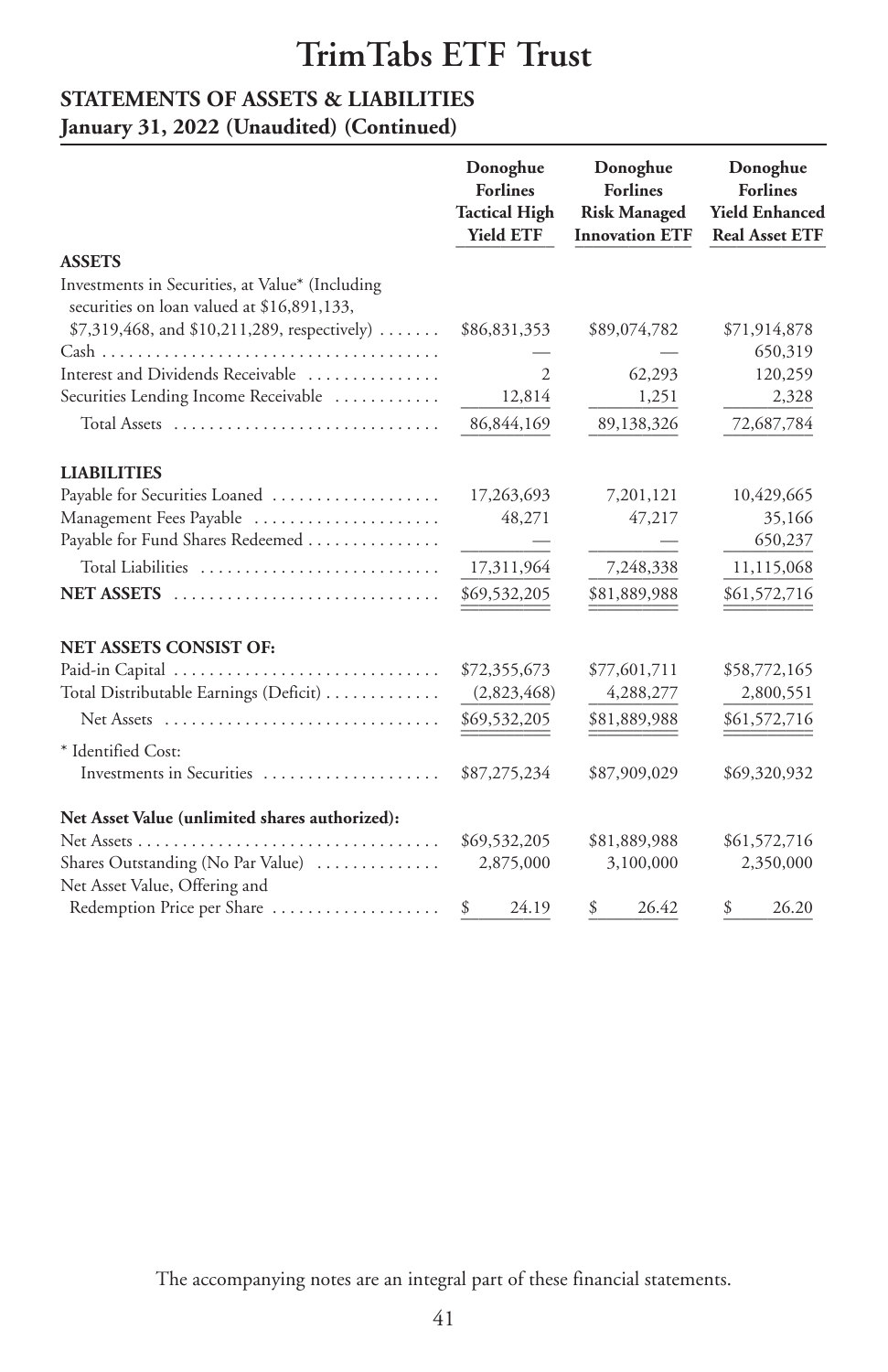# TrimTabs ETF Trust

## STATEMENTS OF ASSETS & LIABILITIES

### January 31, 2022 (Unaudited) (Continued)

| | Donoghue Forlines Tactical High Yield ETF | Donoghue Forlines Risk Managed Innovation ETF | Donoghue Forlines Yield Enhanced Real Asset ETF |
|---|---|---|---|
| **ASSETS** | | | |
| Investments in Securities, at Value* (Including securities on loan valued at $16,891,133, $7,319,468, and $10,211,289, respectively) | $86,831,353 | $89,074,782 | $71,914,878 |
| Cash | — | — | 650,319 |
| Interest and Dividends Receivable | 2 | 62,293 | 120,259 |
| Securities Lending Income Receivable | 12,814 | 1,251 | 2,328 |
| Total Assets | 86,844,169 | 89,138,326 | 72,687,784 |
| **LIABILITIES** | | | |
| Payable for Securities Loaned | 17,263,693 | 7,201,121 | 10,429,665 |
| Management Fees Payable | 48,271 | 47,217 | 35,166 |
| Payable for Fund Shares Redeemed | — | — | 650,237 |
| Total Liabilities | 17,311,964 | 7,248,338 | 11,115,068 |
| **NET ASSETS** | $69,532,205 | $81,889,988 | $61,572,716 |
| **NET ASSETS CONSIST OF:** | | | |
| Paid-in Capital | $72,355,673 | $77,601,711 | $58,772,165 |
| Total Distributable Earnings (Deficit) | (2,823,468) | 4,288,277 | 2,800,551 |
| Net Assets | $69,532,205 | $81,889,988 | $61,572,716 |
| * Identified Cost: | | | |
| Investments in Securities | $87,275,234 | $87,909,029 | $69,320,932 |
| **Net Asset Value (unlimited shares authorized):** | | | |
| Net Assets | $69,532,205 | $81,889,988 | $61,572,716 |
| Shares Outstanding (No Par Value) | 2,875,000 | 3,100,000 | 2,350,000 |
| Net Asset Value, Offering and Redemption Price per Share | $ 24.19 | $ 26.42 | $ 26.20 |

The accompanying notes are an integral part of these financial statements.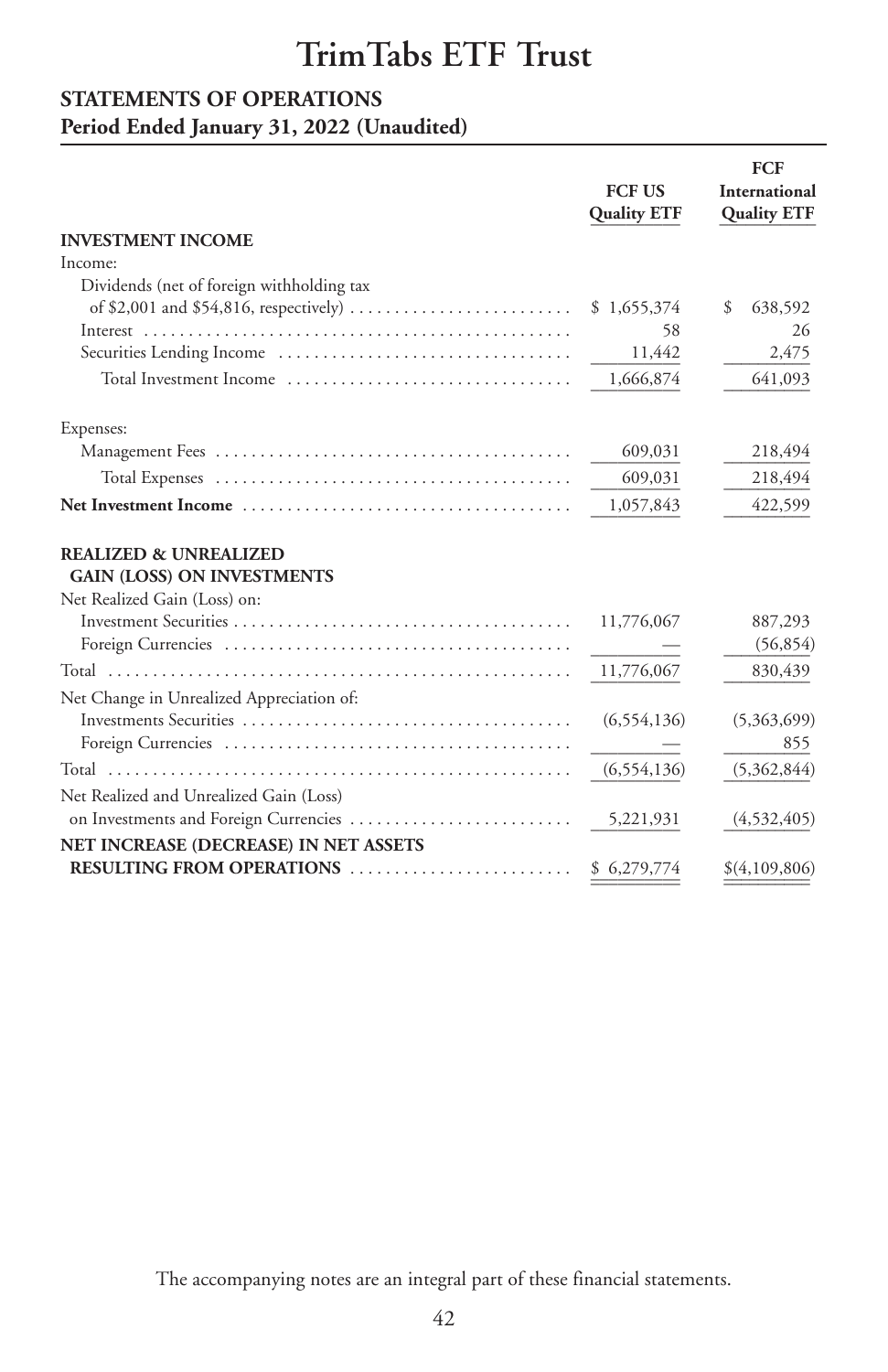# TrimTabs ETF Trust

## STATEMENTS OF OPERATIONS
## Period Ended January 31, 2022 (Unaudited)

| | FCF US Quality ETF | FCF International Quality ETF |
|---|---|---|
| **INVESTMENT INCOME** | | |
| Income: | | |
| Dividends (net of foreign withholding tax of $2,001 and $54,816, respectively) | $ 1,655,374 | $ 638,592 |
| Interest | 58 | 26 |
| Securities Lending Income | 11,442 | 2,475 |
| Total Investment Income | 1,666,874 | 641,093 |
| Expenses: | | |
| Management Fees | 609,031 | 218,494 |
| Total Expenses | 609,031 | 218,494 |
| **Net Investment Income** | 1,057,843 | 422,599 |
| **REALIZED & UNREALIZED GAIN (LOSS) ON INVESTMENTS** | | |
| Net Realized Gain (Loss) on: | | |
| Investment Securities | 11,776,067 | 887,293 |
| Foreign Currencies | — | (56,854) |
| Total | 11,776,067 | 830,439 |
| Net Change in Unrealized Appreciation of: | | |
| Investments Securities | (6,554,136) | (5,363,699) |
| Foreign Currencies | — | 855 |
| Total | (6,554,136) | (5,362,844) |
| Net Realized and Unrealized Gain (Loss) on Investments and Foreign Currencies | 5,221,931 | (4,532,405) |
| **NET INCREASE (DECREASE) IN NET ASSETS RESULTING FROM OPERATIONS** | $ 6,279,774 | $(4,109,806) |

The accompanying notes are an integral part of these financial statements.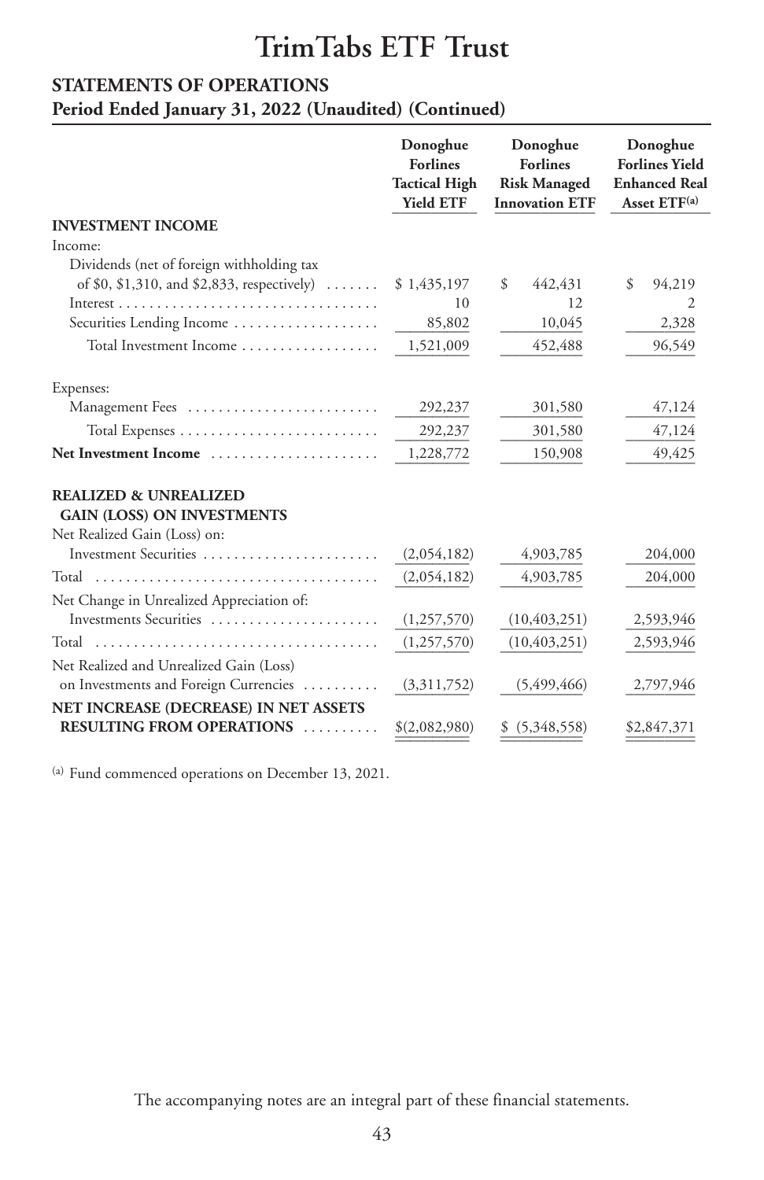# TrimTabs ETF Trust

## STATEMENTS OF OPERATIONS

### Period Ended January 31, 2022 (Unaudited) (Continued)

| | Donoghue Forlines Tactical High Yield ETF | Donoghue Forlines Risk Managed Innovation ETF | Donoghue Forlines Yield Enhanced Real Asset ETF[(a)] |
|---|---|---|---|
| **INVESTMENT INCOME** | | | |
| Income: | | | |
| Dividends (net of foreign withholding tax of $0, $1,310, and $2,833, respectively) | $ 1,435,197 | $ 442,431 | $ 94,219 |
| Interest | 10 | 12 | 2 |
| Securities Lending Income | 85,802 | 10,045 | 2,328 |
| Total Investment Income | 1,521,009 | 452,488 | 96,549 |
| Expenses: | | | |
| Management Fees | 292,237 | 301,580 | 47,124 |
| Total Expenses | 292,237 | 301,580 | 47,124 |
| **Net Investment Income** | 1,228,772 | 150,908 | 49,425 |
| **REALIZED & UNREALIZED GAIN (LOSS) ON INVESTMENTS** | | | |
| Net Realized Gain (Loss) on: | | | |
| Investment Securities | (2,054,182) | 4,903,785 | 204,000 |
| Total | (2,054,182) | 4,903,785 | 204,000 |
| Net Change in Unrealized Appreciation of: | | | |
| Investments Securities | (1,257,570) | (10,403,251) | 2,593,946 |
| Total | (1,257,570) | (10,403,251) | 2,593,946 |
| Net Realized and Unrealized Gain (Loss) on Investments and Foreign Currencies | (3,311,752) | (5,499,466) | 2,797,946 |
| **NET INCREASE (DECREASE) IN NET ASSETS RESULTING FROM OPERATIONS** | $(2,082,980) | $ (5,348,558) | $2,847,371 |

(a) Fund commenced operations on December 13, 2021.

The accompanying notes are an integral part of these financial statements.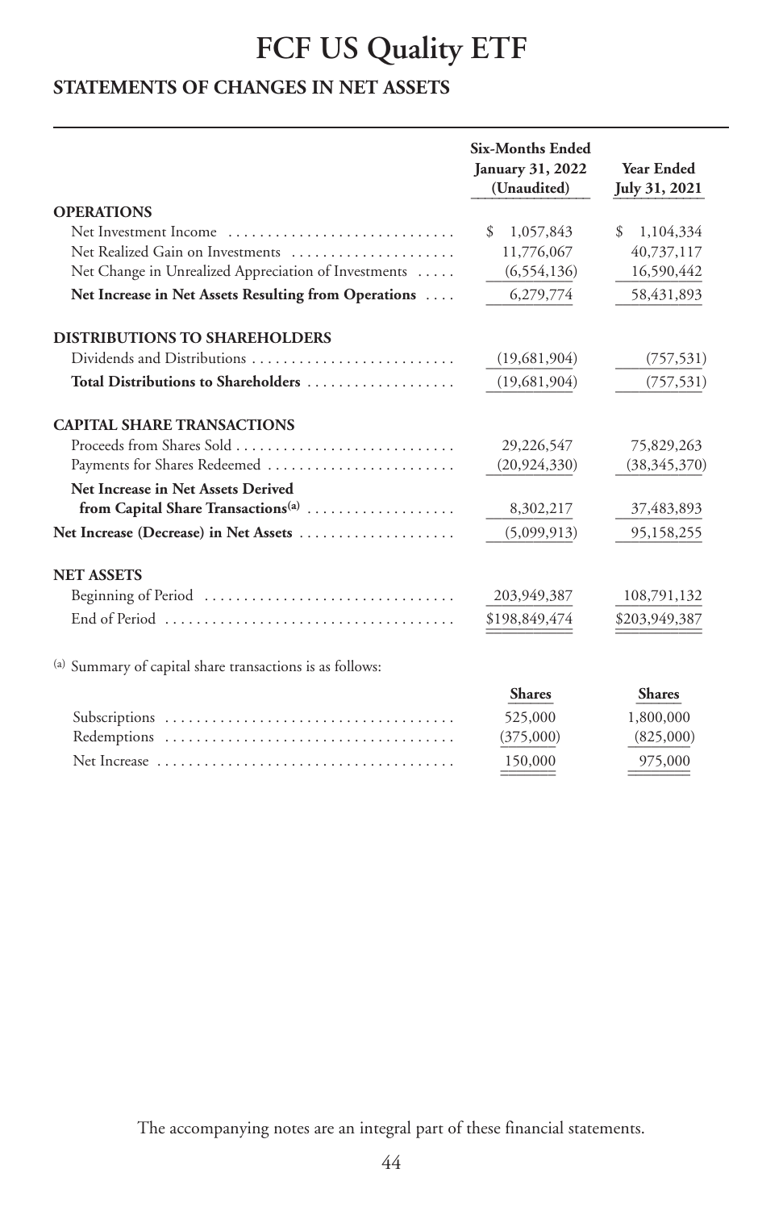# FCF US Quality ETF

## STATEMENTS OF CHANGES IN NET ASSETS

| | Six-Months Ended January 31, 2022 (Unaudited) | Year Ended July 31, 2021 |
|---|---|---|
| **OPERATIONS** | | |
| Net Investment Income | $ 1,057,843 | $ 1,104,334 |
| Net Realized Gain on Investments | 11,776,067 | 40,737,117 |
| Net Change in Unrealized Appreciation of Investments | (6,554,136) | 16,590,442 |
| **Net Increase in Net Assets Resulting from Operations** | 6,279,774 | 58,431,893 |
| **DISTRIBUTIONS TO SHAREHOLDERS** | | |
| Dividends and Distributions | (19,681,904) | (757,531) |
| **Total Distributions to Shareholders** | (19,681,904) | (757,531) |
| **CAPITAL SHARE TRANSACTIONS** | | |
| Proceeds from Shares Sold | 29,226,547 | 75,829,263 |
| Payments for Shares Redeemed | (20,924,330) | (38,345,370) |
| **Net Increase in Net Assets Derived from Capital Share Transactions[a]** | 8,302,217 | 37,483,893 |
| **Net Increase (Decrease) in Net Assets** | (5,099,913) | 95,158,255 |
| **NET ASSETS** | | |
| Beginning of Period | 203,949,387 | 108,791,132 |
| End of Period | $198,849,474 | $203,949,387 |

[a] Summary of capital share transactions is as follows:

| | Shares | Shares |
|---|---|---|
| Subscriptions | 525,000 | 1,800,000 |
| Redemptions | (375,000) | (825,000) |
| Net Increase | 150,000 | 975,000 |

The accompanying notes are an integral part of these financial statements.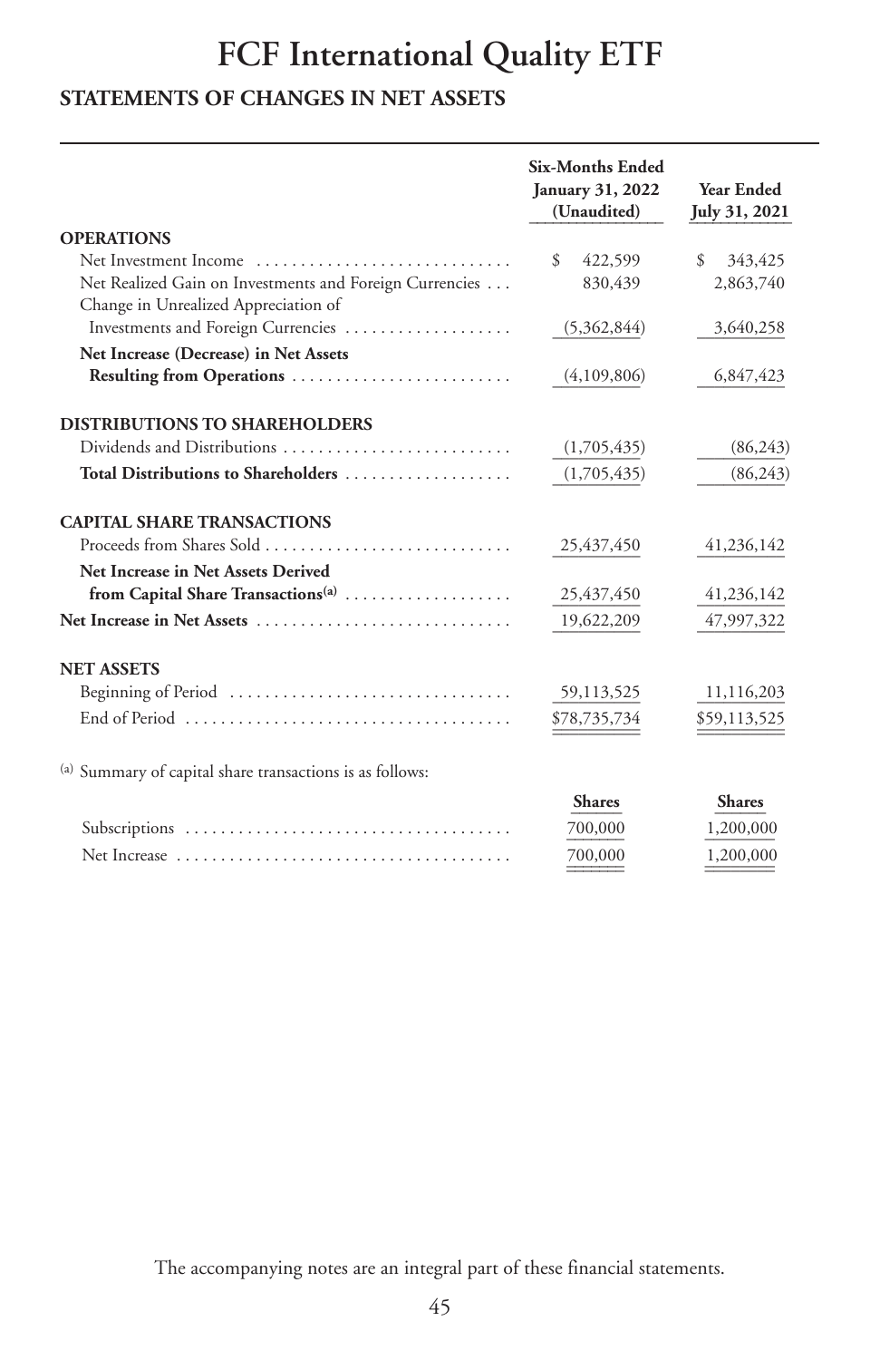# FCF International Quality ETF

## STATEMENTS OF CHANGES IN NET ASSETS

| | Six-Months Ended January 31, 2022 (Unaudited) | Year Ended July 31, 2021 |
|---|---|---|
| **OPERATIONS** | | |
| Net Investment Income | $ 422,599 | $ 343,425 |
| Net Realized Gain on Investments and Foreign Currencies | 830,439 | 2,863,740 |
| Change in Unrealized Appreciation of Investments and Foreign Currencies | (5,362,844) | 3,640,258 |
| **Net Increase (Decrease) in Net Assets Resulting from Operations** | (4,109,806) | 6,847,423 |
| **DISTRIBUTIONS TO SHAREHOLDERS** | | |
| Dividends and Distributions | (1,705,435) | (86,243) |
| **Total Distributions to Shareholders** | (1,705,435) | (86,243) |
| **CAPITAL SHARE TRANSACTIONS** | | |
| Proceeds from Shares Sold | 25,437,450 | 41,236,142 |
| **Net Increase in Net Assets Derived from Capital Share Transactions[(a)]** | 25,437,450 | 41,236,142 |
| **Net Increase in Net Assets** | 19,622,209 | 47,997,322 |
| **NET ASSETS** | | |
| Beginning of Period | 59,113,525 | 11,116,203 |
| End of Period | $78,735,734 | $59,113,525 |

(a) Summary of capital share transactions is as follows:

| | Shares | Shares |
|---|---|---|
| Subscriptions | 700,000 | 1,200,000 |
| Net Increase | 700,000 | 1,200,000 |

The accompanying notes are an integral part of these financial statements.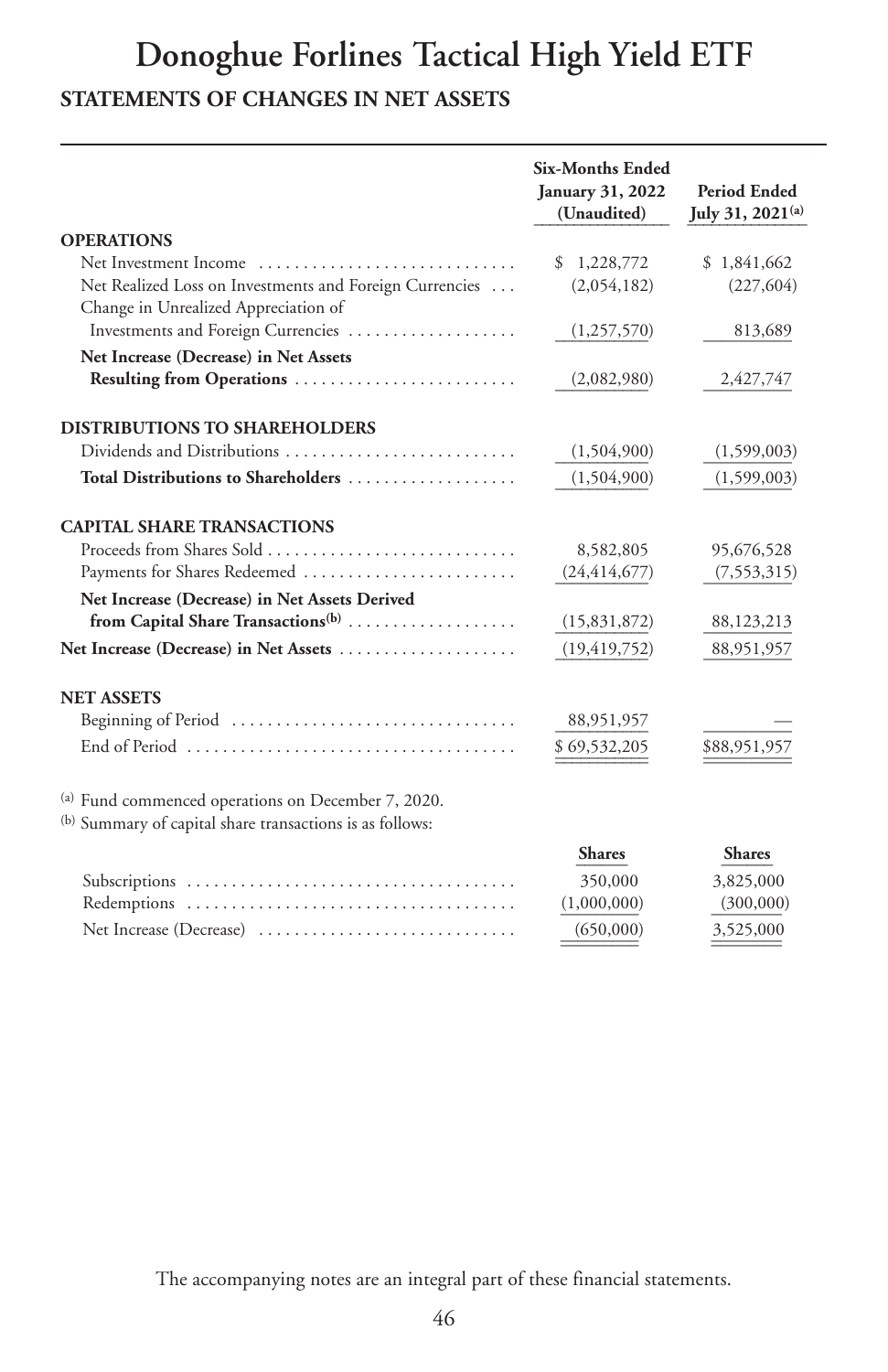# Donoghue Forlines Tactical High Yield ETF

## STATEMENTS OF CHANGES IN NET ASSETS

| | Six-Months Ended January 31, 2022 (Unaudited) | Period Ended July 31, 2021[(a)] |
|---|---|---|
| **OPERATIONS** | | |
| Net Investment Income | $ 1,228,772 | $ 1,841,662 |
| Net Realized Loss on Investments and Foreign Currencies | (2,054,182) | (227,604) |
| Change in Unrealized Appreciation of Investments and Foreign Currencies | (1,257,570) | 813,689 |
| **Net Increase (Decrease) in Net Assets Resulting from Operations** | (2,082,980) | 2,427,747 |
| **DISTRIBUTIONS TO SHAREHOLDERS** | | |
| Dividends and Distributions | (1,504,900) | (1,599,003) |
| **Total Distributions to Shareholders** | (1,504,900) | (1,599,003) |
| **CAPITAL SHARE TRANSACTIONS** | | |
| Proceeds from Shares Sold | 8,582,805 | 95,676,528 |
| Payments for Shares Redeemed | (24,414,677) | (7,553,315) |
| **Net Increase (Decrease) in Net Assets Derived from Capital Share Transactions[(b)]** | (15,831,872) | 88,123,213 |
| **Net Increase (Decrease) in Net Assets** | (19,419,752) | 88,951,957 |
| **NET ASSETS** | | |
| Beginning of Period | 88,951,957 | — |
| End of Period | $ 69,532,205 | $88,951,957 |

(a) Fund commenced operations on December 7, 2020.

(b) Summary of capital share transactions is as follows:

| | Shares | Shares |
|---|---|---|
| Subscriptions | 350,000 | 3,825,000 |
| Redemptions | (1,000,000) | (300,000) |
| Net Increase (Decrease) | (650,000) | 3,525,000 |

The accompanying notes are an integral part of these financial statements.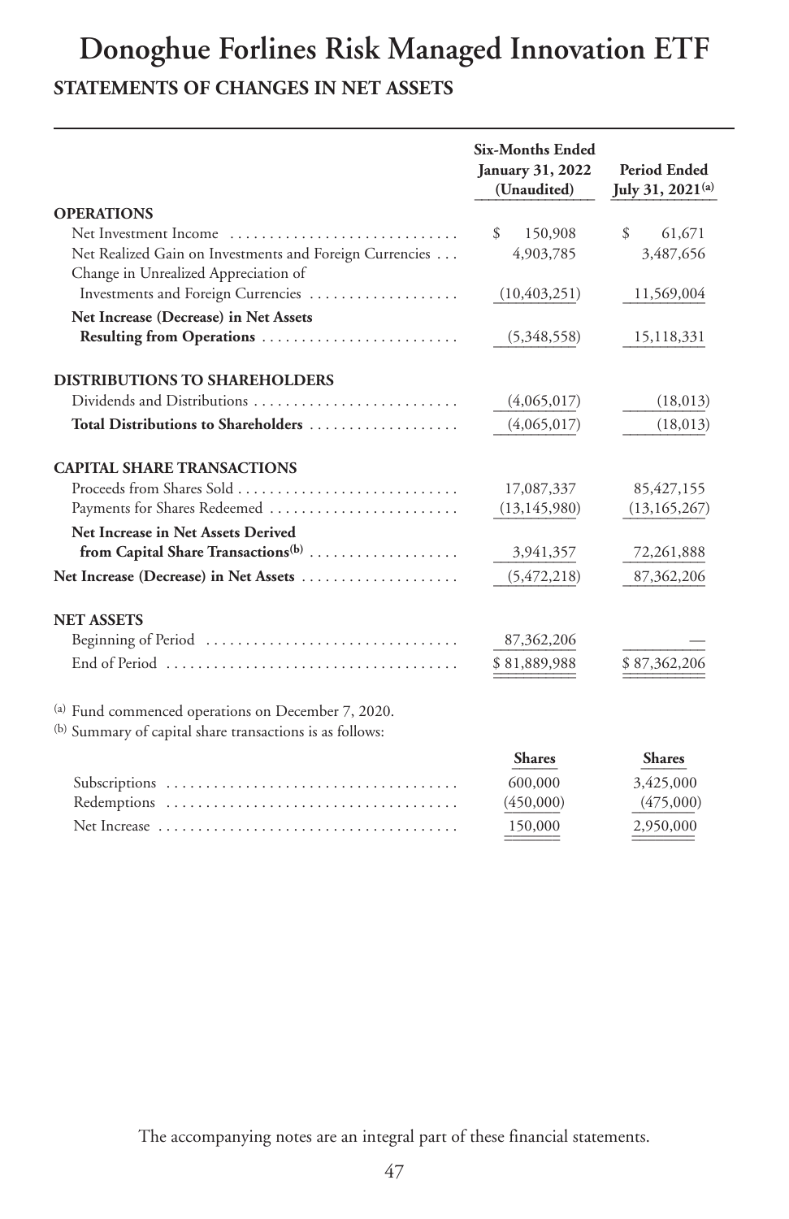# Donoghue Forlines Risk Managed Innovation ETF

## STATEMENTS OF CHANGES IN NET ASSETS

| | Six-Months Ended January 31, 2022 (Unaudited) | Period Ended July 31, 2021[(a)] |
|---|---|---|
| **OPERATIONS** | | |
| Net Investment Income | $ 150,908 | $ 61,671 |
| Net Realized Gain on Investments and Foreign Currencies | 4,903,785 | 3,487,656 |
| Change in Unrealized Appreciation of Investments and Foreign Currencies | (10,403,251) | 11,569,004 |
| **Net Increase (Decrease) in Net Assets Resulting from Operations** | (5,348,558) | 15,118,331 |
| **DISTRIBUTIONS TO SHAREHOLDERS** | | |
| Dividends and Distributions | (4,065,017) | (18,013) |
| **Total Distributions to Shareholders** | (4,065,017) | (18,013) |
| **CAPITAL SHARE TRANSACTIONS** | | |
| Proceeds from Shares Sold | 17,087,337 | 85,427,155 |
| Payments for Shares Redeemed | (13,145,980) | (13,165,267) |
| **Net Increase in Net Assets Derived from Capital Share Transactions[(b)]** | 3,941,357 | 72,261,888 |
| **Net Increase (Decrease) in Net Assets** | (5,472,218) | 87,362,206 |
| **NET ASSETS** | | |
| Beginning of Period | 87,362,206 | — |
| End of Period | $ 81,889,988 | $ 87,362,206 |

(a) Fund commenced operations on December 7, 2020.

(b) Summary of capital share transactions is as follows:

| | Shares | Shares |
|---|---|---|
| Subscriptions | 600,000 | 3,425,000 |
| Redemptions | (450,000) | (475,000) |
| Net Increase | 150,000 | 2,950,000 |

The accompanying notes are an integral part of these financial statements.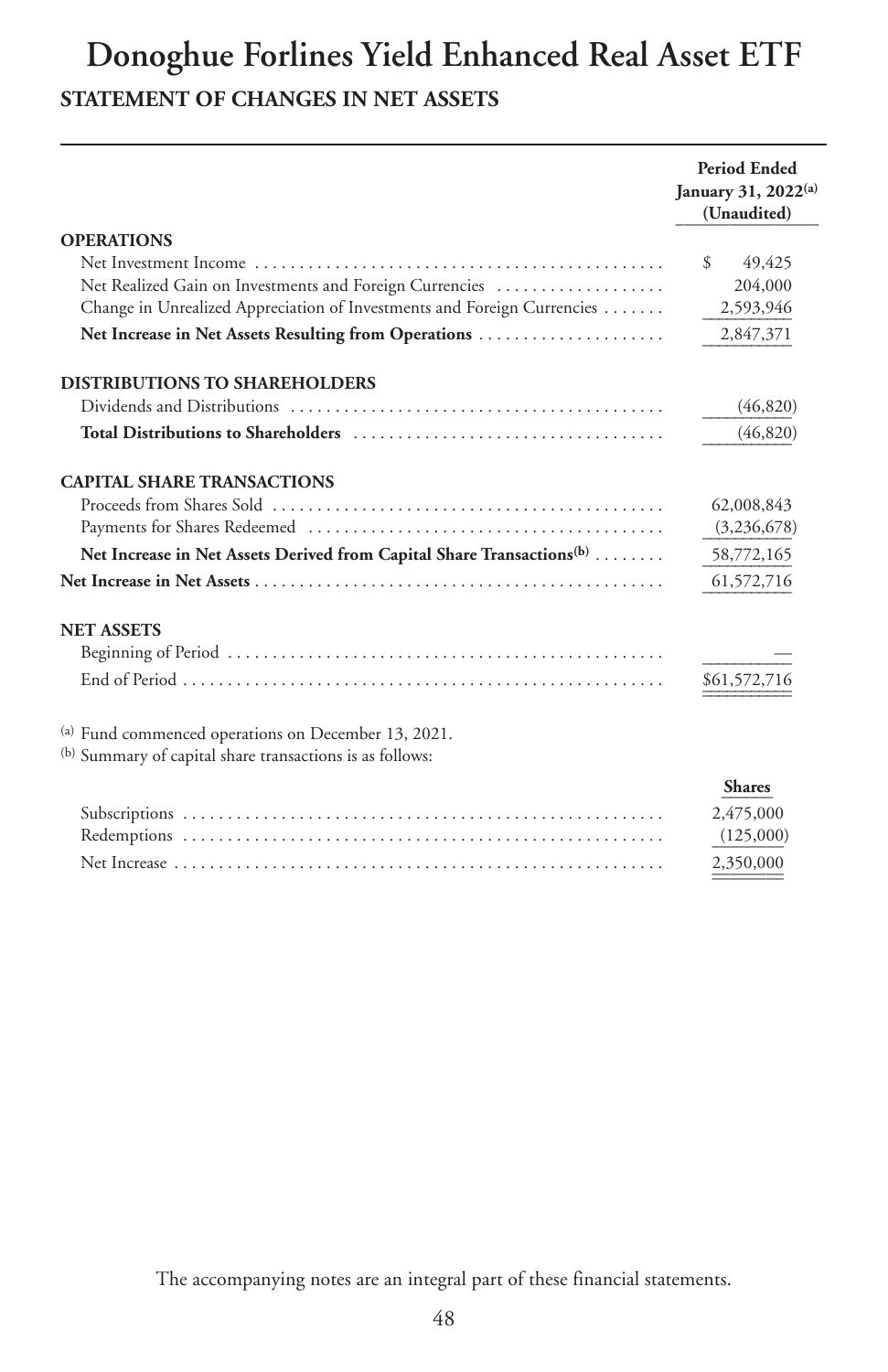# Donoghue Forlines Yield Enhanced Real Asset ETF

## STATEMENT OF CHANGES IN NET ASSETS

| | Period Ended January 31, 2022[(a)] (Unaudited) |
|---|---|
| **OPERATIONS** | |
| Net Investment Income | $ 49,425 |
| Net Realized Gain on Investments and Foreign Currencies | 204,000 |
| Change in Unrealized Appreciation of Investments and Foreign Currencies | 2,593,946 |
| **Net Increase in Net Assets Resulting from Operations** | 2,847,371 |
| **DISTRIBUTIONS TO SHAREHOLDERS** | |
| Dividends and Distributions | (46,820) |
| **Total Distributions to Shareholders** | (46,820) |
| **CAPITAL SHARE TRANSACTIONS** | |
| Proceeds from Shares Sold | 62,008,843 |
| Payments for Shares Redeemed | (3,236,678) |
| **Net Increase in Net Assets Derived from Capital Share Transactions[(b)]** | 58,772,165 |
| **Net Increase in Net Assets** | 61,572,716 |
| **NET ASSETS** | |
| Beginning of Period | — |
| End of Period | $61,572,716 |

(a) Fund commenced operations on December 13, 2021.

(b) Summary of capital share transactions is as follows:

| | Shares |
|---|---|
| Subscriptions | 2,475,000 |
| Redemptions | (125,000) |
| Net Increase | 2,350,000 |

The accompanying notes are an integral part of these financial statements.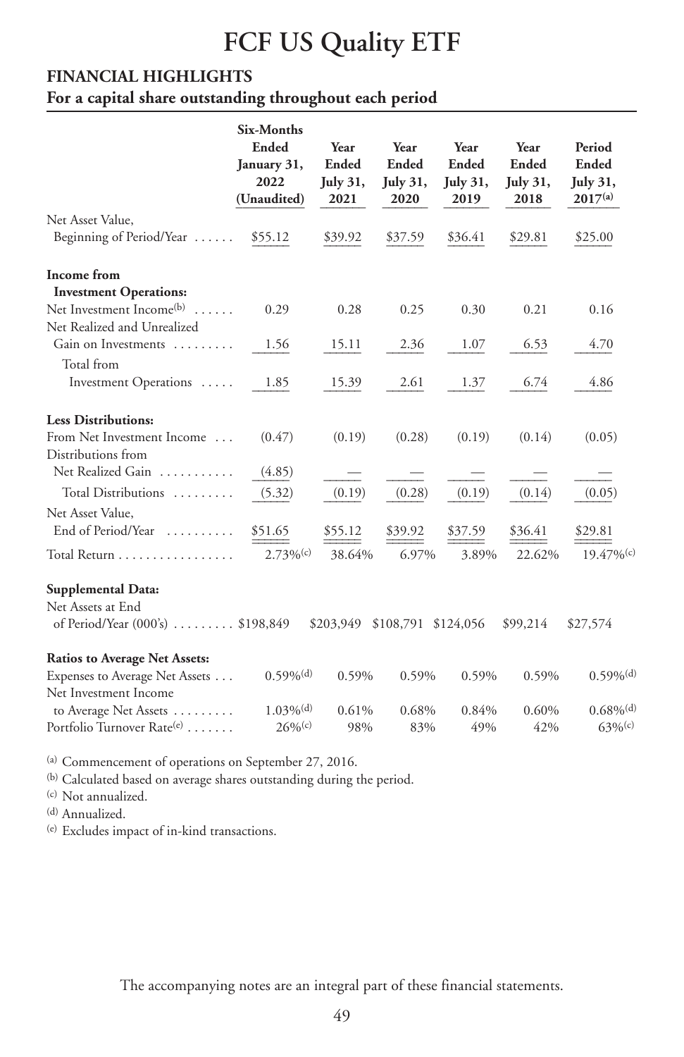# FCF US Quality ETF

## FINANCIAL HIGHLIGHTS

### For a capital share outstanding throughout each period

| | Six-Months Ended January 31, 2022 (Unaudited) | Year Ended July 31, 2021 | Year Ended July 31, 2020 | Year Ended July 31, 2019 | Year Ended July 31, 2018 | Period Ended July 31, 2017[(a)] |
|---|---|---|---|---|---|---|
| Net Asset Value, Beginning of Period/Year | $55.12 | $39.92 | $37.59 | $36.41 | $29.81 | $25.00 |
| **Income from Investment Operations:** | | | | | | |
| Net Investment Income[(b)] | 0.29 | 0.28 | 0.25 | 0.30 | 0.21 | 0.16 |
| Net Realized and Unrealized Gain on Investments | 1.56 | 15.11 | 2.36 | 1.07 | 6.53 | 4.70 |
| Total from Investment Operations | 1.85 | 15.39 | 2.61 | 1.37 | 6.74 | 4.86 |
| **Less Distributions:** | | | | | | |
| From Net Investment Income | (0.47) | (0.19) | (0.28) | (0.19) | (0.14) | (0.05) |
| Distributions from Net Realized Gain | (4.85) | — | — | — | — | — |
| Total Distributions | (5.32) | (0.19) | (0.28) | (0.19) | (0.14) | (0.05) |
| Net Asset Value, End of Period/Year | $51.65 | $55.12 | $39.92 | $37.59 | $36.41 | $29.81 |
| Total Return | 2.73%[(c)] | 38.64% | 6.97% | 3.89% | 22.62% | 19.47%[(c)] |
| **Supplemental Data:** | | | | | | |
| Net Assets at End of Period/Year (000's) | $198,849 | $203,949 | $108,791 | $124,056 | $99,214 | $27,574 |
| **Ratios to Average Net Assets:** | | | | | | |
| Expenses to Average Net Assets | 0.59%[(d)] | 0.59% | 0.59% | 0.59% | 0.59% | 0.59%[(d)] |
| Net Investment Income to Average Net Assets | 1.03%[(d)] | 0.61% | 0.68% | 0.84% | 0.60% | 0.68%[(d)] |
| Portfolio Turnover Rate[(e)] | 26%[(c)] | 98% | 83% | 49% | 42% | 63%[(c)] |

[(a)] Commencement of operations on September 27, 2016.

[(b)] Calculated based on average shares outstanding during the period.

[(c)] Not annualized.

[(d)] Annualized.

[(e)] Excludes impact of in-kind transactions.

The accompanying notes are an integral part of these financial statements.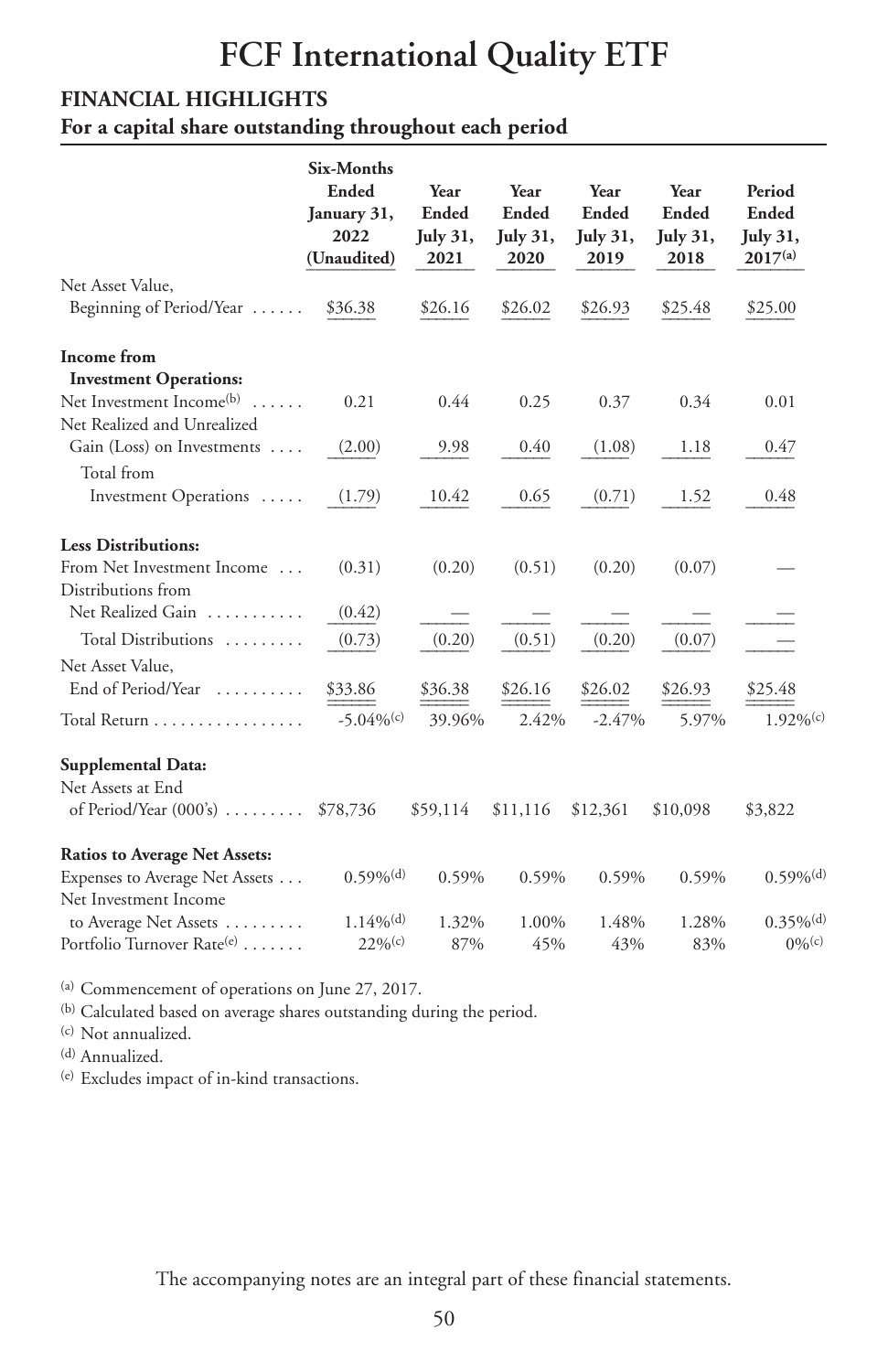# FCF International Quality ETF

## FINANCIAL HIGHLIGHTS

### For a capital share outstanding throughout each period

| | Six-Months Ended January 31, 2022 (Unaudited) | Year Ended July 31, 2021 | Year Ended July 31, 2020 | Year Ended July 31, 2019 | Year Ended July 31, 2018 | Period Ended July 31, 2017[(a)] |
|---|---|---|---|---|---|---|
| Net Asset Value, Beginning of Period/Year | $36.38 | $26.16 | $26.02 | $26.93 | $25.48 | $25.00 |
| **Income from Investment Operations:** | | | | | | |
| Net Investment Income[(b)] | 0.21 | 0.44 | 0.25 | 0.37 | 0.34 | 0.01 |
| Net Realized and Unrealized Gain (Loss) on Investments | (2.00) | 9.98 | 0.40 | (1.08) | 1.18 | 0.47 |
| Total from Investment Operations | (1.79) | 10.42 | 0.65 | (0.71) | 1.52 | 0.48 |
| **Less Distributions:** | | | | | | |
| From Net Investment Income | (0.31) | (0.20) | (0.51) | (0.20) | (0.07) | — |
| Distributions from Net Realized Gain | (0.42) | — | — | — | — | — |
| Total Distributions | (0.73) | (0.20) | (0.51) | (0.20) | (0.07) | — |
| Net Asset Value, End of Period/Year | $33.86 | $36.38 | $26.16 | $26.02 | $26.93 | $25.48 |
| Total Return | -5.04%[(c)] | 39.96% | 2.42% | -2.47% | 5.97% | 1.92%[(c)] |
| **Supplemental Data:** | | | | | | |
| Net Assets at End of Period/Year (000's) | $78,736 | $59,114 | $11,116 | $12,361 | $10,098 | $3,822 |
| **Ratios to Average Net Assets:** | | | | | | |
| Expenses to Average Net Assets | 0.59%[(d)] | 0.59% | 0.59% | 0.59% | 0.59% | 0.59%[(d)] |
| Net Investment Income to Average Net Assets | 1.14%[(d)] | 1.32% | 1.00% | 1.48% | 1.28% | 0.35%[(d)] |
| Portfolio Turnover Rate[(e)] | 22%[(c)] | 87% | 45% | 43% | 83% | 0%[(c)] |

(a) Commencement of operations on June 27, 2017.

(b) Calculated based on average shares outstanding during the period.

(c) Not annualized.

(d) Annualized.

(e) Excludes impact of in-kind transactions.

The accompanying notes are an integral part of these financial statements.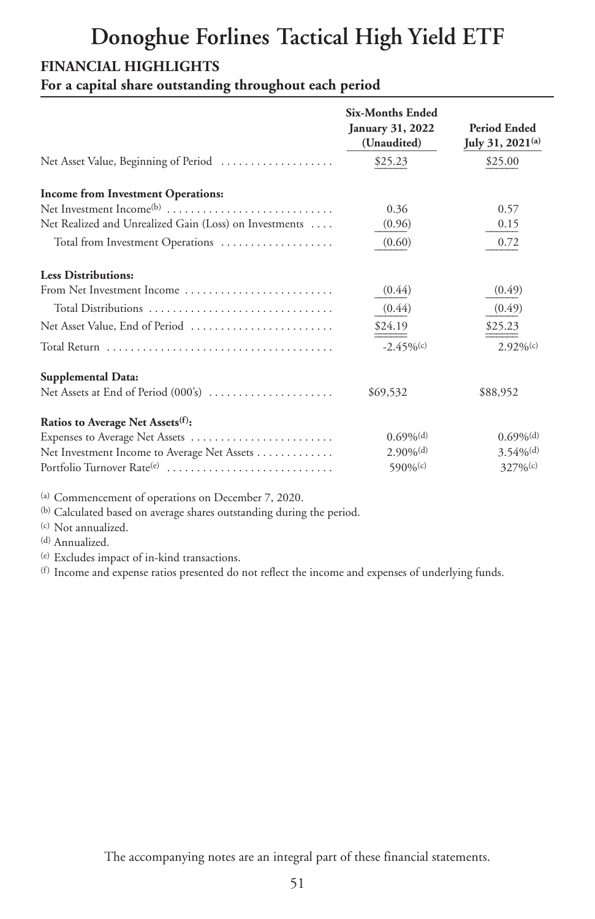# Donoghue Forlines Tactical High Yield ETF

## FINANCIAL HIGHLIGHTS

### For a capital share outstanding throughout each period

| | Six-Months Ended January 31, 2022 (Unaudited) | Period Ended July 31, 2021[(a)] |
|---|---|---|
| Net Asset Value, Beginning of Period | $25.23 | $25.00 |
| **Income from Investment Operations:** | | |
| Net Investment Income[(b)] | 0.36 | 0.57 |
| Net Realized and Unrealized Gain (Loss) on Investments | (0.96) | 0.15 |
| Total from Investment Operations | (0.60) | 0.72 |
| **Less Distributions:** | | |
| From Net Investment Income | (0.44) | (0.49) |
| Total Distributions | (0.44) | (0.49) |
| Net Asset Value, End of Period | $24.19 | $25.23 |
| Total Return | -2.45%[(c)] | 2.92%[(c)] |
| **Supplemental Data:** | | |
| Net Assets at End of Period (000's) | $69,532 | $88,952 |
| **Ratios to Average Net Assets[(f)]:** | | |
| Expenses to Average Net Assets | 0.69%[(d)] | 0.69%[(d)] |
| Net Investment Income to Average Net Assets | 2.90%[(d)] | 3.54%[(d)] |
| Portfolio Turnover Rate[(e)] | 590%[(c)] | 327%[(c)] |

[(a)] Commencement of operations on December 7, 2020.

[(b)] Calculated based on average shares outstanding during the period.

[(c)] Not annualized.

[(d)] Annualized.

[(e)] Excludes impact of in-kind transactions.

[(f)] Income and expense ratios presented do not reflect the income and expenses of underlying funds.

The accompanying notes are an integral part of these financial statements.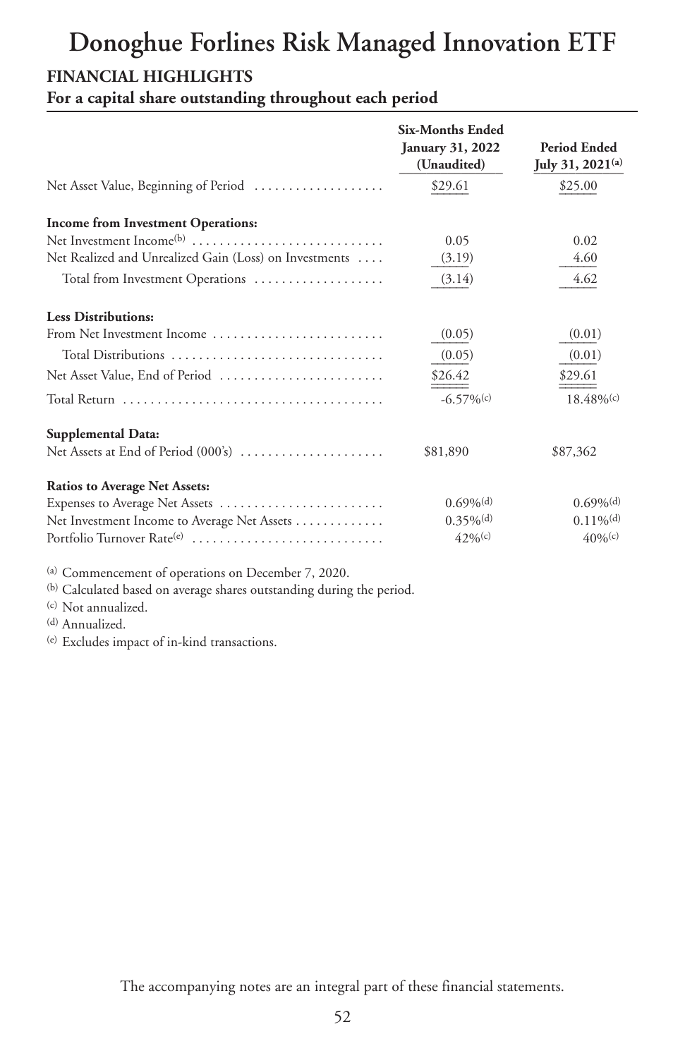# Donoghue Forlines Risk Managed Innovation ETF

## FINANCIAL HIGHLIGHTS

### For a capital share outstanding throughout each period

| | Six-Months Ended January 31, 2022 (Unaudited) | Period Ended July 31, 2021[(a)] |
|---|---|---|
| Net Asset Value, Beginning of Period | $29.61 | $25.00 |
| **Income from Investment Operations:** | | |
| Net Investment Income[(b)] | 0.05 | 0.02 |
| Net Realized and Unrealized Gain (Loss) on Investments | (3.19) | 4.60 |
| Total from Investment Operations | (3.14) | 4.62 |
| **Less Distributions:** | | |
| From Net Investment Income | (0.05) | (0.01) |
| Total Distributions | (0.05) | (0.01) |
| Net Asset Value, End of Period | $26.42 | $29.61 |
| Total Return | -6.57%[(c)] | 18.48%[(c)] |
| **Supplemental Data:** | | |
| Net Assets at End of Period (000's) | $81,890 | $87,362 |
| **Ratios to Average Net Assets:** | | |
| Expenses to Average Net Assets | 0.69%[(d)] | 0.69%[(d)] |
| Net Investment Income to Average Net Assets | 0.35%[(d)] | 0.11%[(d)] |
| Portfolio Turnover Rate[(e)] | 42%[(c)] | 40%[(c)] |

(a) Commencement of operations on December 7, 2020.

(b) Calculated based on average shares outstanding during the period.

(c) Not annualized.

(d) Annualized.

(e) Excludes impact of in-kind transactions.

The accompanying notes are an integral part of these financial statements.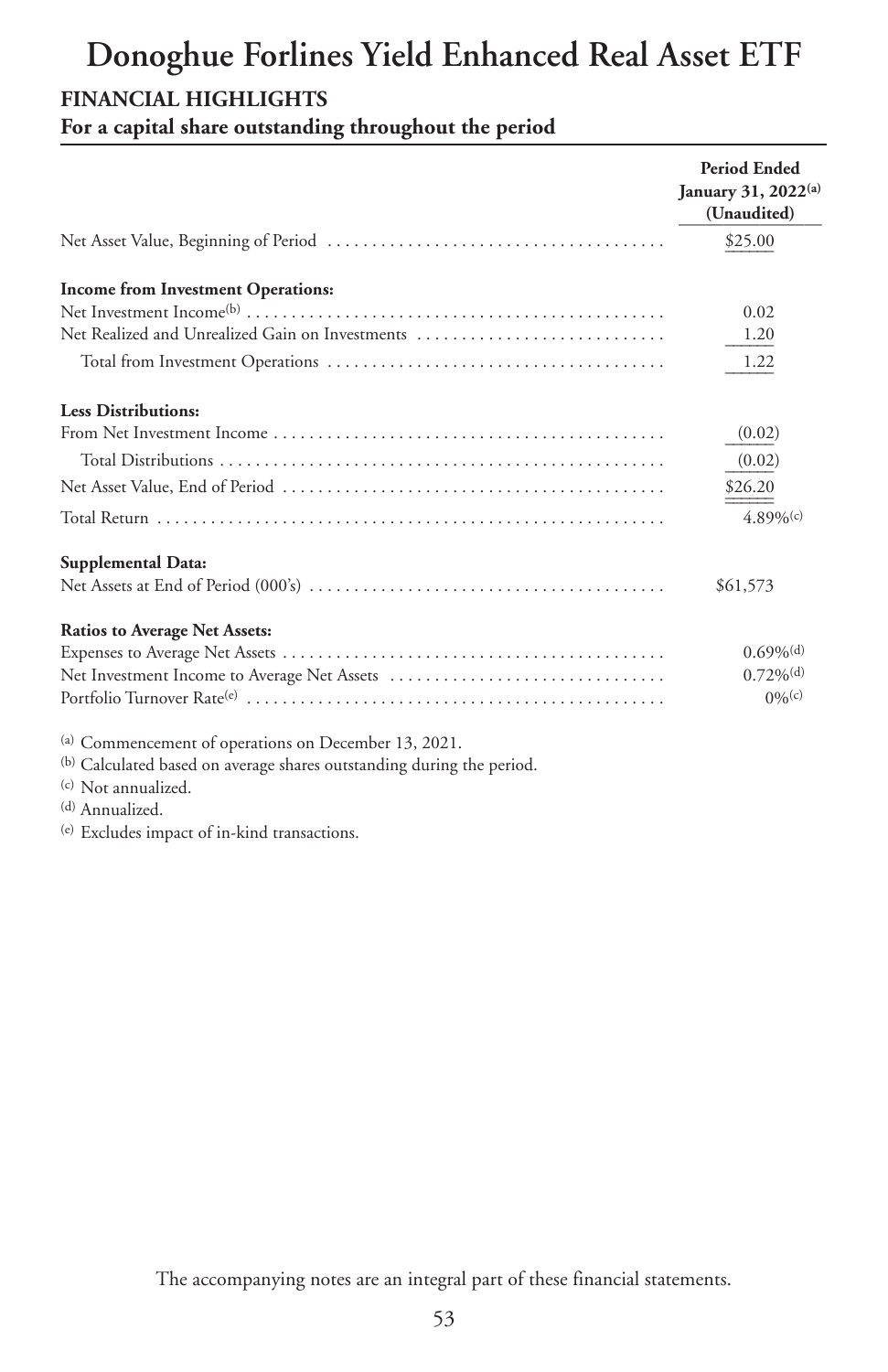# Donoghue Forlines Yield Enhanced Real Asset ETF

## FINANCIAL HIGHLIGHTS

### For a capital share outstanding throughout the period

| | Period Ended January 31, 2022[(a)] (Unaudited) |
|---|---|
| Net Asset Value, Beginning of Period | $25.00 |
| **Income from Investment Operations:** | |
| Net Investment Income[(b)] | 0.02 |
| Net Realized and Unrealized Gain on Investments | 1.20 |
| Total from Investment Operations | 1.22 |
| **Less Distributions:** | |
| From Net Investment Income | (0.02) |
| Total Distributions | (0.02) |
| Net Asset Value, End of Period | $26.20 |
| Total Return | 4.89%[(c)] |
| **Supplemental Data:** | |
| Net Assets at End of Period (000's) | $61,573 |
| **Ratios to Average Net Assets:** | |
| Expenses to Average Net Assets | 0.69%[(d)] |
| Net Investment Income to Average Net Assets | 0.72%[(d)] |
| Portfolio Turnover Rate[(e)] | 0%[(c)] |

(a) Commencement of operations on December 13, 2021.
(b) Calculated based on average shares outstanding during the period.
(c) Not annualized.
(d) Annualized.
(e) Excludes impact of in-kind transactions.

The accompanying notes are an integral part of these financial statements.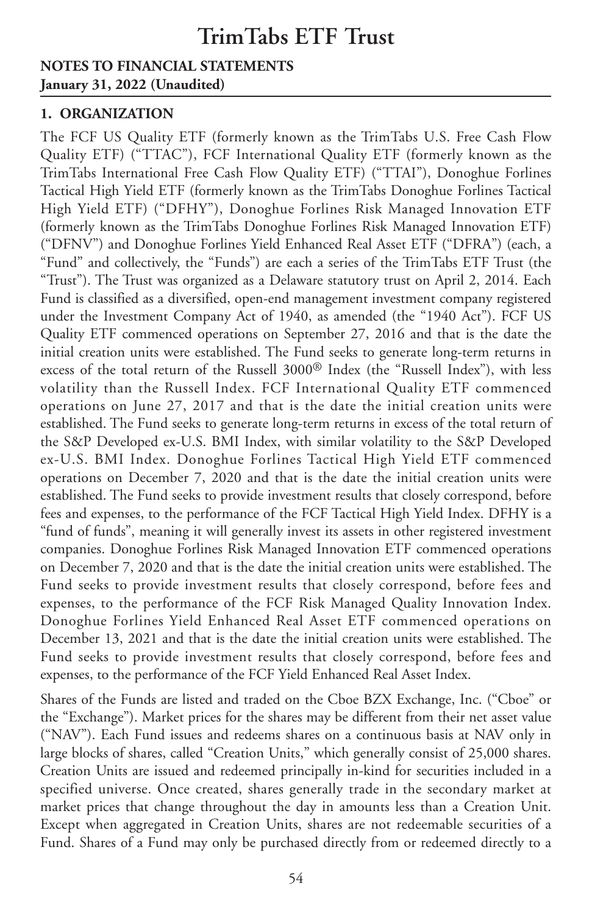# TrimTabs ETF Trust

**NOTES TO FINANCIAL STATEMENTS**
**January 31, 2022 (Unaudited)**

## 1. ORGANIZATION

The FCF US Quality ETF (formerly known as the TrimTabs U.S. Free Cash Flow Quality ETF) ("TTAC"), FCF International Quality ETF (formerly known as the TrimTabs International Free Cash Flow Quality ETF) ("TTAI"), Donoghue Forlines Tactical High Yield ETF (formerly known as the TrimTabs Donoghue Forlines Tactical High Yield ETF) ("DFHY"), Donoghue Forlines Risk Managed Innovation ETF (formerly known as the TrimTabs Donoghue Forlines Risk Managed Innovation ETF) ("DFNV") and Donoghue Forlines Yield Enhanced Real Asset ETF ("DFRA") (each, a "Fund" and collectively, the "Funds") are each a series of the TrimTabs ETF Trust (the "Trust"). The Trust was organized as a Delaware statutory trust on April 2, 2014. Each Fund is classified as a diversified, open-end management investment company registered under the Investment Company Act of 1940, as amended (the "1940 Act"). FCF US Quality ETF commenced operations on September 27, 2016 and that is the date the initial creation units were established. The Fund seeks to generate long-term returns in excess of the total return of the Russell 3000® Index (the "Russell Index"), with less volatility than the Russell Index. FCF International Quality ETF commenced operations on June 27, 2017 and that is the date the initial creation units were established. The Fund seeks to generate long-term returns in excess of the total return of the S&P Developed ex-U.S. BMI Index, with similar volatility to the S&P Developed ex-U.S. BMI Index. Donoghue Forlines Tactical High Yield ETF commenced operations on December 7, 2020 and that is the date the initial creation units were established. The Fund seeks to provide investment results that closely correspond, before fees and expenses, to the performance of the FCF Tactical High Yield Index. DFHY is a "fund of funds", meaning it will generally invest its assets in other registered investment companies. Donoghue Forlines Risk Managed Innovation ETF commenced operations on December 7, 2020 and that is the date the initial creation units were established. The Fund seeks to provide investment results that closely correspond, before fees and expenses, to the performance of the FCF Risk Managed Quality Innovation Index. Donoghue Forlines Yield Enhanced Real Asset ETF commenced operations on December 13, 2021 and that is the date the initial creation units were established. The Fund seeks to provide investment results that closely correspond, before fees and expenses, to the performance of the FCF Yield Enhanced Real Asset Index.

Shares of the Funds are listed and traded on the Cboe BZX Exchange, Inc. ("Cboe" or the "Exchange"). Market prices for the shares may be different from their net asset value ("NAV"). Each Fund issues and redeems shares on a continuous basis at NAV only in large blocks of shares, called "Creation Units," which generally consist of 25,000 shares. Creation Units are issued and redeemed principally in-kind for securities included in a specified universe. Once created, shares generally trade in the secondary market at market prices that change throughout the day in amounts less than a Creation Unit. Except when aggregated in Creation Units, shares are not redeemable securities of a Fund. Shares of a Fund may only be purchased directly from or redeemed directly to a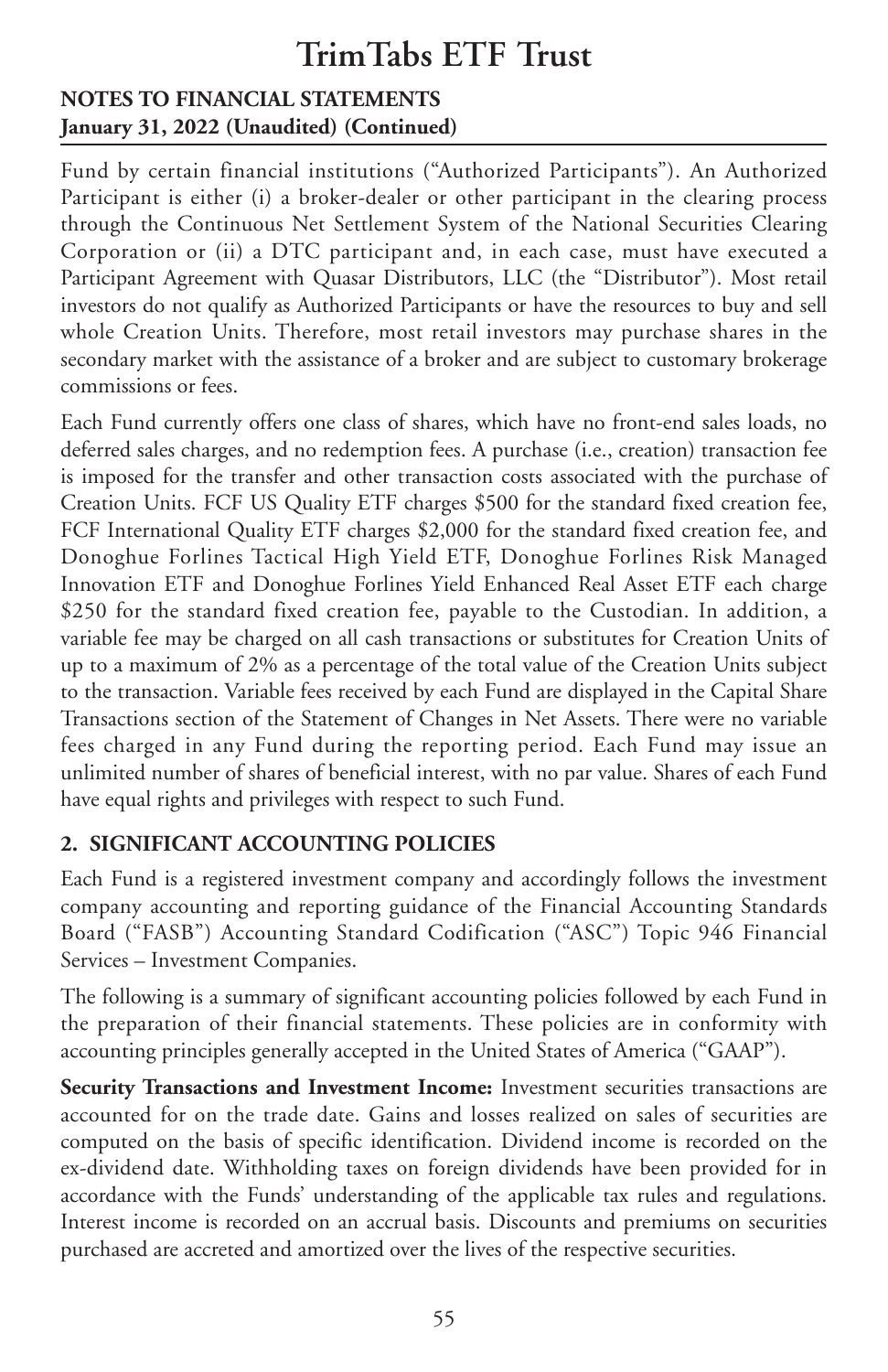Fund by certain financial institutions ("Authorized Participants"). An Authorized Participant is either (i) a broker-dealer or other participant in the clearing process through the Continuous Net Settlement System of the National Securities Clearing Corporation or (ii) a DTC participant and, in each case, must have executed a Participant Agreement with Quasar Distributors, LLC (the "Distributor"). Most retail investors do not qualify as Authorized Participants or have the resources to buy and sell whole Creation Units. Therefore, most retail investors may purchase shares in the secondary market with the assistance of a broker and are subject to customary brokerage commissions or fees.

Each Fund currently offers one class of shares, which have no front-end sales loads, no deferred sales charges, and no redemption fees. A purchase (i.e., creation) transaction fee is imposed for the transfer and other transaction costs associated with the purchase of Creation Units. FCF US Quality ETF charges $500 for the standard fixed creation fee, FCF International Quality ETF charges $2,000 for the standard fixed creation fee, and Donoghue Forlines Tactical High Yield ETF, Donoghue Forlines Risk Managed Innovation ETF and Donoghue Forlines Yield Enhanced Real Asset ETF each charge $250 for the standard fixed creation fee, payable to the Custodian. In addition, a variable fee may be charged on all cash transactions or substitutes for Creation Units of up to a maximum of 2% as a percentage of the total value of the Creation Units subject to the transaction. Variable fees received by each Fund are displayed in the Capital Share Transactions section of the Statement of Changes in Net Assets. There were no variable fees charged in any Fund during the reporting period. Each Fund may issue an unlimited number of shares of beneficial interest, with no par value. Shares of each Fund have equal rights and privileges with respect to such Fund.

## 2. SIGNIFICANT ACCOUNTING POLICIES

Each Fund is a registered investment company and accordingly follows the investment company accounting and reporting guidance of the Financial Accounting Standards Board ("FASB") Accounting Standard Codification ("ASC") Topic 946 Financial Services – Investment Companies.

The following is a summary of significant accounting policies followed by each Fund in the preparation of their financial statements. These policies are in conformity with accounting principles generally accepted in the United States of America ("GAAP").

**Security Transactions and Investment Income:** Investment securities transactions are accounted for on the trade date. Gains and losses realized on sales of securities are computed on the basis of specific identification. Dividend income is recorded on the ex-dividend date. Withholding taxes on foreign dividends have been provided for in accordance with the Funds' understanding of the applicable tax rules and regulations. Interest income is recorded on an accrual basis. Discounts and premiums on securities purchased are accreted and amortized over the lives of the respective securities.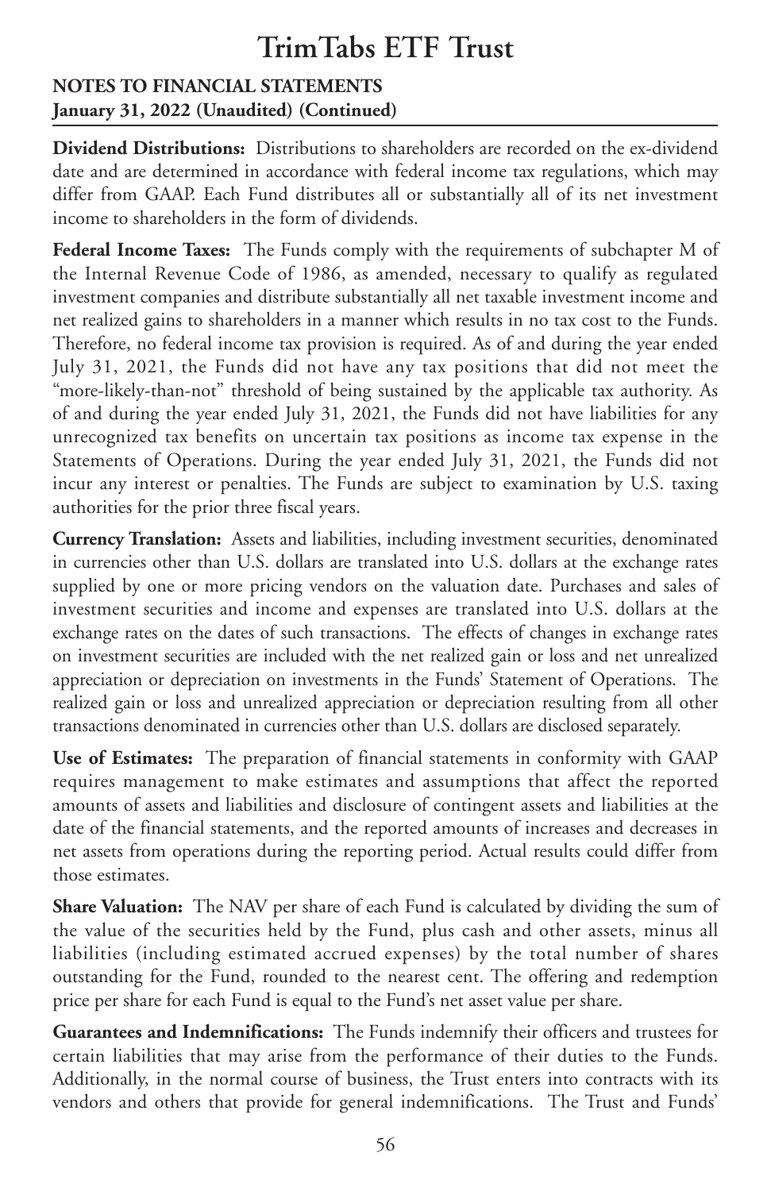**Dividend Distributions:** Distributions to shareholders are recorded on the ex-dividend date and are determined in accordance with federal income tax regulations, which may differ from GAAP. Each Fund distributes all or substantially all of its net investment income to shareholders in the form of dividends.

**Federal Income Taxes:** The Funds comply with the requirements of subchapter M of the Internal Revenue Code of 1986, as amended, necessary to qualify as regulated investment companies and distribute substantially all net taxable investment income and net realized gains to shareholders in a manner which results in no tax cost to the Funds. Therefore, no federal income tax provision is required. As of and during the year ended July 31, 2021, the Funds did not have any tax positions that did not meet the "more-likely-than-not" threshold of being sustained by the applicable tax authority. As of and during the year ended July 31, 2021, the Funds did not have liabilities for any unrecognized tax benefits on uncertain tax positions as income tax expense in the Statements of Operations. During the year ended July 31, 2021, the Funds did not incur any interest or penalties. The Funds are subject to examination by U.S. taxing authorities for the prior three fiscal years.

**Currency Translation:** Assets and liabilities, including investment securities, denominated in currencies other than U.S. dollars are translated into U.S. dollars at the exchange rates supplied by one or more pricing vendors on the valuation date. Purchases and sales of investment securities and income and expenses are translated into U.S. dollars at the exchange rates on the dates of such transactions. The effects of changes in exchange rates on investment securities are included with the net realized gain or loss and net unrealized appreciation or depreciation on investments in the Funds' Statement of Operations. The realized gain or loss and unrealized appreciation or depreciation resulting from all other transactions denominated in currencies other than U.S. dollars are disclosed separately.

**Use of Estimates:** The preparation of financial statements in conformity with GAAP requires management to make estimates and assumptions that affect the reported amounts of assets and liabilities and disclosure of contingent assets and liabilities at the date of the financial statements, and the reported amounts of increases and decreases in net assets from operations during the reporting period. Actual results could differ from those estimates.

**Share Valuation:** The NAV per share of each Fund is calculated by dividing the sum of the value of the securities held by the Fund, plus cash and other assets, minus all liabilities (including estimated accrued expenses) by the total number of shares outstanding for the Fund, rounded to the nearest cent. The offering and redemption price per share for each Fund is equal to the Fund's net asset value per share.

**Guarantees and Indemnifications:** The Funds indemnify their officers and trustees for certain liabilities that may arise from the performance of their duties to the Funds. Additionally, in the normal course of business, the Trust enters into contracts with its vendors and others that provide for general indemnifications. The Trust and Funds'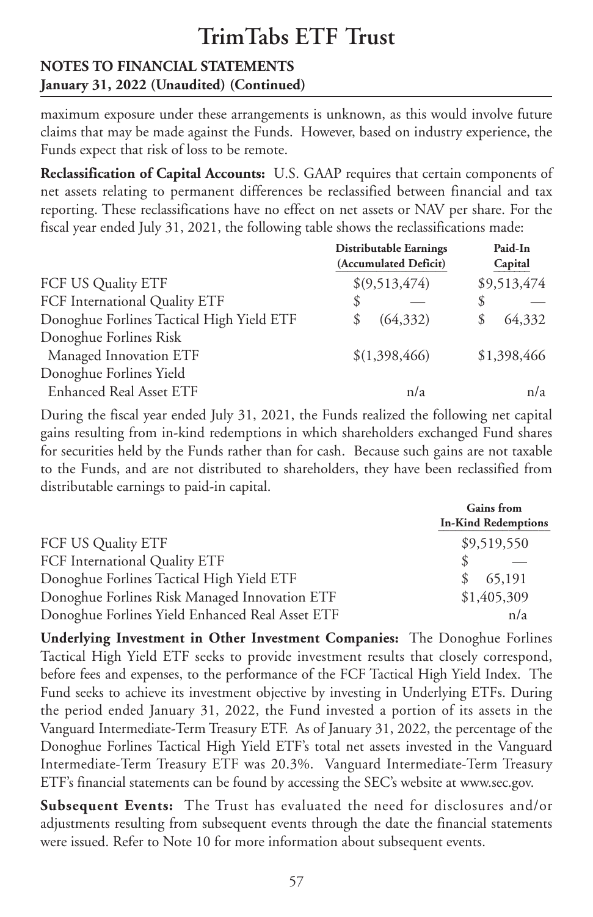maximum exposure under these arrangements is unknown, as this would involve future claims that may be made against the Funds. However, based on industry experience, the Funds expect that risk of loss to be remote.

**Reclassification of Capital Accounts:** U.S. GAAP requires that certain components of net assets relating to permanent differences be reclassified between financial and tax reporting. These reclassifications have no effect on net assets or NAV per share. For the fiscal year ended July 31, 2021, the following table shows the reclassifications made:

| | Distributable Earnings (Accumulated Deficit) | Paid-In Capital |
|---|---|---|
| FCF US Quality ETF | $(9,513,474) | $9,513,474 |
| FCF International Quality ETF | $ — | $ — |
| Donoghue Forlines Tactical High Yield ETF | $ (64,332) | $ 64,332 |
| Donoghue Forlines Risk Managed Innovation ETF | $(1,398,466) | $1,398,466 |
| Donoghue Forlines Yield Enhanced Real Asset ETF | n/a | n/a |

During the fiscal year ended July 31, 2021, the Funds realized the following net capital gains resulting from in-kind redemptions in which shareholders exchanged Fund shares for securities held by the Funds rather than for cash. Because such gains are not taxable to the Funds, and are not distributed to shareholders, they have been reclassified from distributable earnings to paid-in capital.

| | Gains from In-Kind Redemptions |
|---|---|
| FCF US Quality ETF | $9,519,550 |
| FCF International Quality ETF | $ — |
| Donoghue Forlines Tactical High Yield ETF | $ 65,191 |
| Donoghue Forlines Risk Managed Innovation ETF | $1,405,309 |
| Donoghue Forlines Yield Enhanced Real Asset ETF | n/a |

**Underlying Investment in Other Investment Companies:** The Donoghue Forlines Tactical High Yield ETF seeks to provide investment results that closely correspond, before fees and expenses, to the performance of the FCF Tactical High Yield Index. The Fund seeks to achieve its investment objective by investing in Underlying ETFs. During the period ended January 31, 2022, the Fund invested a portion of its assets in the Vanguard Intermediate-Term Treasury ETF. As of January 31, 2022, the percentage of the Donoghue Forlines Tactical High Yield ETF's total net assets invested in the Vanguard Intermediate-Term Treasury ETF was 20.3%. Vanguard Intermediate-Term Treasury ETF's financial statements can be found by accessing the SEC's website at www.sec.gov.

**Subsequent Events:** The Trust has evaluated the need for disclosures and/or adjustments resulting from subsequent events through the date the financial statements were issued. Refer to Note 10 for more information about subsequent events.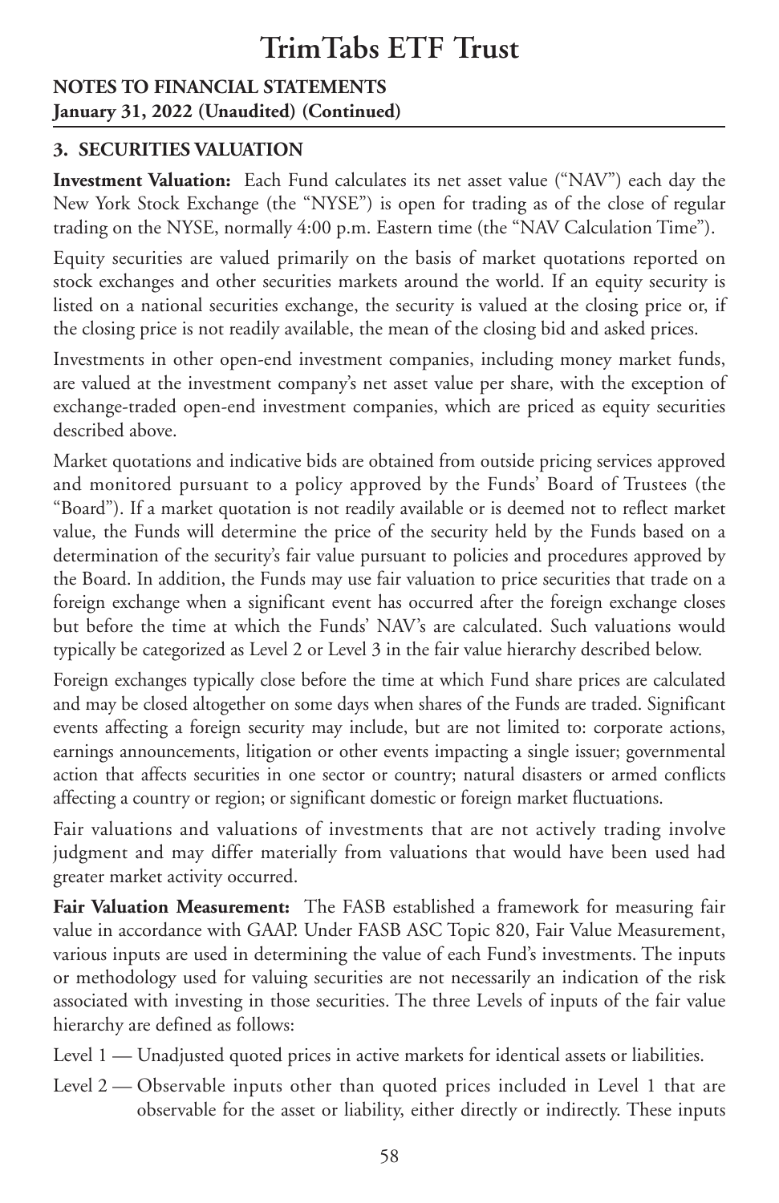## 3. SECURITIES VALUATION

**Investment Valuation:** Each Fund calculates its net asset value ("NAV") each day the New York Stock Exchange (the "NYSE") is open for trading as of the close of regular trading on the NYSE, normally 4:00 p.m. Eastern time (the "NAV Calculation Time").

Equity securities are valued primarily on the basis of market quotations reported on stock exchanges and other securities markets around the world. If an equity security is listed on a national securities exchange, the security is valued at the closing price or, if the closing price is not readily available, the mean of the closing bid and asked prices.

Investments in other open-end investment companies, including money market funds, are valued at the investment company's net asset value per share, with the exception of exchange-traded open-end investment companies, which are priced as equity securities described above.

Market quotations and indicative bids are obtained from outside pricing services approved and monitored pursuant to a policy approved by the Funds' Board of Trustees (the "Board"). If a market quotation is not readily available or is deemed not to reflect market value, the Funds will determine the price of the security held by the Funds based on a determination of the security's fair value pursuant to policies and procedures approved by the Board. In addition, the Funds may use fair valuation to price securities that trade on a foreign exchange when a significant event has occurred after the foreign exchange closes but before the time at which the Funds' NAV's are calculated. Such valuations would typically be categorized as Level 2 or Level 3 in the fair value hierarchy described below.

Foreign exchanges typically close before the time at which Fund share prices are calculated and may be closed altogether on some days when shares of the Funds are traded. Significant events affecting a foreign security may include, but are not limited to: corporate actions, earnings announcements, litigation or other events impacting a single issuer; governmental action that affects securities in one sector or country; natural disasters or armed conflicts affecting a country or region; or significant domestic or foreign market fluctuations.

Fair valuations and valuations of investments that are not actively trading involve judgment and may differ materially from valuations that would have been used had greater market activity occurred.

**Fair Valuation Measurement:** The FASB established a framework for measuring fair value in accordance with GAAP. Under FASB ASC Topic 820, Fair Value Measurement, various inputs are used in determining the value of each Fund's investments. The inputs or methodology used for valuing securities are not necessarily an indication of the risk associated with investing in those securities. The three Levels of inputs of the fair value hierarchy are defined as follows:

Level 1 — Unadjusted quoted prices in active markets for identical assets or liabilities.

Level 2 — Observable inputs other than quoted prices included in Level 1 that are observable for the asset or liability, either directly or indirectly. These inputs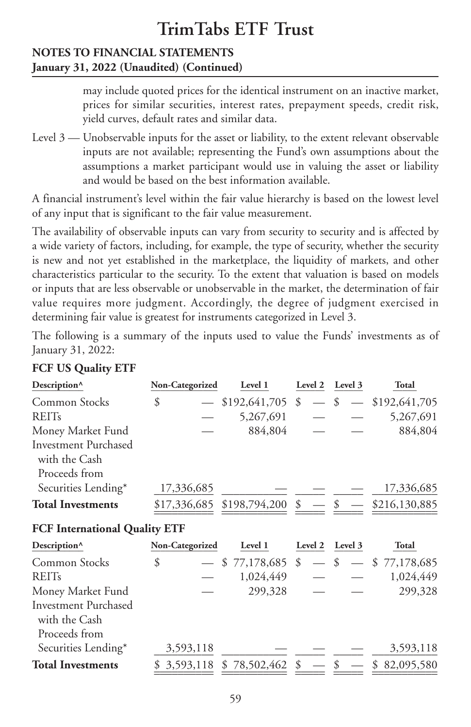may include quoted prices for the identical instrument on an inactive market, prices for similar securities, interest rates, prepayment speeds, credit risk, yield curves, default rates and similar data.

Level 3 — Unobservable inputs for the asset or liability, to the extent relevant observable inputs are not available; representing the Fund's own assumptions about the assumptions a market participant would use in valuing the asset or liability and would be based on the best information available.

A financial instrument's level within the fair value hierarchy is based on the lowest level of any input that is significant to the fair value measurement.

The availability of observable inputs can vary from security to security and is affected by a wide variety of factors, including, for example, the type of security, whether the security is new and not yet established in the marketplace, the liquidity of markets, and other characteristics particular to the security. To the extent that valuation is based on models or inputs that are less observable or unobservable in the market, the determination of fair value requires more judgment. Accordingly, the degree of judgment exercised in determining fair value is greatest for instruments categorized in Level 3.

The following is a summary of the inputs used to value the Funds' investments as of January 31, 2022:

**FCF US Quality ETF**

| Description^ | Non-Categorized | Level 1 | Level 2 | Level 3 | Total |
|---|---|---|---|---|---|
| Common Stocks | $ — | $192,641,705 | $ — | $ — | $192,641,705 |
| REITs | — | 5,267,691 | — | — | 5,267,691 |
| Money Market Fund | — | 884,804 | — | — | 884,804 |
| Investment Purchased with the Cash Proceeds from Securities Lending* | 17,336,685 | — | — | — | 17,336,685 |
| **Total Investments** | $17,336,685 | $198,794,200 | $ — | $ — | $216,130,885 |

**FCF International Quality ETF**

| Description^ | Non-Categorized | Level 1 | Level 2 | Level 3 | Total |
|---|---|---|---|---|---|
| Common Stocks | $ — | $ 77,178,685 | $ — | $ — | $ 77,178,685 |
| REITs | — | 1,024,449 | — | — | 1,024,449 |
| Money Market Fund | — | 299,328 | — | — | 299,328 |
| Investment Purchased with the Cash Proceeds from Securities Lending* | 3,593,118 | — | — | — | 3,593,118 |
| **Total Investments** | $ 3,593,118 | $ 78,502,462 | $ — | $ — | $ 82,095,580 |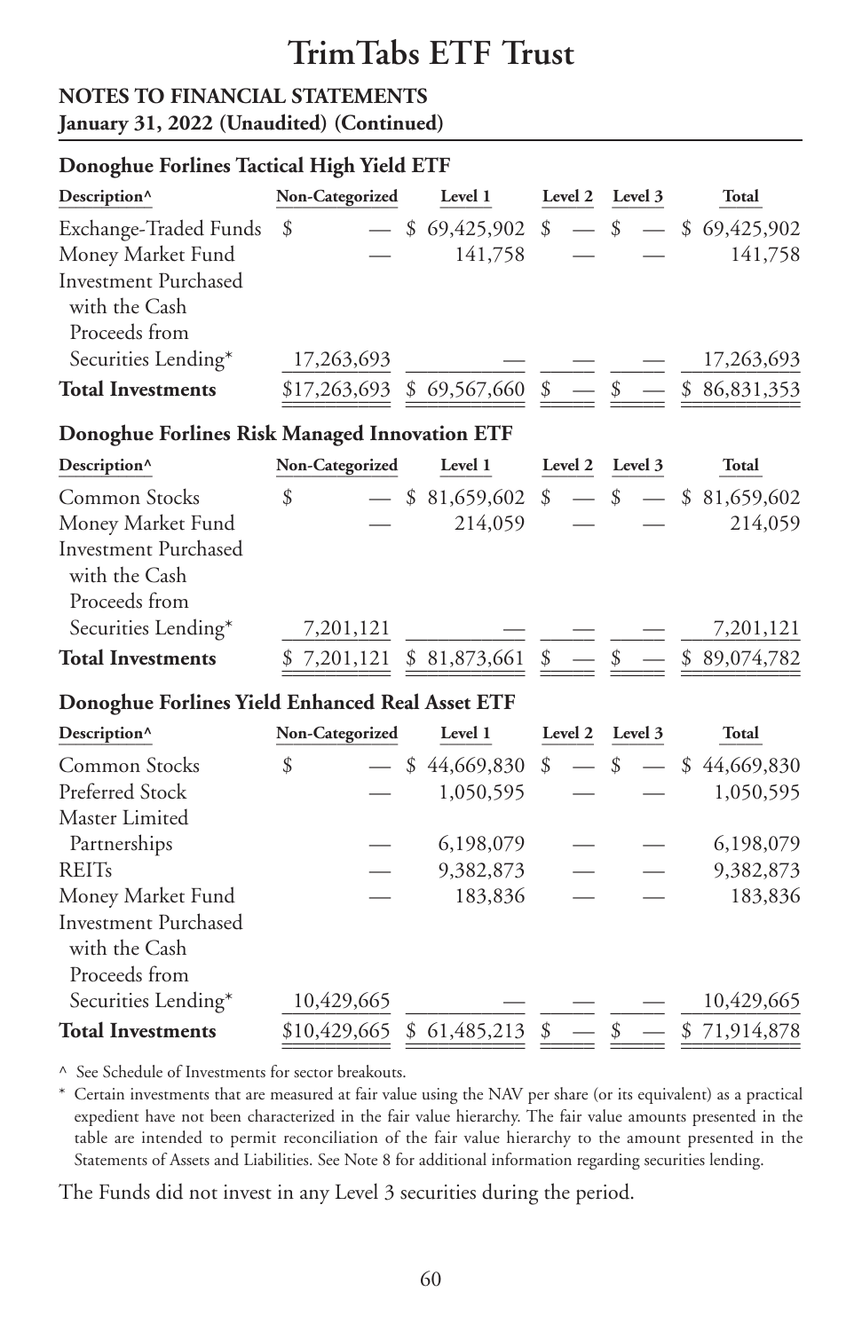# TrimTabs ETF Trust

**NOTES TO FINANCIAL STATEMENTS**
**January 31, 2022 (Unaudited) (Continued)**

**Donoghue Forlines Tactical High Yield ETF**

| Description^ | Non-Categorized | Level 1 | Level 2 | Level 3 | Total |
|---|---|---|---|---|---|
| Exchange-Traded Funds | $ — | $ 69,425,902 | $ — | $ — | $ 69,425,902 |
| Money Market Fund | — | 141,758 | — | — | 141,758 |
| Investment Purchased with the Cash Proceeds from Securities Lending* | 17,263,693 | — | — | — | 17,263,693 |
| **Total Investments** | $17,263,693 | $ 69,567,660 | $ — | $ — | $ 86,831,353 |

**Donoghue Forlines Risk Managed Innovation ETF**

| Description^ | Non-Categorized | Level 1 | Level 2 | Level 3 | Total |
|---|---|---|---|---|---|
| Common Stocks | $ — | $ 81,659,602 | $ — | $ — | $ 81,659,602 |
| Money Market Fund | — | 214,059 | — | — | 214,059 |
| Investment Purchased with the Cash Proceeds from Securities Lending* | 7,201,121 | — | — | — | 7,201,121 |
| **Total Investments** | $ 7,201,121 | $ 81,873,661 | $ — | $ — | $ 89,074,782 |

**Donoghue Forlines Yield Enhanced Real Asset ETF**

| Description^ | Non-Categorized | Level 1 | Level 2 | Level 3 | Total |
|---|---|---|---|---|---|
| Common Stocks | $ — | $ 44,669,830 | $ — | $ — | $ 44,669,830 |
| Preferred Stock | — | 1,050,595 | — | — | 1,050,595 |
| Master Limited Partnerships | — | 6,198,079 | — | — | 6,198,079 |
| REITs | — | 9,382,873 | — | — | 9,382,873 |
| Money Market Fund | — | 183,836 | — | — | 183,836 |
| Investment Purchased with the Cash Proceeds from Securities Lending* | 10,429,665 | — | — | — | 10,429,665 |
| **Total Investments** | $10,429,665 | $ 61,485,213 | $ — | $ — | $ 71,914,878 |

^ See Schedule of Investments for sector breakouts.

* Certain investments that are measured at fair value using the NAV per share (or its equivalent) as a practical expedient have not been characterized in the fair value hierarchy. The fair value amounts presented in the table are intended to permit reconciliation of the fair value hierarchy to the amount presented in the Statements of Assets and Liabilities. See Note 8 for additional information regarding securities lending.

The Funds did not invest in any Level 3 securities during the period.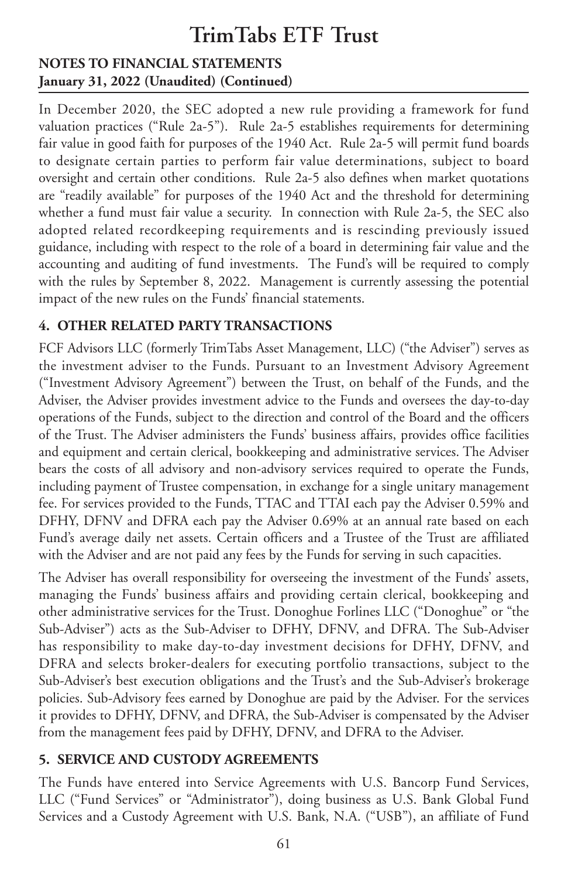In December 2020, the SEC adopted a new rule providing a framework for fund valuation practices ("Rule 2a-5"). Rule 2a-5 establishes requirements for determining fair value in good faith for purposes of the 1940 Act. Rule 2a-5 will permit fund boards to designate certain parties to perform fair value determinations, subject to board oversight and certain other conditions. Rule 2a-5 also defines when market quotations are "readily available" for purposes of the 1940 Act and the threshold for determining whether a fund must fair value a security. In connection with Rule 2a-5, the SEC also adopted related recordkeeping requirements and is rescinding previously issued guidance, including with respect to the role of a board in determining fair value and the accounting and auditing of fund investments. The Fund's will be required to comply with the rules by September 8, 2022. Management is currently assessing the potential impact of the new rules on the Funds' financial statements.

## 4. OTHER RELATED PARTY TRANSACTIONS

FCF Advisors LLC (formerly TrimTabs Asset Management, LLC) ("the Adviser") serves as the investment adviser to the Funds. Pursuant to an Investment Advisory Agreement ("Investment Advisory Agreement") between the Trust, on behalf of the Funds, and the Adviser, the Adviser provides investment advice to the Funds and oversees the day-to-day operations of the Funds, subject to the direction and control of the Board and the officers of the Trust. The Adviser administers the Funds' business affairs, provides office facilities and equipment and certain clerical, bookkeeping and administrative services. The Adviser bears the costs of all advisory and non-advisory services required to operate the Funds, including payment of Trustee compensation, in exchange for a single unitary management fee. For services provided to the Funds, TTAC and TTAI each pay the Adviser 0.59% and DFHY, DFNV and DFRA each pay the Adviser 0.69% at an annual rate based on each Fund's average daily net assets. Certain officers and a Trustee of the Trust are affiliated with the Adviser and are not paid any fees by the Funds for serving in such capacities.

The Adviser has overall responsibility for overseeing the investment of the Funds' assets, managing the Funds' business affairs and providing certain clerical, bookkeeping and other administrative services for the Trust. Donoghue Forlines LLC ("Donoghue" or "the Sub-Adviser") acts as the Sub-Adviser to DFHY, DFNV, and DFRA. The Sub-Adviser has responsibility to make day-to-day investment decisions for DFHY, DFNV, and DFRA and selects broker-dealers for executing portfolio transactions, subject to the Sub-Adviser's best execution obligations and the Trust's and the Sub-Adviser's brokerage policies. Sub-Advisory fees earned by Donoghue are paid by the Adviser. For the services it provides to DFHY, DFNV, and DFRA, the Sub-Adviser is compensated by the Adviser from the management fees paid by DFHY, DFNV, and DFRA to the Adviser.

## 5. SERVICE AND CUSTODY AGREEMENTS

The Funds have entered into Service Agreements with U.S. Bancorp Fund Services, LLC ("Fund Services" or "Administrator"), doing business as U.S. Bank Global Fund Services and a Custody Agreement with U.S. Bank, N.A. ("USB"), an affiliate of Fund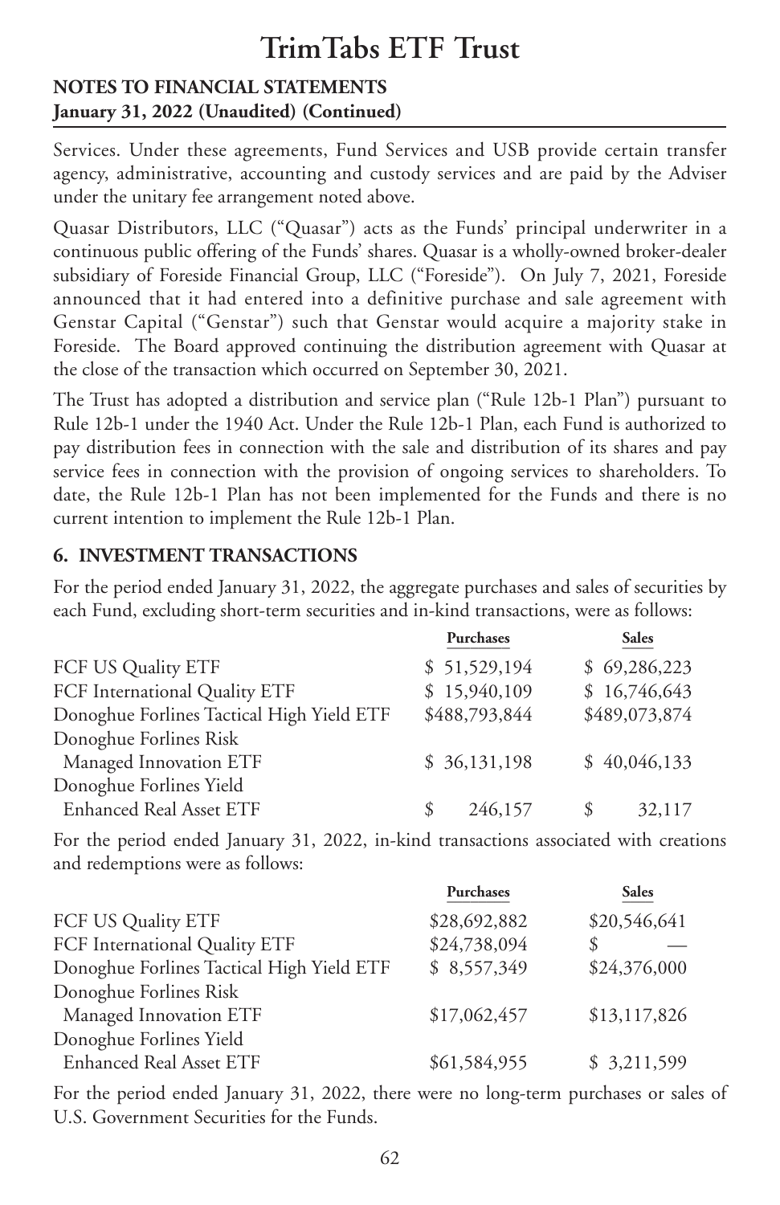# TrimTabs ETF Trust

**NOTES TO FINANCIAL STATEMENTS**
**January 31, 2022 (Unaudited) (Continued)**

Services. Under these agreements, Fund Services and USB provide certain transfer agency, administrative, accounting and custody services and are paid by the Adviser under the unitary fee arrangement noted above.

Quasar Distributors, LLC ("Quasar") acts as the Funds' principal underwriter in a continuous public offering of the Funds' shares. Quasar is a wholly-owned broker-dealer subsidiary of Foreside Financial Group, LLC ("Foreside"). On July 7, 2021, Foreside announced that it had entered into a definitive purchase and sale agreement with Genstar Capital ("Genstar") such that Genstar would acquire a majority stake in Foreside. The Board approved continuing the distribution agreement with Quasar at the close of the transaction which occurred on September 30, 2021.

The Trust has adopted a distribution and service plan ("Rule 12b-1 Plan") pursuant to Rule 12b-1 under the 1940 Act. Under the Rule 12b-1 Plan, each Fund is authorized to pay distribution fees in connection with the sale and distribution of its shares and pay service fees in connection with the provision of ongoing services to shareholders. To date, the Rule 12b-1 Plan has not been implemented for the Funds and there is no current intention to implement the Rule 12b-1 Plan.

## 6. INVESTMENT TRANSACTIONS

For the period ended January 31, 2022, the aggregate purchases and sales of securities by each Fund, excluding short-term securities and in-kind transactions, were as follows:

| | Purchases | Sales |
|---|---|---|
| FCF US Quality ETF | $ 51,529,194 | $ 69,286,223 |
| FCF International Quality ETF | $ 15,940,109 | $ 16,746,643 |
| Donoghue Forlines Tactical High Yield ETF | $488,793,844 | $489,073,874 |
| Donoghue Forlines Risk Managed Innovation ETF | $ 36,131,198 | $ 40,046,133 |
| Donoghue Forlines Yield Enhanced Real Asset ETF | $ 246,157 | $ 32,117 |

For the period ended January 31, 2022, in-kind transactions associated with creations and redemptions were as follows:

| | Purchases | Sales |
|---|---|---|
| FCF US Quality ETF | $28,692,882 | $20,546,641 |
| FCF International Quality ETF | $24,738,094 | $ — |
| Donoghue Forlines Tactical High Yield ETF | $ 8,557,349 | $24,376,000 |
| Donoghue Forlines Risk Managed Innovation ETF | $17,062,457 | $13,117,826 |
| Donoghue Forlines Yield Enhanced Real Asset ETF | $61,584,955 | $ 3,211,599 |

For the period ended January 31, 2022, there were no long-term purchases or sales of U.S. Government Securities for the Funds.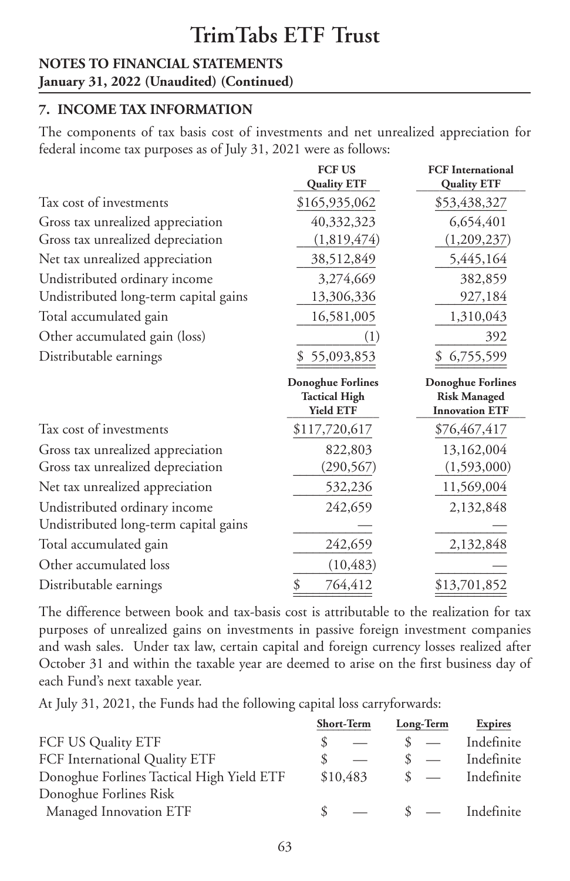# TrimTabs ETF Trust

**NOTES TO FINANCIAL STATEMENTS**
**January 31, 2022 (Unaudited) (Continued)**

## 7. INCOME TAX INFORMATION

The components of tax basis cost of investments and net unrealized appreciation for federal income tax purposes as of July 31, 2021 were as follows:

| | FCF US Quality ETF | FCF International Quality ETF |
|---|---|---|
| Tax cost of investments | $165,935,062 | $53,438,327 |
| Gross tax unrealized appreciation | 40,332,323 | 6,654,401 |
| Gross tax unrealized depreciation | (1,819,474) | (1,209,237) |
| Net tax unrealized appreciation | 38,512,849 | 5,445,164 |
| Undistributed ordinary income | 3,274,669 | 382,859 |
| Undistributed long-term capital gains | 13,306,336 | 927,184 |
| Total accumulated gain | 16,581,005 | 1,310,043 |
| Other accumulated gain (loss) | (1) | 392 |
| Distributable earnings | $ 55,093,853 | $ 6,755,599 |

| | Donoghue Forlines Tactical High Yield ETF | Donoghue Forlines Risk Managed Innovation ETF |
|---|---|---|
| Tax cost of investments | $117,720,617 | $76,467,417 |
| Gross tax unrealized appreciation | 822,803 | 13,162,004 |
| Gross tax unrealized depreciation | (290,567) | (1,593,000) |
| Net tax unrealized appreciation | 532,236 | 11,569,004 |
| Undistributed ordinary income | 242,659 | 2,132,848 |
| Undistributed long-term capital gains | — | — |
| Total accumulated gain | 242,659 | 2,132,848 |
| Other accumulated loss | (10,483) | — |
| Distributable earnings | $ 764,412 | $13,701,852 |

The difference between book and tax-basis cost is attributable to the realization for tax purposes of unrealized gains on investments in passive foreign investment companies and wash sales. Under tax law, certain capital and foreign currency losses realized after October 31 and within the taxable year are deemed to arise on the first business day of each Fund's next taxable year.

At July 31, 2021, the Funds had the following capital loss carryforwards:

| | Short-Term | Long-Term | Expires |
|---|---|---|---|
| FCF US Quality ETF | $ — | $ — | Indefinite |
| FCF International Quality ETF | $ — | $ — | Indefinite |
| Donoghue Forlines Tactical High Yield ETF | $10,483 | $ — | Indefinite |
| Donoghue Forlines Risk Managed Innovation ETF | $ — | $ — | Indefinite |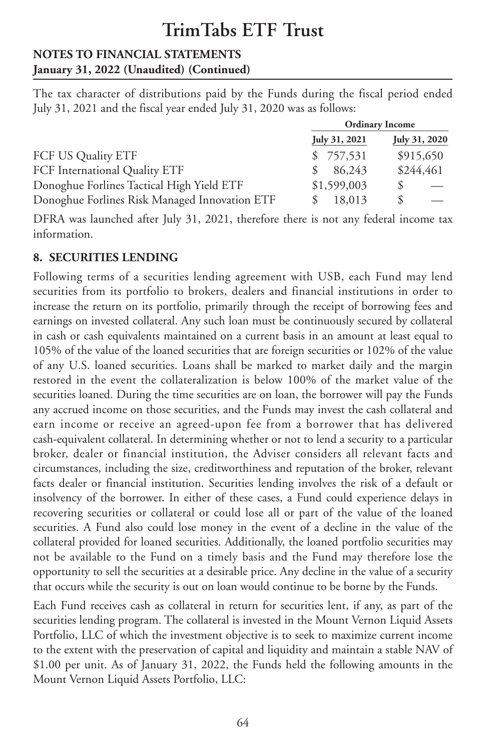The tax character of distributions paid by the Funds during the fiscal period ended July 31, 2021 and the fiscal year ended July 31, 2020 was as follows:

| | Ordinary Income | |
|---|---|---|
| | July 31, 2021 | July 31, 2020 |
| FCF US Quality ETF | $ 757,531 | $915,650 |
| FCF International Quality ETF | $ 86,243 | $244,461 |
| Donoghue Forlines Tactical High Yield ETF | $1,599,003 | $ — |
| Donoghue Forlines Risk Managed Innovation ETF | $ 18,013 | $ — |

DFRA was launched after July 31, 2021, therefore there is not any federal income tax information.

## 8. SECURITIES LENDING

Following terms of a securities lending agreement with USB, each Fund may lend securities from its portfolio to brokers, dealers and financial institutions in order to increase the return on its portfolio, primarily through the receipt of borrowing fees and earnings on invested collateral. Any such loan must be continuously secured by collateral in cash or cash equivalents maintained on a current basis in an amount at least equal to 105% of the value of the loaned securities that are foreign securities or 102% of the value of any U.S. loaned securities. Loans shall be marked to market daily and the margin restored in the event the collateralization is below 100% of the market value of the securities loaned. During the time securities are on loan, the borrower will pay the Funds any accrued income on those securities, and the Funds may invest the cash collateral and earn income or receive an agreed-upon fee from a borrower that has delivered cash-equivalent collateral. In determining whether or not to lend a security to a particular broker, dealer or financial institution, the Adviser considers all relevant facts and circumstances, including the size, creditworthiness and reputation of the broker, relevant facts dealer or financial institution. Securities lending involves the risk of a default or insolvency of the borrower. In either of these cases, a Fund could experience delays in recovering securities or collateral or could lose all or part of the value of the loaned securities. A Fund also could lose money in the event of a decline in the value of the collateral provided for loaned securities. Additionally, the loaned portfolio securities may not be available to the Fund on a timely basis and the Fund may therefore lose the opportunity to sell the securities at a desirable price. Any decline in the value of a security that occurs while the security is out on loan would continue to be borne by the Funds.

Each Fund receives cash as collateral in return for securities lent, if any, as part of the securities lending program. The collateral is invested in the Mount Vernon Liquid Assets Portfolio, LLC of which the investment objective is to seek to maximize current income to the extent with the preservation of capital and liquidity and maintain a stable NAV of $1.00 per unit. As of January 31, 2022, the Funds held the following amounts in the Mount Vernon Liquid Assets Portfolio, LLC: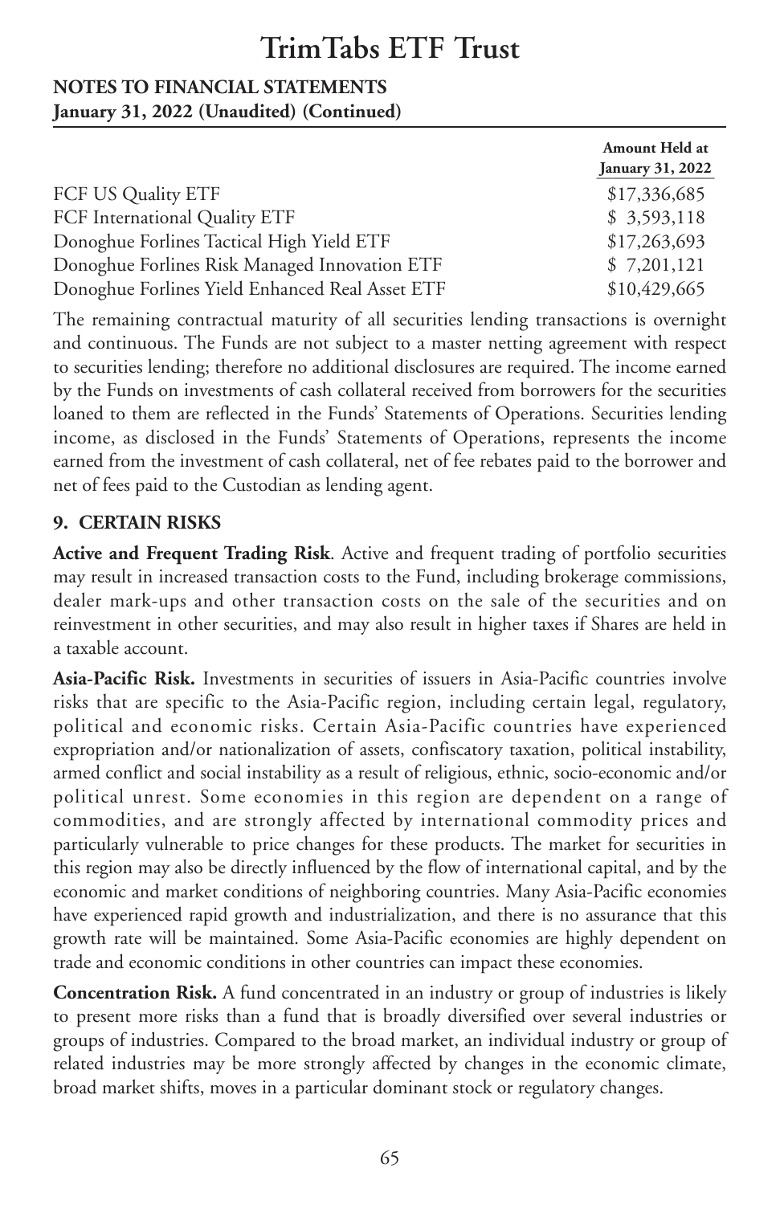| | Amount Held at January 31, 2022 |
|---|---|
| FCF US Quality ETF | $17,336,685 |
| FCF International Quality ETF | $ 3,593,118 |
| Donoghue Forlines Tactical High Yield ETF | $17,263,693 |
| Donoghue Forlines Risk Managed Innovation ETF | $ 7,201,121 |
| Donoghue Forlines Yield Enhanced Real Asset ETF | $10,429,665 |

The remaining contractual maturity of all securities lending transactions is overnight and continuous. The Funds are not subject to a master netting agreement with respect to securities lending; therefore no additional disclosures are required. The income earned by the Funds on investments of cash collateral received from borrowers for the securities loaned to them are reflected in the Funds' Statements of Operations. Securities lending income, as disclosed in the Funds' Statements of Operations, represents the income earned from the investment of cash collateral, net of fee rebates paid to the borrower and net of fees paid to the Custodian as lending agent.

## 9. CERTAIN RISKS

**Active and Frequent Trading Risk**. Active and frequent trading of portfolio securities may result in increased transaction costs to the Fund, including brokerage commissions, dealer mark-ups and other transaction costs on the sale of the securities and on reinvestment in other securities, and may also result in higher taxes if Shares are held in a taxable account.

**Asia-Pacific Risk.** Investments in securities of issuers in Asia-Pacific countries involve risks that are specific to the Asia-Pacific region, including certain legal, regulatory, political and economic risks. Certain Asia-Pacific countries have experienced expropriation and/or nationalization of assets, confiscatory taxation, political instability, armed conflict and social instability as a result of religious, ethnic, socio-economic and/or political unrest. Some economies in this region are dependent on a range of commodities, and are strongly affected by international commodity prices and particularly vulnerable to price changes for these products. The market for securities in this region may also be directly influenced by the flow of international capital, and by the economic and market conditions of neighboring countries. Many Asia-Pacific economies have experienced rapid growth and industrialization, and there is no assurance that this growth rate will be maintained. Some Asia-Pacific economies are highly dependent on trade and economic conditions in other countries can impact these economies.

**Concentration Risk.** A fund concentrated in an industry or group of industries is likely to present more risks than a fund that is broadly diversified over several industries or groups of industries. Compared to the broad market, an individual industry or group of related industries may be more strongly affected by changes in the economic climate, broad market shifts, moves in a particular dominant stock or regulatory changes.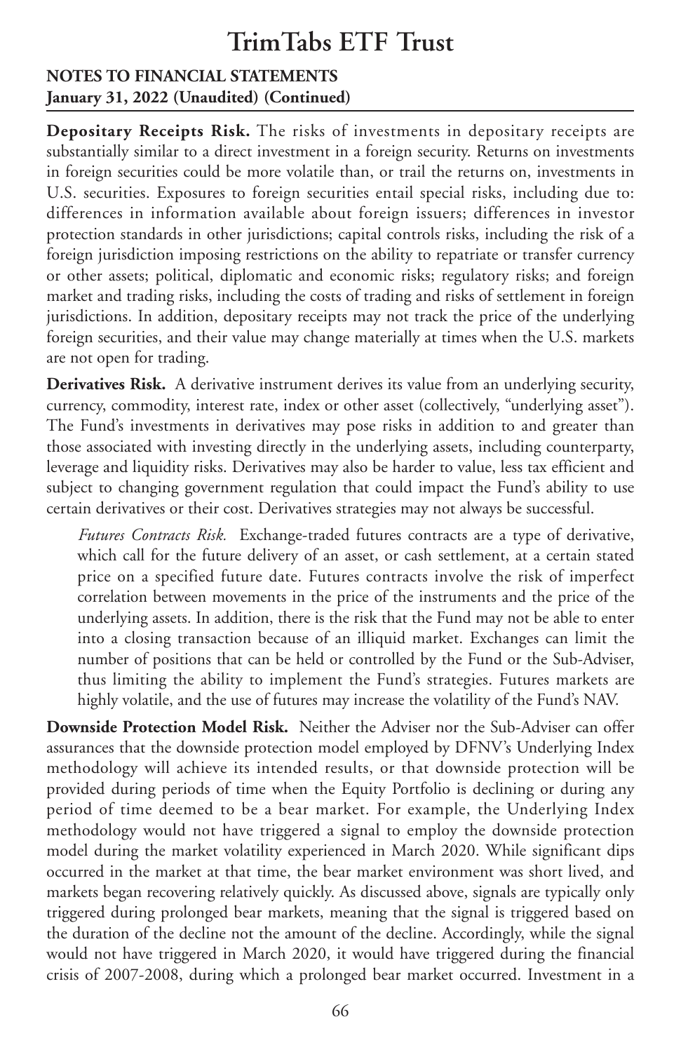**Depositary Receipts Risk.** The risks of investments in depositary receipts are substantially similar to a direct investment in a foreign security. Returns on investments in foreign securities could be more volatile than, or trail the returns on, investments in U.S. securities. Exposures to foreign securities entail special risks, including due to: differences in information available about foreign issuers; differences in investor protection standards in other jurisdictions; capital controls risks, including the risk of a foreign jurisdiction imposing restrictions on the ability to repatriate or transfer currency or other assets; political, diplomatic and economic risks; regulatory risks; and foreign market and trading risks, including the costs of trading and risks of settlement in foreign jurisdictions. In addition, depositary receipts may not track the price of the underlying foreign securities, and their value may change materially at times when the U.S. markets are not open for trading.

**Derivatives Risk.** A derivative instrument derives its value from an underlying security, currency, commodity, interest rate, index or other asset (collectively, "underlying asset"). The Fund's investments in derivatives may pose risks in addition to and greater than those associated with investing directly in the underlying assets, including counterparty, leverage and liquidity risks. Derivatives may also be harder to value, less tax efficient and subject to changing government regulation that could impact the Fund's ability to use certain derivatives or their cost. Derivatives strategies may not always be successful.

*Futures Contracts Risk.* Exchange-traded futures contracts are a type of derivative, which call for the future delivery of an asset, or cash settlement, at a certain stated price on a specified future date. Futures contracts involve the risk of imperfect correlation between movements in the price of the instruments and the price of the underlying assets. In addition, there is the risk that the Fund may not be able to enter into a closing transaction because of an illiquid market. Exchanges can limit the number of positions that can be held or controlled by the Fund or the Sub-Adviser, thus limiting the ability to implement the Fund's strategies. Futures markets are highly volatile, and the use of futures may increase the volatility of the Fund's NAV.

**Downside Protection Model Risk.** Neither the Adviser nor the Sub-Adviser can offer assurances that the downside protection model employed by DFNV's Underlying Index methodology will achieve its intended results, or that downside protection will be provided during periods of time when the Equity Portfolio is declining or during any period of time deemed to be a bear market. For example, the Underlying Index methodology would not have triggered a signal to employ the downside protection model during the market volatility experienced in March 2020. While significant dips occurred in the market at that time, the bear market environment was short lived, and markets began recovering relatively quickly. As discussed above, signals are typically only triggered during prolonged bear markets, meaning that the signal is triggered based on the duration of the decline not the amount of the decline. Accordingly, while the signal would not have triggered in March 2020, it would have triggered during the financial crisis of 2007-2008, during which a prolonged bear market occurred. Investment in a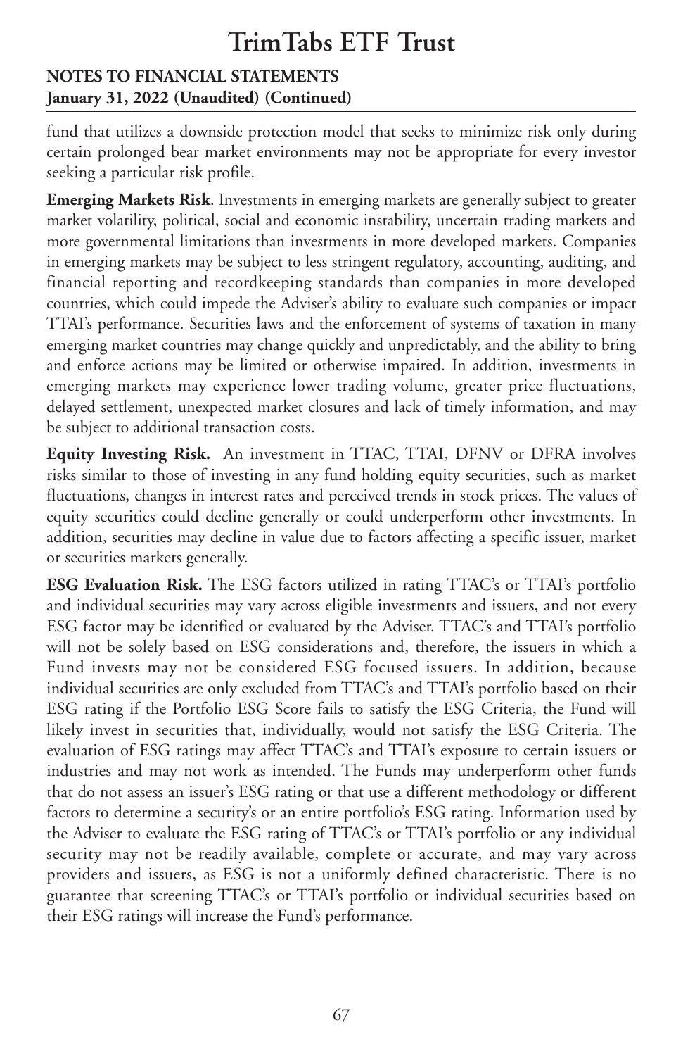fund that utilizes a downside protection model that seeks to minimize risk only during certain prolonged bear market environments may not be appropriate for every investor seeking a particular risk profile.

**Emerging Markets Risk**. Investments in emerging markets are generally subject to greater market volatility, political, social and economic instability, uncertain trading markets and more governmental limitations than investments in more developed markets. Companies in emerging markets may be subject to less stringent regulatory, accounting, auditing, and financial reporting and recordkeeping standards than companies in more developed countries, which could impede the Adviser's ability to evaluate such companies or impact TTAI's performance. Securities laws and the enforcement of systems of taxation in many emerging market countries may change quickly and unpredictably, and the ability to bring and enforce actions may be limited or otherwise impaired. In addition, investments in emerging markets may experience lower trading volume, greater price fluctuations, delayed settlement, unexpected market closures and lack of timely information, and may be subject to additional transaction costs.

**Equity Investing Risk.** An investment in TTAC, TTAI, DFNV or DFRA involves risks similar to those of investing in any fund holding equity securities, such as market fluctuations, changes in interest rates and perceived trends in stock prices. The values of equity securities could decline generally or could underperform other investments. In addition, securities may decline in value due to factors affecting a specific issuer, market or securities markets generally.

**ESG Evaluation Risk.** The ESG factors utilized in rating TTAC's or TTAI's portfolio and individual securities may vary across eligible investments and issuers, and not every ESG factor may be identified or evaluated by the Adviser. TTAC's and TTAI's portfolio will not be solely based on ESG considerations and, therefore, the issuers in which a Fund invests may not be considered ESG focused issuers. In addition, because individual securities are only excluded from TTAC's and TTAI's portfolio based on their ESG rating if the Portfolio ESG Score fails to satisfy the ESG Criteria, the Fund will likely invest in securities that, individually, would not satisfy the ESG Criteria. The evaluation of ESG ratings may affect TTAC's and TTAI's exposure to certain issuers or industries and may not work as intended. The Funds may underperform other funds that do not assess an issuer's ESG rating or that use a different methodology or different factors to determine a security's or an entire portfolio's ESG rating. Information used by the Adviser to evaluate the ESG rating of TTAC's or TTAI's portfolio or any individual security may not be readily available, complete or accurate, and may vary across providers and issuers, as ESG is not a uniformly defined characteristic. There is no guarantee that screening TTAC's or TTAI's portfolio or individual securities based on their ESG ratings will increase the Fund's performance.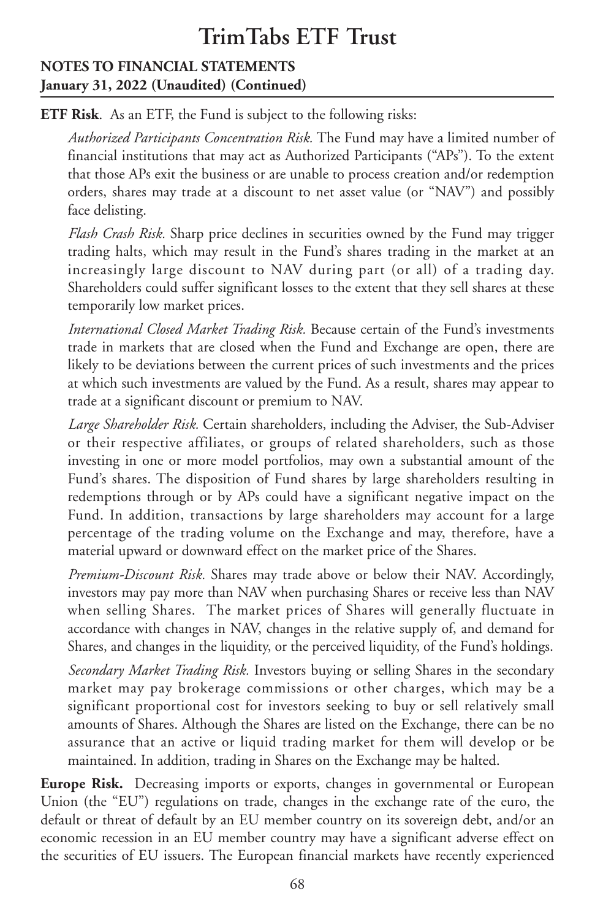**ETF Risk**. As an ETF, the Fund is subject to the following risks:

*Authorized Participants Concentration Risk.* The Fund may have a limited number of financial institutions that may act as Authorized Participants ("APs"). To the extent that those APs exit the business or are unable to process creation and/or redemption orders, shares may trade at a discount to net asset value (or "NAV") and possibly face delisting.

*Flash Crash Risk.* Sharp price declines in securities owned by the Fund may trigger trading halts, which may result in the Fund's shares trading in the market at an increasingly large discount to NAV during part (or all) of a trading day. Shareholders could suffer significant losses to the extent that they sell shares at these temporarily low market prices.

*International Closed Market Trading Risk.* Because certain of the Fund's investments trade in markets that are closed when the Fund and Exchange are open, there are likely to be deviations between the current prices of such investments and the prices at which such investments are valued by the Fund. As a result, shares may appear to trade at a significant discount or premium to NAV.

*Large Shareholder Risk.* Certain shareholders, including the Adviser, the Sub-Adviser or their respective affiliates, or groups of related shareholders, such as those investing in one or more model portfolios, may own a substantial amount of the Fund's shares. The disposition of Fund shares by large shareholders resulting in redemptions through or by APs could have a significant negative impact on the Fund. In addition, transactions by large shareholders may account for a large percentage of the trading volume on the Exchange and may, therefore, have a material upward or downward effect on the market price of the Shares.

*Premium-Discount Risk.* Shares may trade above or below their NAV. Accordingly, investors may pay more than NAV when purchasing Shares or receive less than NAV when selling Shares. The market prices of Shares will generally fluctuate in accordance with changes in NAV, changes in the relative supply of, and demand for Shares, and changes in the liquidity, or the perceived liquidity, of the Fund's holdings.

*Secondary Market Trading Risk.* Investors buying or selling Shares in the secondary market may pay brokerage commissions or other charges, which may be a significant proportional cost for investors seeking to buy or sell relatively small amounts of Shares. Although the Shares are listed on the Exchange, there can be no assurance that an active or liquid trading market for them will develop or be maintained. In addition, trading in Shares on the Exchange may be halted.

**Europe Risk.** Decreasing imports or exports, changes in governmental or European Union (the "EU") regulations on trade, changes in the exchange rate of the euro, the default or threat of default by an EU member country on its sovereign debt, and/or an economic recession in an EU member country may have a significant adverse effect on the securities of EU issuers. The European financial markets have recently experienced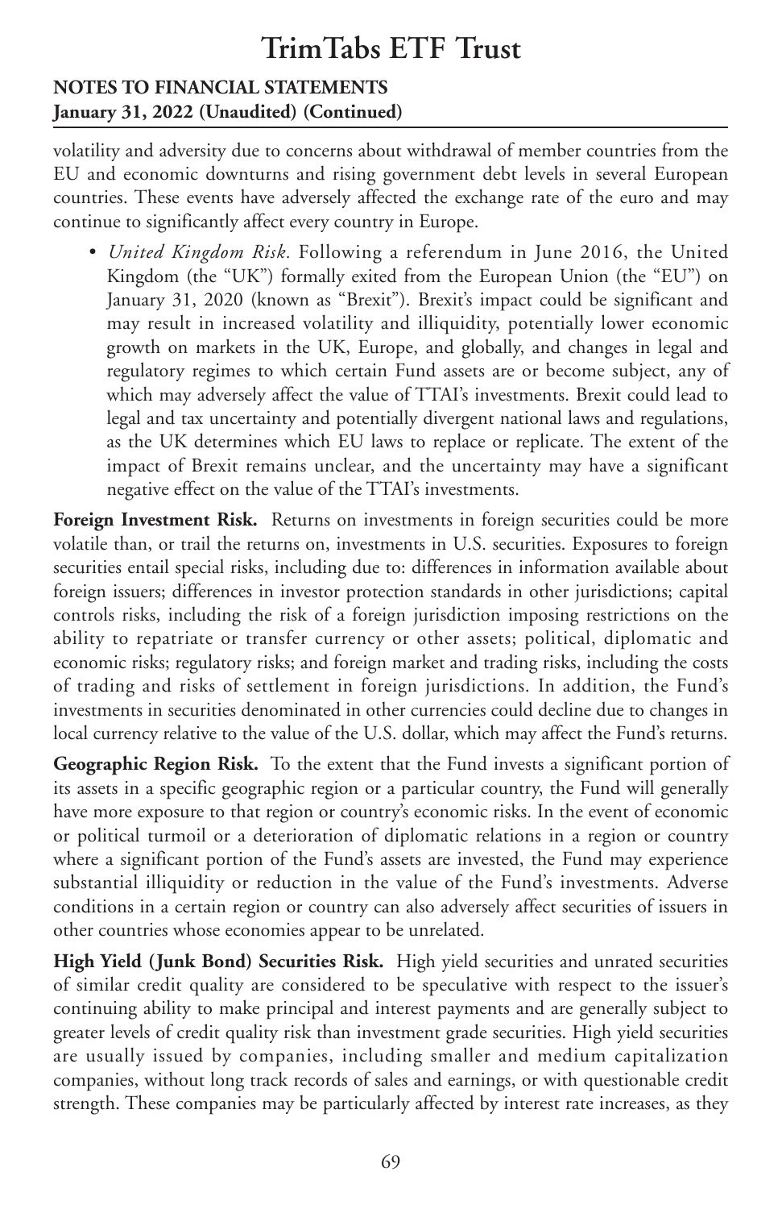volatility and adversity due to concerns about withdrawal of member countries from the EU and economic downturns and rising government debt levels in several European countries. These events have adversely affected the exchange rate of the euro and may continue to significantly affect every country in Europe.

- *United Kingdom Risk.* Following a referendum in June 2016, the United Kingdom (the "UK") formally exited from the European Union (the "EU") on January 31, 2020 (known as "Brexit"). Brexit's impact could be significant and may result in increased volatility and illiquidity, potentially lower economic growth on markets in the UK, Europe, and globally, and changes in legal and regulatory regimes to which certain Fund assets are or become subject, any of which may adversely affect the value of TTAI's investments. Brexit could lead to legal and tax uncertainty and potentially divergent national laws and regulations, as the UK determines which EU laws to replace or replicate. The extent of the impact of Brexit remains unclear, and the uncertainty may have a significant negative effect on the value of the TTAI's investments.

**Foreign Investment Risk.** Returns on investments in foreign securities could be more volatile than, or trail the returns on, investments in U.S. securities. Exposures to foreign securities entail special risks, including due to: differences in information available about foreign issuers; differences in investor protection standards in other jurisdictions; capital controls risks, including the risk of a foreign jurisdiction imposing restrictions on the ability to repatriate or transfer currency or other assets; political, diplomatic and economic risks; regulatory risks; and foreign market and trading risks, including the costs of trading and risks of settlement in foreign jurisdictions. In addition, the Fund's investments in securities denominated in other currencies could decline due to changes in local currency relative to the value of the U.S. dollar, which may affect the Fund's returns.

**Geographic Region Risk.** To the extent that the Fund invests a significant portion of its assets in a specific geographic region or a particular country, the Fund will generally have more exposure to that region or country's economic risks. In the event of economic or political turmoil or a deterioration of diplomatic relations in a region or country where a significant portion of the Fund's assets are invested, the Fund may experience substantial illiquidity or reduction in the value of the Fund's investments. Adverse conditions in a certain region or country can also adversely affect securities of issuers in other countries whose economies appear to be unrelated.

**High Yield (Junk Bond) Securities Risk.** High yield securities and unrated securities of similar credit quality are considered to be speculative with respect to the issuer's continuing ability to make principal and interest payments and are generally subject to greater levels of credit quality risk than investment grade securities. High yield securities are usually issued by companies, including smaller and medium capitalization companies, without long track records of sales and earnings, or with questionable credit strength. These companies may be particularly affected by interest rate increases, as they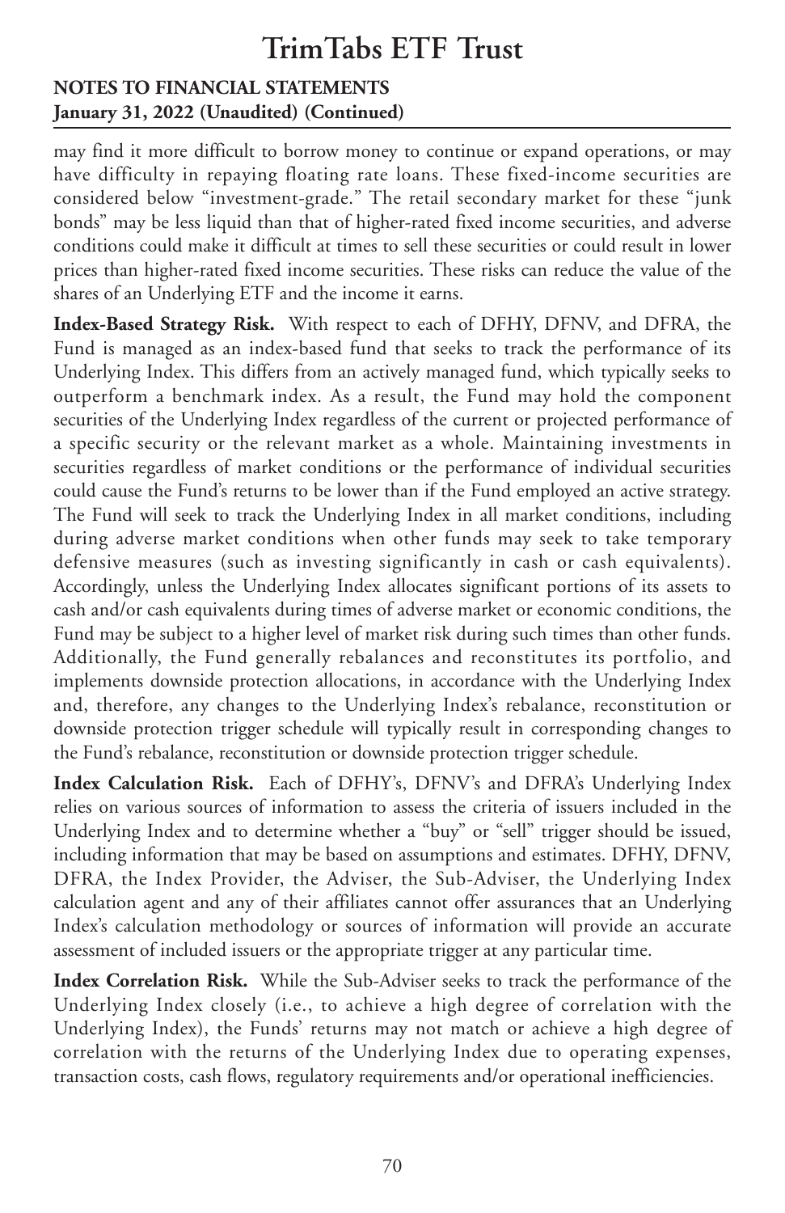may find it more difficult to borrow money to continue or expand operations, or may have difficulty in repaying floating rate loans. These fixed-income securities are considered below "investment-grade." The retail secondary market for these "junk bonds" may be less liquid than that of higher-rated fixed income securities, and adverse conditions could make it difficult at times to sell these securities or could result in lower prices than higher-rated fixed income securities. These risks can reduce the value of the shares of an Underlying ETF and the income it earns.

**Index-Based Strategy Risk.** With respect to each of DFHY, DFNV, and DFRA, the Fund is managed as an index-based fund that seeks to track the performance of its Underlying Index. This differs from an actively managed fund, which typically seeks to outperform a benchmark index. As a result, the Fund may hold the component securities of the Underlying Index regardless of the current or projected performance of a specific security or the relevant market as a whole. Maintaining investments in securities regardless of market conditions or the performance of individual securities could cause the Fund's returns to be lower than if the Fund employed an active strategy. The Fund will seek to track the Underlying Index in all market conditions, including during adverse market conditions when other funds may seek to take temporary defensive measures (such as investing significantly in cash or cash equivalents). Accordingly, unless the Underlying Index allocates significant portions of its assets to cash and/or cash equivalents during times of adverse market or economic conditions, the Fund may be subject to a higher level of market risk during such times than other funds. Additionally, the Fund generally rebalances and reconstitutes its portfolio, and implements downside protection allocations, in accordance with the Underlying Index and, therefore, any changes to the Underlying Index's rebalance, reconstitution or downside protection trigger schedule will typically result in corresponding changes to the Fund's rebalance, reconstitution or downside protection trigger schedule.

**Index Calculation Risk.** Each of DFHY's, DFNV's and DFRA's Underlying Index relies on various sources of information to assess the criteria of issuers included in the Underlying Index and to determine whether a "buy" or "sell" trigger should be issued, including information that may be based on assumptions and estimates. DFHY, DFNV, DFRA, the Index Provider, the Adviser, the Sub-Adviser, the Underlying Index calculation agent and any of their affiliates cannot offer assurances that an Underlying Index's calculation methodology or sources of information will provide an accurate assessment of included issuers or the appropriate trigger at any particular time.

**Index Correlation Risk.** While the Sub-Adviser seeks to track the performance of the Underlying Index closely (i.e., to achieve a high degree of correlation with the Underlying Index), the Funds' returns may not match or achieve a high degree of correlation with the returns of the Underlying Index due to operating expenses, transaction costs, cash flows, regulatory requirements and/or operational inefficiencies.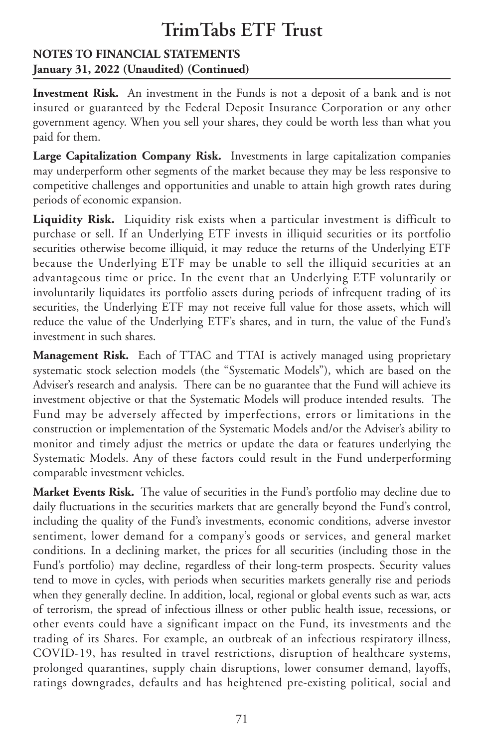**Investment Risk.** An investment in the Funds is not a deposit of a bank and is not insured or guaranteed by the Federal Deposit Insurance Corporation or any other government agency. When you sell your shares, they could be worth less than what you paid for them.

**Large Capitalization Company Risk.** Investments in large capitalization companies may underperform other segments of the market because they may be less responsive to competitive challenges and opportunities and unable to attain high growth rates during periods of economic expansion.

**Liquidity Risk.** Liquidity risk exists when a particular investment is difficult to purchase or sell. If an Underlying ETF invests in illiquid securities or its portfolio securities otherwise become illiquid, it may reduce the returns of the Underlying ETF because the Underlying ETF may be unable to sell the illiquid securities at an advantageous time or price. In the event that an Underlying ETF voluntarily or involuntarily liquidates its portfolio assets during periods of infrequent trading of its securities, the Underlying ETF may not receive full value for those assets, which will reduce the value of the Underlying ETF's shares, and in turn, the value of the Fund's investment in such shares.

**Management Risk.** Each of TTAC and TTAI is actively managed using proprietary systematic stock selection models (the "Systematic Models"), which are based on the Adviser's research and analysis. There can be no guarantee that the Fund will achieve its investment objective or that the Systematic Models will produce intended results. The Fund may be adversely affected by imperfections, errors or limitations in the construction or implementation of the Systematic Models and/or the Adviser's ability to monitor and timely adjust the metrics or update the data or features underlying the Systematic Models. Any of these factors could result in the Fund underperforming comparable investment vehicles.

**Market Events Risk.** The value of securities in the Fund's portfolio may decline due to daily fluctuations in the securities markets that are generally beyond the Fund's control, including the quality of the Fund's investments, economic conditions, adverse investor sentiment, lower demand for a company's goods or services, and general market conditions. In a declining market, the prices for all securities (including those in the Fund's portfolio) may decline, regardless of their long-term prospects. Security values tend to move in cycles, with periods when securities markets generally rise and periods when they generally decline. In addition, local, regional or global events such as war, acts of terrorism, the spread of infectious illness or other public health issue, recessions, or other events could have a significant impact on the Fund, its investments and the trading of its Shares. For example, an outbreak of an infectious respiratory illness, COVID-19, has resulted in travel restrictions, disruption of healthcare systems, prolonged quarantines, supply chain disruptions, lower consumer demand, layoffs, ratings downgrades, defaults and has heightened pre-existing political, social and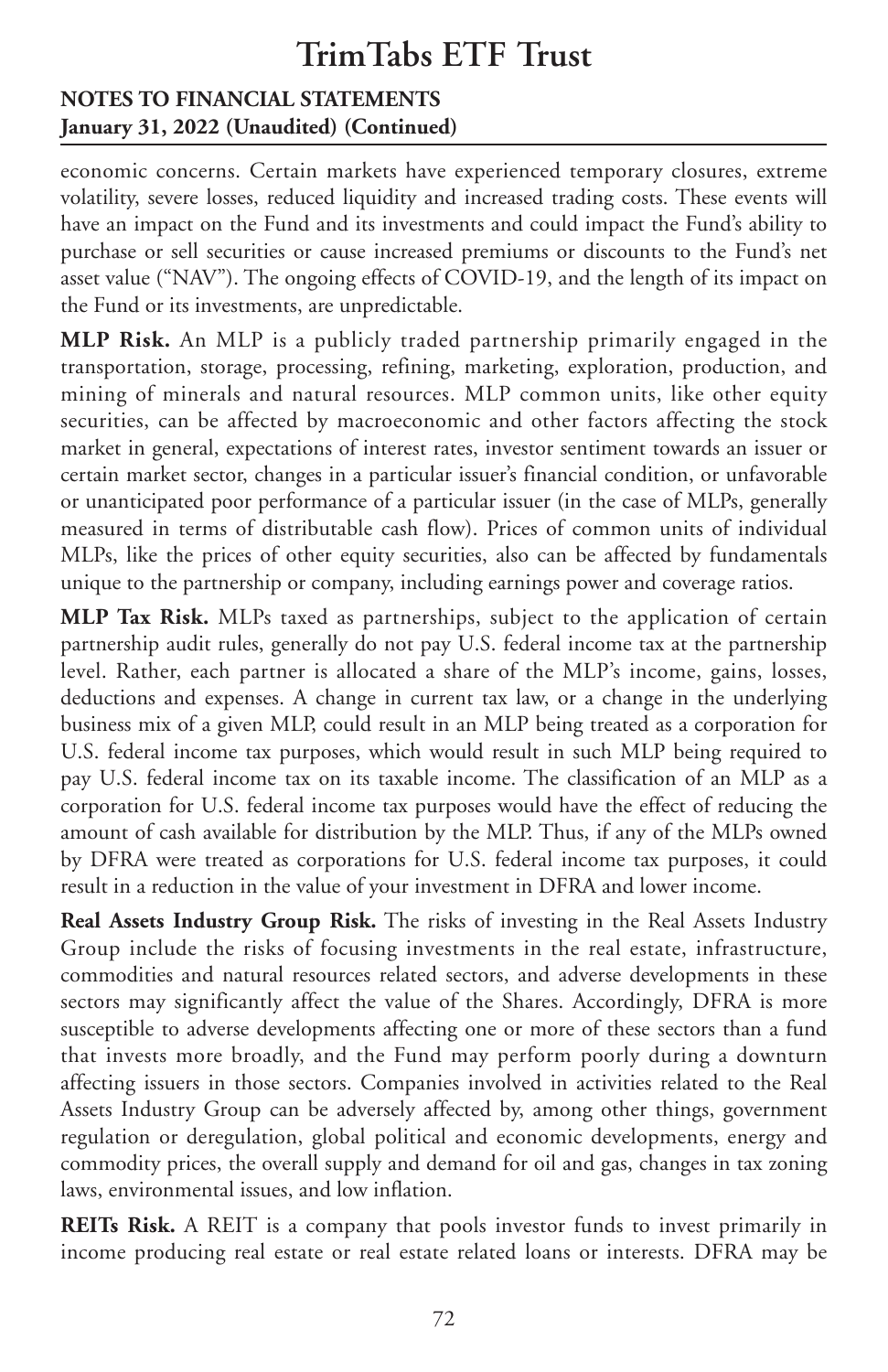economic concerns. Certain markets have experienced temporary closures, extreme volatility, severe losses, reduced liquidity and increased trading costs. These events will have an impact on the Fund and its investments and could impact the Fund's ability to purchase or sell securities or cause increased premiums or discounts to the Fund's net asset value ("NAV"). The ongoing effects of COVID-19, and the length of its impact on the Fund or its investments, are unpredictable.

**MLP Risk.** An MLP is a publicly traded partnership primarily engaged in the transportation, storage, processing, refining, marketing, exploration, production, and mining of minerals and natural resources. MLP common units, like other equity securities, can be affected by macroeconomic and other factors affecting the stock market in general, expectations of interest rates, investor sentiment towards an issuer or certain market sector, changes in a particular issuer's financial condition, or unfavorable or unanticipated poor performance of a particular issuer (in the case of MLPs, generally measured in terms of distributable cash flow). Prices of common units of individual MLPs, like the prices of other equity securities, also can be affected by fundamentals unique to the partnership or company, including earnings power and coverage ratios.

**MLP Tax Risk.** MLPs taxed as partnerships, subject to the application of certain partnership audit rules, generally do not pay U.S. federal income tax at the partnership level. Rather, each partner is allocated a share of the MLP's income, gains, losses, deductions and expenses. A change in current tax law, or a change in the underlying business mix of a given MLP, could result in an MLP being treated as a corporation for U.S. federal income tax purposes, which would result in such MLP being required to pay U.S. federal income tax on its taxable income. The classification of an MLP as a corporation for U.S. federal income tax purposes would have the effect of reducing the amount of cash available for distribution by the MLP. Thus, if any of the MLPs owned by DFRA were treated as corporations for U.S. federal income tax purposes, it could result in a reduction in the value of your investment in DFRA and lower income.

**Real Assets Industry Group Risk.** The risks of investing in the Real Assets Industry Group include the risks of focusing investments in the real estate, infrastructure, commodities and natural resources related sectors, and adverse developments in these sectors may significantly affect the value of the Shares. Accordingly, DFRA is more susceptible to adverse developments affecting one or more of these sectors than a fund that invests more broadly, and the Fund may perform poorly during a downturn affecting issuers in those sectors. Companies involved in activities related to the Real Assets Industry Group can be adversely affected by, among other things, government regulation or deregulation, global political and economic developments, energy and commodity prices, the overall supply and demand for oil and gas, changes in tax zoning laws, environmental issues, and low inflation.

**REITs Risk.** A REIT is a company that pools investor funds to invest primarily in income producing real estate or real estate related loans or interests. DFRA may be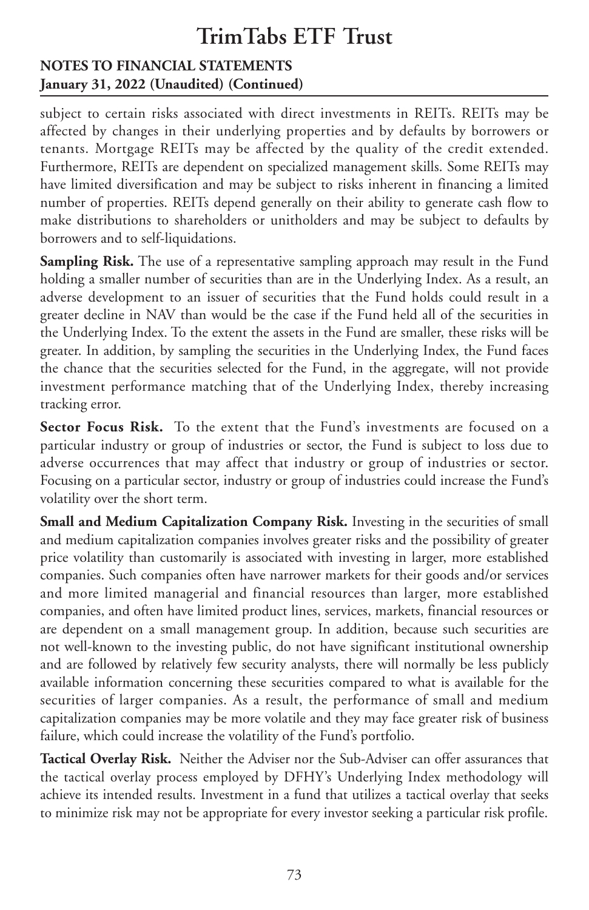subject to certain risks associated with direct investments in REITs. REITs may be affected by changes in their underlying properties and by defaults by borrowers or tenants. Mortgage REITs may be affected by the quality of the credit extended. Furthermore, REITs are dependent on specialized management skills. Some REITs may have limited diversification and may be subject to risks inherent in financing a limited number of properties. REITs depend generally on their ability to generate cash flow to make distributions to shareholders or unitholders and may be subject to defaults by borrowers and to self-liquidations.

**Sampling Risk.** The use of a representative sampling approach may result in the Fund holding a smaller number of securities than are in the Underlying Index. As a result, an adverse development to an issuer of securities that the Fund holds could result in a greater decline in NAV than would be the case if the Fund held all of the securities in the Underlying Index. To the extent the assets in the Fund are smaller, these risks will be greater. In addition, by sampling the securities in the Underlying Index, the Fund faces the chance that the securities selected for the Fund, in the aggregate, will not provide investment performance matching that of the Underlying Index, thereby increasing tracking error.

**Sector Focus Risk.** To the extent that the Fund's investments are focused on a particular industry or group of industries or sector, the Fund is subject to loss due to adverse occurrences that may affect that industry or group of industries or sector. Focusing on a particular sector, industry or group of industries could increase the Fund's volatility over the short term.

**Small and Medium Capitalization Company Risk.** Investing in the securities of small and medium capitalization companies involves greater risks and the possibility of greater price volatility than customarily is associated with investing in larger, more established companies. Such companies often have narrower markets for their goods and/or services and more limited managerial and financial resources than larger, more established companies, and often have limited product lines, services, markets, financial resources or are dependent on a small management group. In addition, because such securities are not well-known to the investing public, do not have significant institutional ownership and are followed by relatively few security analysts, there will normally be less publicly available information concerning these securities compared to what is available for the securities of larger companies. As a result, the performance of small and medium capitalization companies may be more volatile and they may face greater risk of business failure, which could increase the volatility of the Fund's portfolio.

**Tactical Overlay Risk.** Neither the Adviser nor the Sub-Adviser can offer assurances that the tactical overlay process employed by DFHY's Underlying Index methodology will achieve its intended results. Investment in a fund that utilizes a tactical overlay that seeks to minimize risk may not be appropriate for every investor seeking a particular risk profile.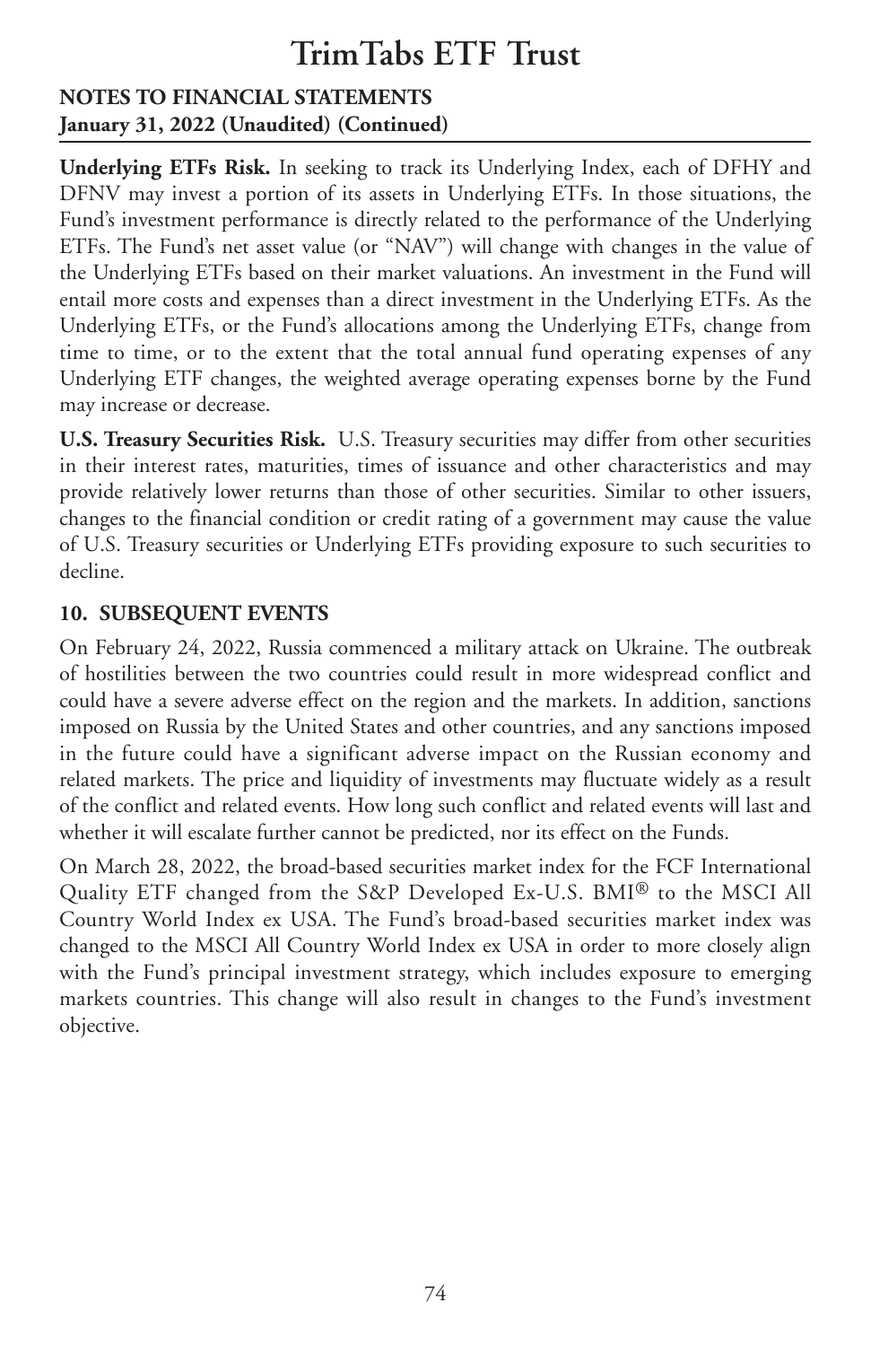**Underlying ETFs Risk.** In seeking to track its Underlying Index, each of DFHY and DFNV may invest a portion of its assets in Underlying ETFs. In those situations, the Fund's investment performance is directly related to the performance of the Underlying ETFs. The Fund's net asset value (or "NAV") will change with changes in the value of the Underlying ETFs based on their market valuations. An investment in the Fund will entail more costs and expenses than a direct investment in the Underlying ETFs. As the Underlying ETFs, or the Fund's allocations among the Underlying ETFs, change from time to time, or to the extent that the total annual fund operating expenses of any Underlying ETF changes, the weighted average operating expenses borne by the Fund may increase or decrease.

**U.S. Treasury Securities Risk.** U.S. Treasury securities may differ from other securities in their interest rates, maturities, times of issuance and other characteristics and may provide relatively lower returns than those of other securities. Similar to other issuers, changes to the financial condition or credit rating of a government may cause the value of U.S. Treasury securities or Underlying ETFs providing exposure to such securities to decline.

## 10. SUBSEQUENT EVENTS

On February 24, 2022, Russia commenced a military attack on Ukraine. The outbreak of hostilities between the two countries could result in more widespread conflict and could have a severe adverse effect on the region and the markets. In addition, sanctions imposed on Russia by the United States and other countries, and any sanctions imposed in the future could have a significant adverse impact on the Russian economy and related markets. The price and liquidity of investments may fluctuate widely as a result of the conflict and related events. How long such conflict and related events will last and whether it will escalate further cannot be predicted, nor its effect on the Funds.

On March 28, 2022, the broad-based securities market index for the FCF International Quality ETF changed from the S&P Developed Ex-U.S. BMI® to the MSCI All Country World Index ex USA. The Fund's broad-based securities market index was changed to the MSCI All Country World Index ex USA in order to more closely align with the Fund's principal investment strategy, which includes exposure to emerging markets countries. This change will also result in changes to the Fund's investment objective.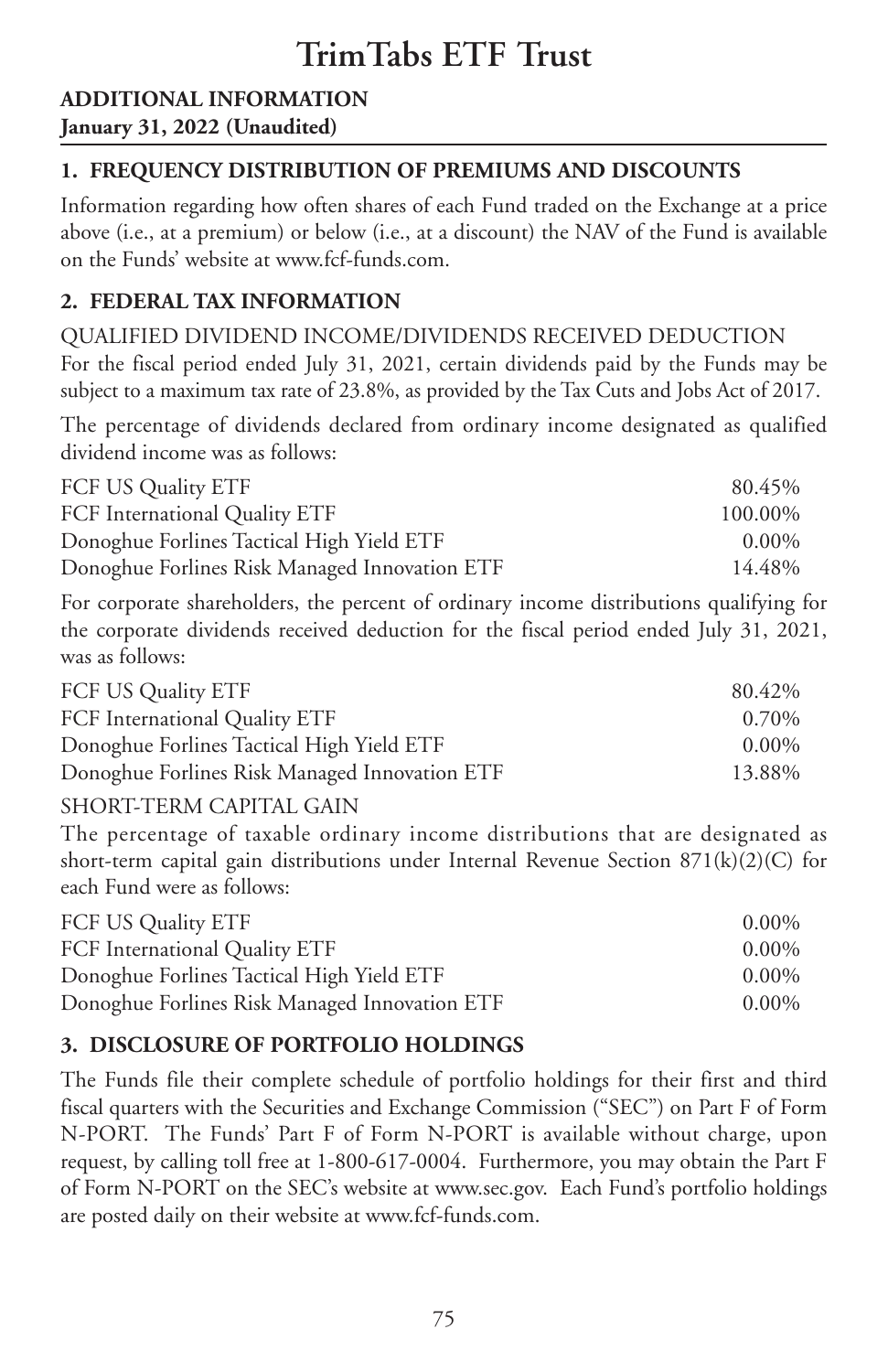# TrimTabs ETF Trust

**ADDITIONAL INFORMATION**
**January 31, 2022 (Unaudited)**

## 1. FREQUENCY DISTRIBUTION OF PREMIUMS AND DISCOUNTS

Information regarding how often shares of each Fund traded on the Exchange at a price above (i.e., at a premium) or below (i.e., at a discount) the NAV of the Fund is available on the Funds' website at www.fcf-funds.com.

## 2. FEDERAL TAX INFORMATION

QUALIFIED DIVIDEND INCOME/DIVIDENDS RECEIVED DEDUCTION

For the fiscal period ended July 31, 2021, certain dividends paid by the Funds may be subject to a maximum tax rate of 23.8%, as provided by the Tax Cuts and Jobs Act of 2017.

The percentage of dividends declared from ordinary income designated as qualified dividend income was as follows:

| Fund | Percentage |
|---|---|
| FCF US Quality ETF | 80.45% |
| FCF International Quality ETF | 100.00% |
| Donoghue Forlines Tactical High Yield ETF | 0.00% |
| Donoghue Forlines Risk Managed Innovation ETF | 14.48% |

For corporate shareholders, the percent of ordinary income distributions qualifying for the corporate dividends received deduction for the fiscal period ended July 31, 2021, was as follows:

| Fund | Percentage |
|---|---|
| FCF US Quality ETF | 80.42% |
| FCF International Quality ETF | 0.70% |
| Donoghue Forlines Tactical High Yield ETF | 0.00% |
| Donoghue Forlines Risk Managed Innovation ETF | 13.88% |

SHORT-TERM CAPITAL GAIN

The percentage of taxable ordinary income distributions that are designated as short-term capital gain distributions under Internal Revenue Section 871(k)(2)(C) for each Fund were as follows:

| Fund | Percentage |
|---|---|
| FCF US Quality ETF | 0.00% |
| FCF International Quality ETF | 0.00% |
| Donoghue Forlines Tactical High Yield ETF | 0.00% |
| Donoghue Forlines Risk Managed Innovation ETF | 0.00% |

## 3. DISCLOSURE OF PORTFOLIO HOLDINGS

The Funds file their complete schedule of portfolio holdings for their first and third fiscal quarters with the Securities and Exchange Commission ("SEC") on Part F of Form N-PORT. The Funds' Part F of Form N-PORT is available without charge, upon request, by calling toll free at 1-800-617-0004. Furthermore, you may obtain the Part F of Form N-PORT on the SEC's website at www.sec.gov. Each Fund's portfolio holdings are posted daily on their website at www.fcf-funds.com.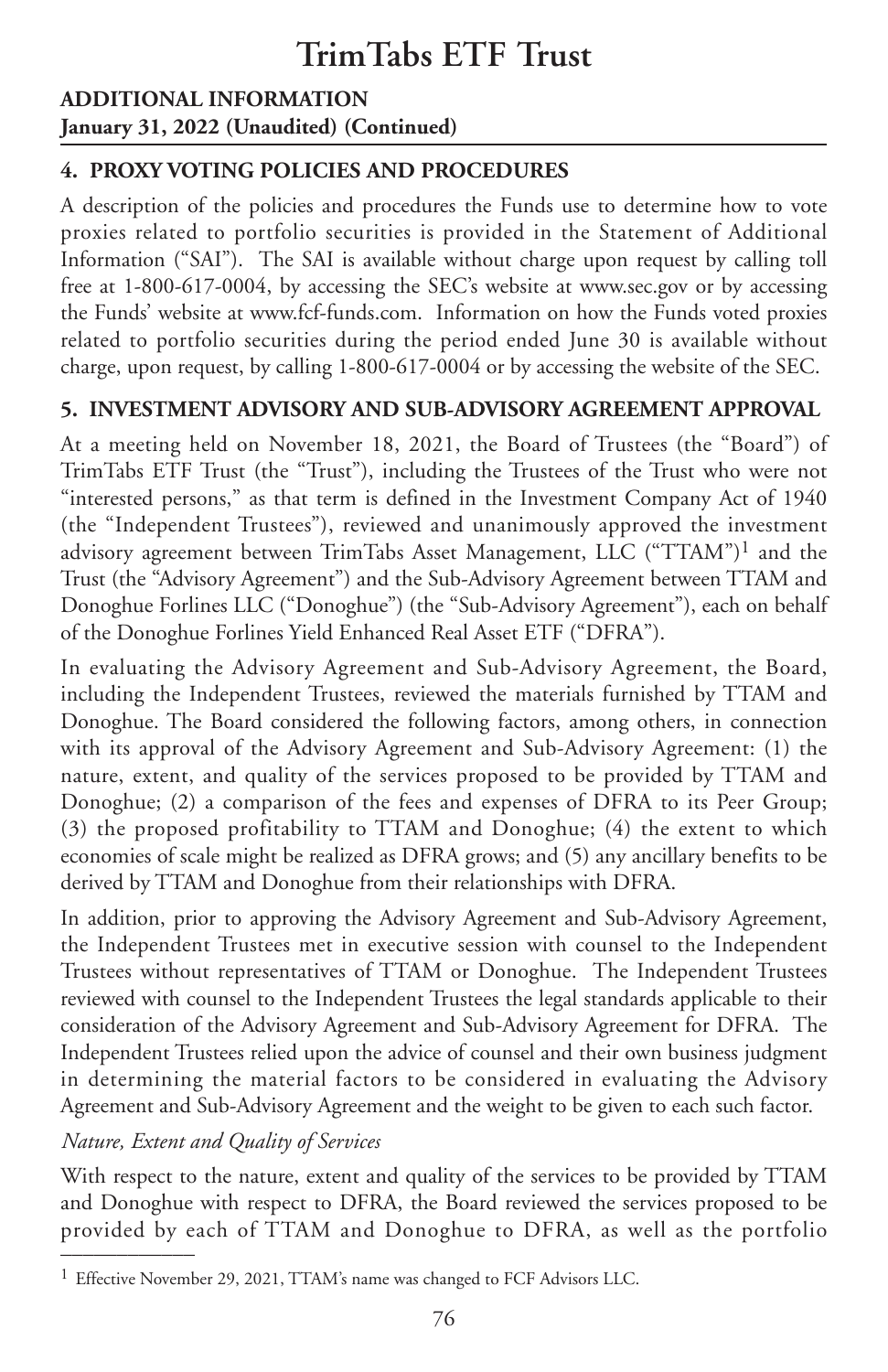**ADDITIONAL INFORMATION**
**January 31, 2022 (Unaudited) (Continued)**

## 4. PROXY VOTING POLICIES AND PROCEDURES

A description of the policies and procedures the Funds use to determine how to vote proxies related to portfolio securities is provided in the Statement of Additional Information ("SAI"). The SAI is available without charge upon request by calling toll free at 1-800-617-0004, by accessing the SEC's website at www.sec.gov or by accessing the Funds' website at www.fcf-funds.com. Information on how the Funds voted proxies related to portfolio securities during the period ended June 30 is available without charge, upon request, by calling 1-800-617-0004 or by accessing the website of the SEC.

## 5. INVESTMENT ADVISORY AND SUB-ADVISORY AGREEMENT APPROVAL

At a meeting held on November 18, 2021, the Board of Trustees (the "Board") of TrimTabs ETF Trust (the "Trust"), including the Trustees of the Trust who were not "interested persons," as that term is defined in the Investment Company Act of 1940 (the "Independent Trustees"), reviewed and unanimously approved the investment advisory agreement between TrimTabs Asset Management, LLC ("TTAM")[1] and the Trust (the "Advisory Agreement") and the Sub-Advisory Agreement between TTAM and Donoghue Forlines LLC ("Donoghue") (the "Sub-Advisory Agreement"), each on behalf of the Donoghue Forlines Yield Enhanced Real Asset ETF ("DFRA").

In evaluating the Advisory Agreement and Sub-Advisory Agreement, the Board, including the Independent Trustees, reviewed the materials furnished by TTAM and Donoghue. The Board considered the following factors, among others, in connection with its approval of the Advisory Agreement and Sub-Advisory Agreement: (1) the nature, extent, and quality of the services proposed to be provided by TTAM and Donoghue; (2) a comparison of the fees and expenses of DFRA to its Peer Group; (3) the proposed profitability to TTAM and Donoghue; (4) the extent to which economies of scale might be realized as DFRA grows; and (5) any ancillary benefits to be derived by TTAM and Donoghue from their relationships with DFRA.

In addition, prior to approving the Advisory Agreement and Sub-Advisory Agreement, the Independent Trustees met in executive session with counsel to the Independent Trustees without representatives of TTAM or Donoghue. The Independent Trustees reviewed with counsel to the Independent Trustees the legal standards applicable to their consideration of the Advisory Agreement and Sub-Advisory Agreement for DFRA. The Independent Trustees relied upon the advice of counsel and their own business judgment in determining the material factors to be considered in evaluating the Advisory Agreement and Sub-Advisory Agreement and the weight to be given to each such factor.

*Nature, Extent and Quality of Services*

With respect to the nature, extent and quality of the services to be provided by TTAM and Donoghue with respect to DFRA, the Board reviewed the services proposed to be provided by each of TTAM and Donoghue to DFRA, as well as the portfolio

---

[1] Effective November 29, 2021, TTAM's name was changed to FCF Advisors LLC.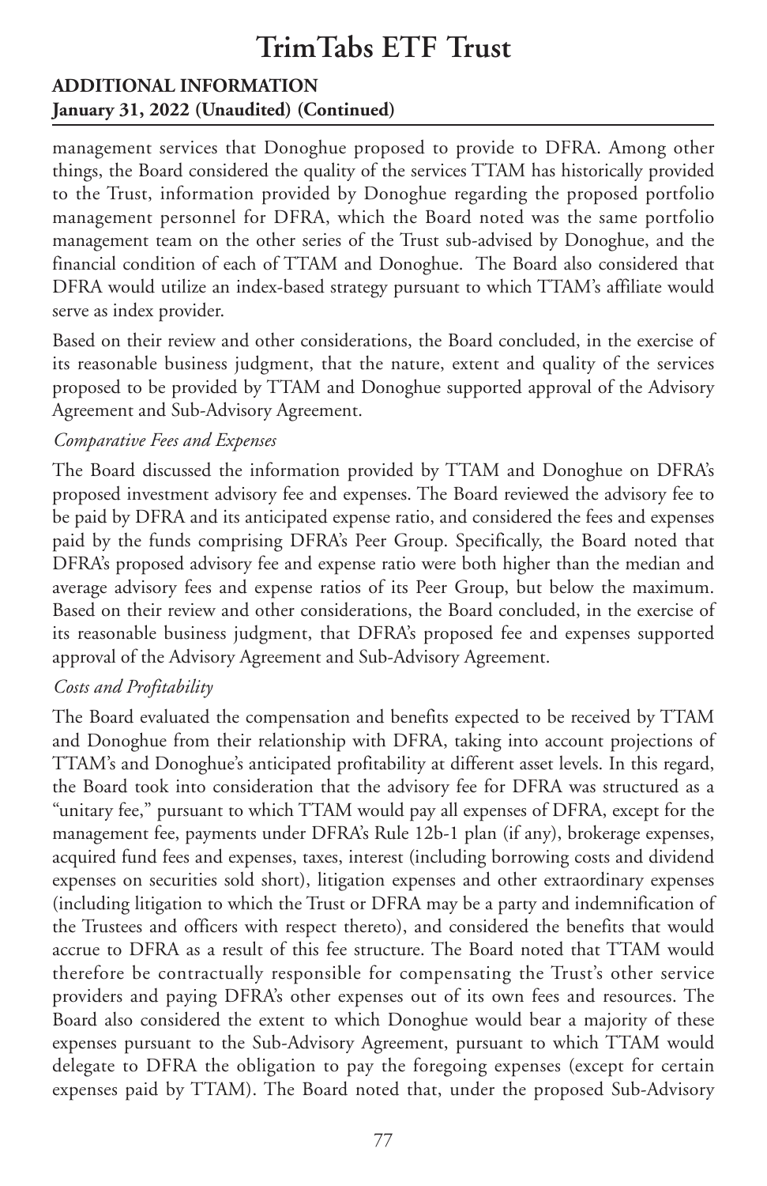management services that Donoghue proposed to provide to DFRA. Among other things, the Board considered the quality of the services TTAM has historically provided to the Trust, information provided by Donoghue regarding the proposed portfolio management personnel for DFRA, which the Board noted was the same portfolio management team on the other series of the Trust sub-advised by Donoghue, and the financial condition of each of TTAM and Donoghue. The Board also considered that DFRA would utilize an index-based strategy pursuant to which TTAM's affiliate would serve as index provider.

Based on their review and other considerations, the Board concluded, in the exercise of its reasonable business judgment, that the nature, extent and quality of the services proposed to be provided by TTAM and Donoghue supported approval of the Advisory Agreement and Sub-Advisory Agreement.

*Comparative Fees and Expenses*

The Board discussed the information provided by TTAM and Donoghue on DFRA's proposed investment advisory fee and expenses. The Board reviewed the advisory fee to be paid by DFRA and its anticipated expense ratio, and considered the fees and expenses paid by the funds comprising DFRA's Peer Group. Specifically, the Board noted that DFRA's proposed advisory fee and expense ratio were both higher than the median and average advisory fees and expense ratios of its Peer Group, but below the maximum. Based on their review and other considerations, the Board concluded, in the exercise of its reasonable business judgment, that DFRA's proposed fee and expenses supported approval of the Advisory Agreement and Sub-Advisory Agreement.

*Costs and Profitability*

The Board evaluated the compensation and benefits expected to be received by TTAM and Donoghue from their relationship with DFRA, taking into account projections of TTAM's and Donoghue's anticipated profitability at different asset levels. In this regard, the Board took into consideration that the advisory fee for DFRA was structured as a "unitary fee," pursuant to which TTAM would pay all expenses of DFRA, except for the management fee, payments under DFRA's Rule 12b-1 plan (if any), brokerage expenses, acquired fund fees and expenses, taxes, interest (including borrowing costs and dividend expenses on securities sold short), litigation expenses and other extraordinary expenses (including litigation to which the Trust or DFRA may be a party and indemnification of the Trustees and officers with respect thereto), and considered the benefits that would accrue to DFRA as a result of this fee structure. The Board noted that TTAM would therefore be contractually responsible for compensating the Trust's other service providers and paying DFRA's other expenses out of its own fees and resources. The Board also considered the extent to which Donoghue would bear a majority of these expenses pursuant to the Sub-Advisory Agreement, pursuant to which TTAM would delegate to DFRA the obligation to pay the foregoing expenses (except for certain expenses paid by TTAM). The Board noted that, under the proposed Sub-Advisory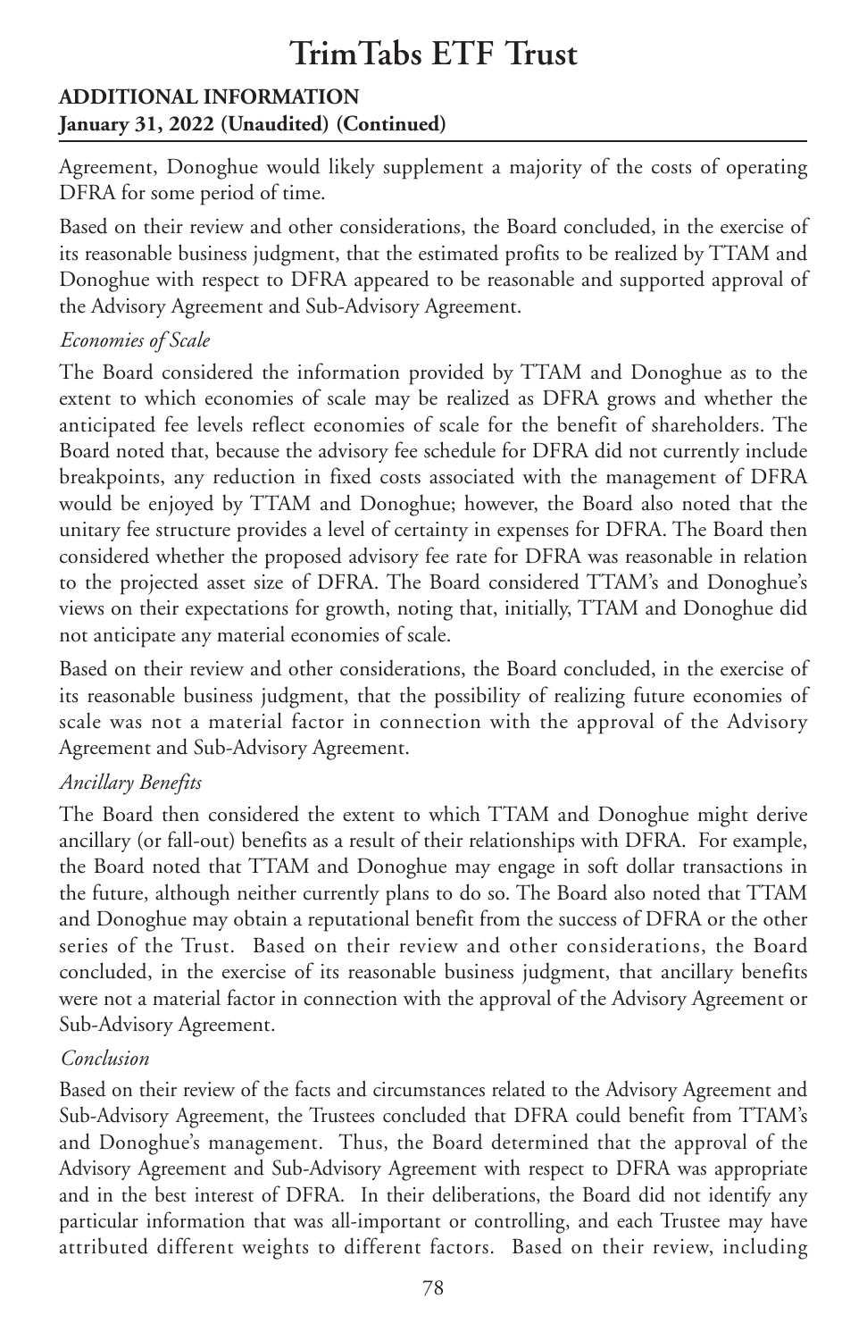Agreement, Donoghue would likely supplement a majority of the costs of operating DFRA for some period of time.

Based on their review and other considerations, the Board concluded, in the exercise of its reasonable business judgment, that the estimated profits to be realized by TTAM and Donoghue with respect to DFRA appeared to be reasonable and supported approval of the Advisory Agreement and Sub-Advisory Agreement.

*Economies of Scale*

The Board considered the information provided by TTAM and Donoghue as to the extent to which economies of scale may be realized as DFRA grows and whether the anticipated fee levels reflect economies of scale for the benefit of shareholders. The Board noted that, because the advisory fee schedule for DFRA did not currently include breakpoints, any reduction in fixed costs associated with the management of DFRA would be enjoyed by TTAM and Donoghue; however, the Board also noted that the unitary fee structure provides a level of certainty in expenses for DFRA. The Board then considered whether the proposed advisory fee rate for DFRA was reasonable in relation to the projected asset size of DFRA. The Board considered TTAM's and Donoghue's views on their expectations for growth, noting that, initially, TTAM and Donoghue did not anticipate any material economies of scale.

Based on their review and other considerations, the Board concluded, in the exercise of its reasonable business judgment, that the possibility of realizing future economies of scale was not a material factor in connection with the approval of the Advisory Agreement and Sub-Advisory Agreement.

*Ancillary Benefits*

The Board then considered the extent to which TTAM and Donoghue might derive ancillary (or fall-out) benefits as a result of their relationships with DFRA. For example, the Board noted that TTAM and Donoghue may engage in soft dollar transactions in the future, although neither currently plans to do so. The Board also noted that TTAM and Donoghue may obtain a reputational benefit from the success of DFRA or the other series of the Trust. Based on their review and other considerations, the Board concluded, in the exercise of its reasonable business judgment, that ancillary benefits were not a material factor in connection with the approval of the Advisory Agreement or Sub-Advisory Agreement.

*Conclusion*

Based on their review of the facts and circumstances related to the Advisory Agreement and Sub-Advisory Agreement, the Trustees concluded that DFRA could benefit from TTAM's and Donoghue's management. Thus, the Board determined that the approval of the Advisory Agreement and Sub-Advisory Agreement with respect to DFRA was appropriate and in the best interest of DFRA. In their deliberations, the Board did not identify any particular information that was all-important or controlling, and each Trustee may have attributed different weights to different factors. Based on their review, including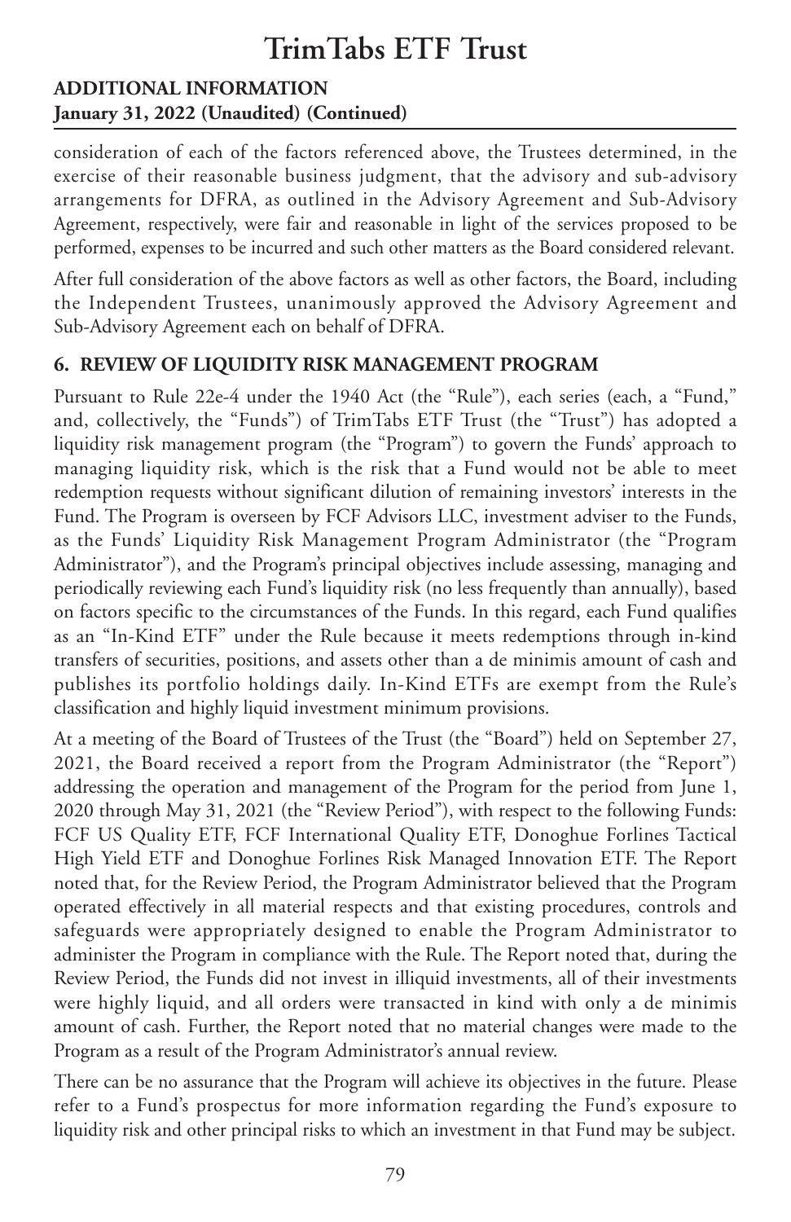consideration of each of the factors referenced above, the Trustees determined, in the exercise of their reasonable business judgment, that the advisory and sub-advisory arrangements for DFRA, as outlined in the Advisory Agreement and Sub-Advisory Agreement, respectively, were fair and reasonable in light of the services proposed to be performed, expenses to be incurred and such other matters as the Board considered relevant.

After full consideration of the above factors as well as other factors, the Board, including the Independent Trustees, unanimously approved the Advisory Agreement and Sub-Advisory Agreement each on behalf of DFRA.

## 6. REVIEW OF LIQUIDITY RISK MANAGEMENT PROGRAM

Pursuant to Rule 22e-4 under the 1940 Act (the "Rule"), each series (each, a "Fund," and, collectively, the "Funds") of TrimTabs ETF Trust (the "Trust") has adopted a liquidity risk management program (the "Program") to govern the Funds' approach to managing liquidity risk, which is the risk that a Fund would not be able to meet redemption requests without significant dilution of remaining investors' interests in the Fund. The Program is overseen by FCF Advisors LLC, investment adviser to the Funds, as the Funds' Liquidity Risk Management Program Administrator (the "Program Administrator"), and the Program's principal objectives include assessing, managing and periodically reviewing each Fund's liquidity risk (no less frequently than annually), based on factors specific to the circumstances of the Funds. In this regard, each Fund qualifies as an "In-Kind ETF" under the Rule because it meets redemptions through in-kind transfers of securities, positions, and assets other than a de minimis amount of cash and publishes its portfolio holdings daily. In-Kind ETFs are exempt from the Rule's classification and highly liquid investment minimum provisions.

At a meeting of the Board of Trustees of the Trust (the "Board") held on September 27, 2021, the Board received a report from the Program Administrator (the "Report") addressing the operation and management of the Program for the period from June 1, 2020 through May 31, 2021 (the "Review Period"), with respect to the following Funds: FCF US Quality ETF, FCF International Quality ETF, Donoghue Forlines Tactical High Yield ETF and Donoghue Forlines Risk Managed Innovation ETF. The Report noted that, for the Review Period, the Program Administrator believed that the Program operated effectively in all material respects and that existing procedures, controls and safeguards were appropriately designed to enable the Program Administrator to administer the Program in compliance with the Rule. The Report noted that, during the Review Period, the Funds did not invest in illiquid investments, all of their investments were highly liquid, and all orders were transacted in kind with only a de minimis amount of cash. Further, the Report noted that no material changes were made to the Program as a result of the Program Administrator's annual review.

There can be no assurance that the Program will achieve its objectives in the future. Please refer to a Fund's prospectus for more information regarding the Fund's exposure to liquidity risk and other principal risks to which an investment in that Fund may be subject.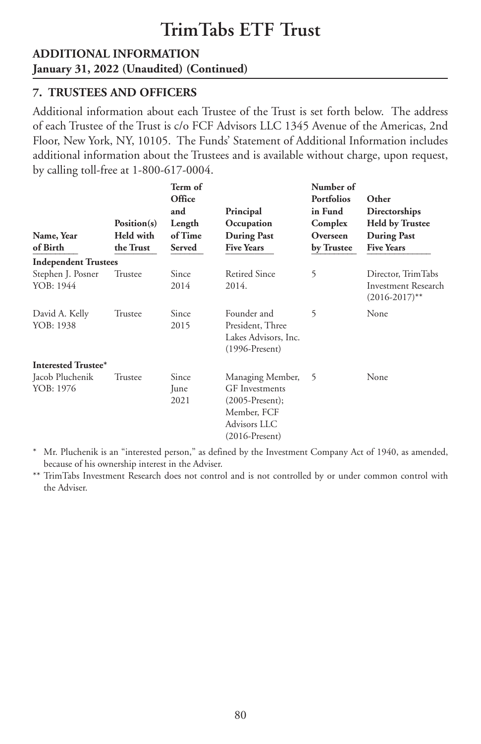# TrimTabs ETF Trust

**ADDITIONAL INFORMATION**
**January 31, 2022 (Unaudited) (Continued)**

## 7. TRUSTEES AND OFFICERS

Additional information about each Trustee of the Trust is set forth below. The address of each Trustee of the Trust is c/o FCF Advisors LLC 1345 Avenue of the Americas, 2nd Floor, New York, NY, 10105. The Funds' Statement of Additional Information includes additional information about the Trustees and is available without charge, upon request, by calling toll-free at 1-800-617-0004.

| Name, Year of Birth | Position(s) Held with the Trust | Term of Office and Length of Time Served | Principal Occupation During Past Five Years | Number of Portfolios in Fund Complex Overseen by Trustee | Other Directorships Held by Trustee During Past Five Years |
|---|---|---|---|---|---|
| **Independent Trustees** | | | | | |
| Stephen J. Posner YOB: 1944 | Trustee | Since 2014 | Retired Since 2014. | 5 | Director, TrimTabs Investment Research (2016-2017)** |
| David A. Kelly YOB: 1938 | Trustee | Since 2015 | Founder and President, Three Lakes Advisors, Inc. (1996-Present) | 5 | None |
| **Interested Trustee*** | | | | | |
| Jacob Pluchenik YOB: 1976 | Trustee | Since June 2021 | Managing Member, GF Investments (2005-Present); Member, FCF Advisors LLC (2016-Present) | 5 | None |

\* Mr. Pluchenik is an "interested person," as defined by the Investment Company Act of 1940, as amended, because of his ownership interest in the Adviser.

** TrimTabs Investment Research does not control and is not controlled by or under common control with the Adviser.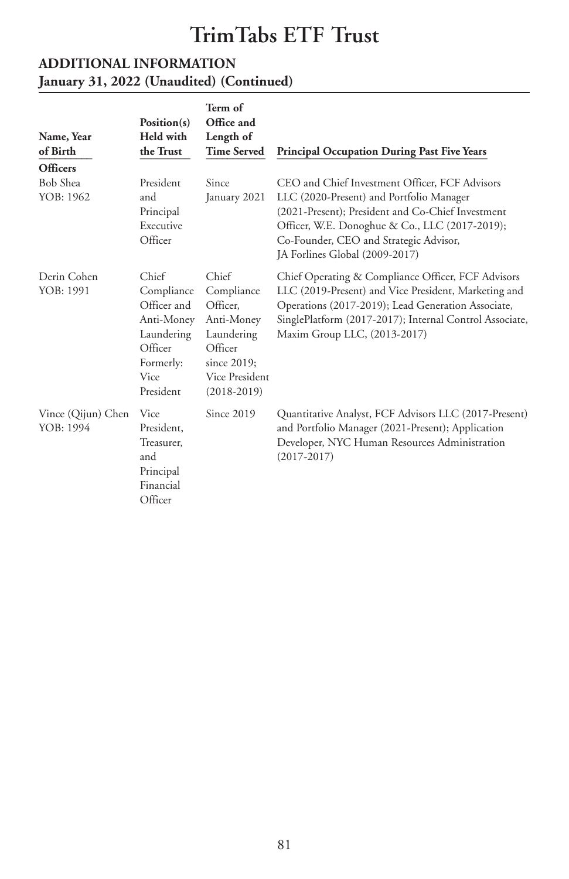# TrimTabs ETF Trust

## ADDITIONAL INFORMATION
### January 31, 2022 (Unaudited) (Continued)

| Name, Year of Birth | Position(s) Held with the Trust | Term of Office and Length of Time Served | Principal Occupation During Past Five Years |
|---|---|---|---|
| **Officers** | | | |
| Bob Shea<br>YOB: 1962 | President and Principal Executive Officer | Since January 2021 | CEO and Chief Investment Officer, FCF Advisors LLC (2020-Present) and Portfolio Manager (2021-Present); President and Co-Chief Investment Officer, W.E. Donoghue & Co., LLC (2017-2019); Co-Founder, CEO and Strategic Advisor, JA Forlines Global (2009-2017) |
| Derin Cohen<br>YOB: 1991 | Chief Compliance Officer and Anti-Money Laundering Officer Formerly: Vice President | Chief Compliance Officer, Anti-Money Laundering Officer since 2019; Vice President (2018-2019) | Chief Operating & Compliance Officer, FCF Advisors LLC (2019-Present) and Vice President, Marketing and Operations (2017-2019); Lead Generation Associate, SinglePlatform (2017-2017); Internal Control Associate, Maxim Group LLC, (2013-2017) |
| Vince (Qijun) Chen<br>YOB: 1994 | Vice President, Treasurer, and Principal Financial Officer | Since 2019 | Quantitative Analyst, FCF Advisors LLC (2017-Present) and Portfolio Manager (2021-Present); Application Developer, NYC Human Resources Administration (2017-2017) |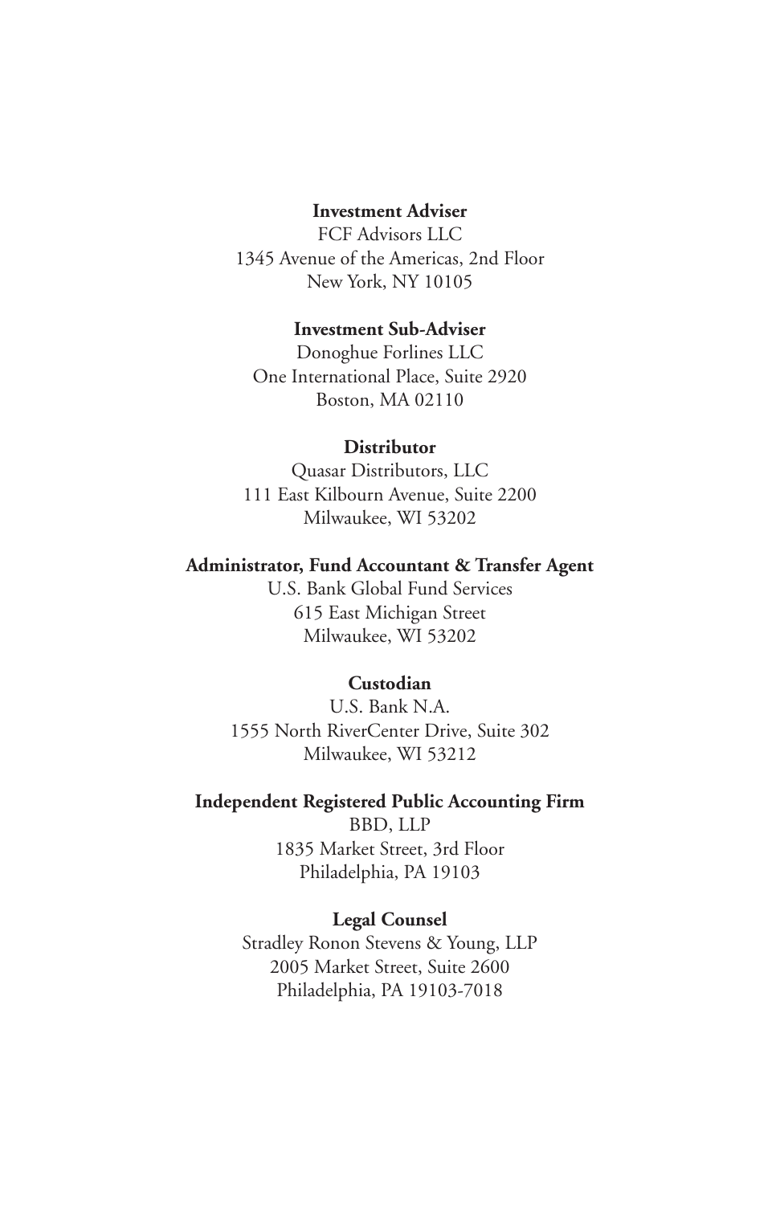**Investment Adviser**
FCF Advisors LLC
1345 Avenue of the Americas, 2nd Floor
New York, NY 10105

**Investment Sub-Adviser**
Donoghue Forlines LLC
One International Place, Suite 2920
Boston, MA 02110

**Distributor**
Quasar Distributors, LLC
111 East Kilbourn Avenue, Suite 2200
Milwaukee, WI 53202

**Administrator, Fund Accountant & Transfer Agent**
U.S. Bank Global Fund Services
615 East Michigan Street
Milwaukee, WI 53202

**Custodian**
U.S. Bank N.A.
1555 North RiverCenter Drive, Suite 302
Milwaukee, WI 53212

**Independent Registered Public Accounting Firm**
BBD, LLP
1835 Market Street, 3rd Floor
Philadelphia, PA 19103

**Legal Counsel**
Stradley Ronon Stevens & Young, LLP
2005 Market Street, Suite 2600
Philadelphia, PA 19103-7018